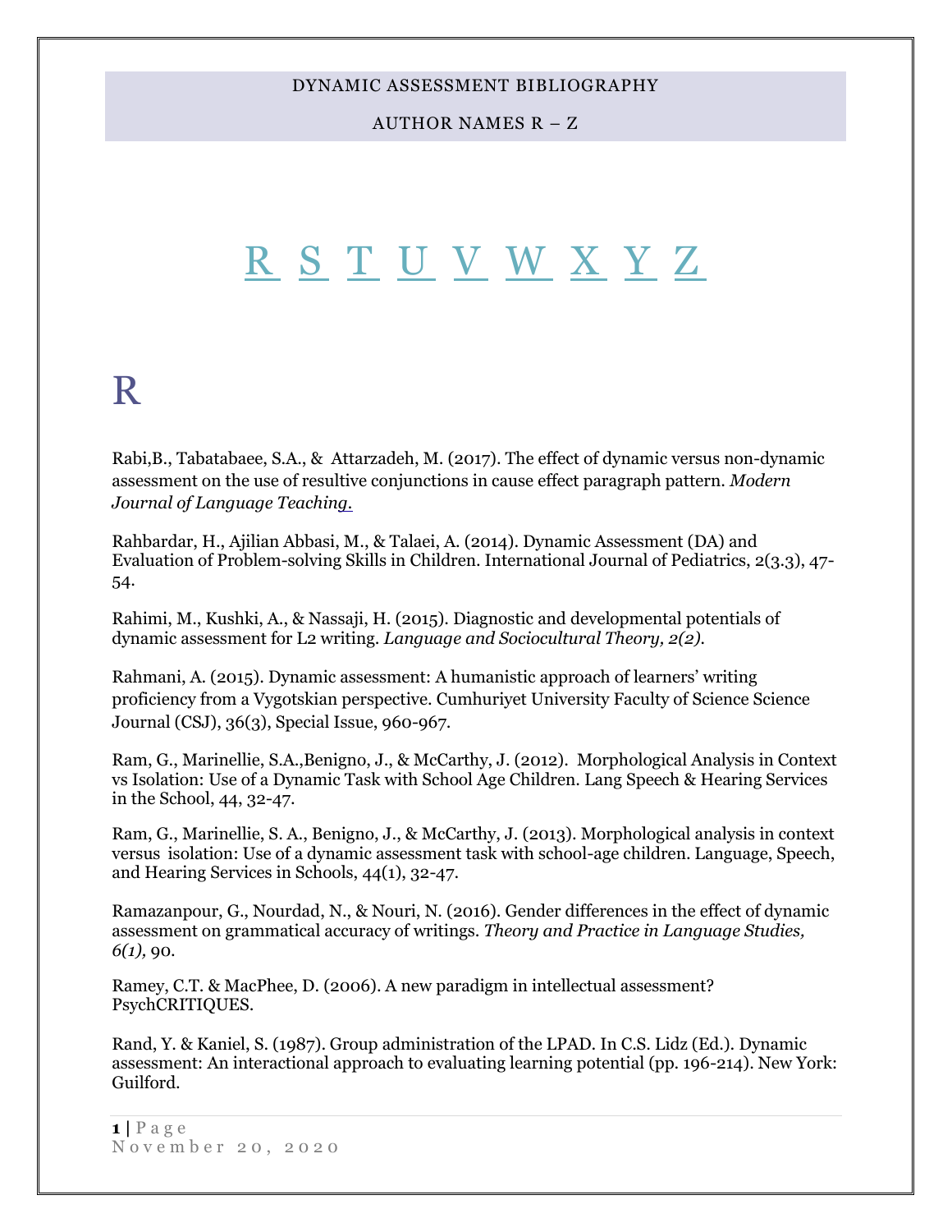DYNAMIC ASSESSMENT BIBLIOGRAPHY

AUTHOR NAMES R – Z

R S T U V W X Y Z

# R

Rabi,B., Tabatabaee, S.A., & Attarzadeh, M. (2017). The effect of dynamic versus non-dynamic assessment on the use of resultive conjunctions in cause effect paragraph pattern. *Modern Journal of Language Teaching.*

Rahbardar, H., Ajilian Abbasi, M., & Talaei, A. (2014). Dynamic Assessment (DA) and Evaluation of Problem-solving Skills in Children. International Journal of Pediatrics, 2(3.3), 47-54.

Rahimi, M., Kushki, A., & Nassaji, H. (2015). Diagnostic and developmental potentials of dynamic assessment for L2 writing. *Language and Sociocultural Theory, 2(2).*

Rahmani, A. (2015). Dynamic assessment: A humanistic approach of learners' writing proficiency from a Vygotskian perspective. Cumhuriyet University Faculty of Science Science Journal (CSJ), 36(3), Special Issue, 960-967.

Ram, G., Marinellie, S.A.,Benigno, J., & McCarthy, J. (2012). Morphological Analysis in Context vs Isolation: Use of a Dynamic Task with School Age Children. Lang Speech & Hearing Services in the School, 44, 32-47.

Ram, G., Marinellie, S. A., Benigno, J., & McCarthy, J. (2013). Morphological analysis in context versus isolation: Use of a dynamic assessment task with school-age children. Language, Speech, and Hearing Services in Schools, 44(1), 32-47.

Ramazanpour, G., Nourdad, N., & Nouri, N. (2016). Gender differences in the effect of dynamic assessment on grammatical accuracy of writings. *Theory and Practice in Language Studies, 6(1),* 90.

Ramey, C.T. & MacPhee, D. (2006). A new paradigm in intellectual assessment? PsychCRITIQUES.

Rand, Y. & Kaniel, S. (1987). Group administration of the LPAD. In C.S. Lidz (Ed.). Dynamic assessment: An interactional approach to evaluating learning potential (pp. 196-214). New York: Guilford.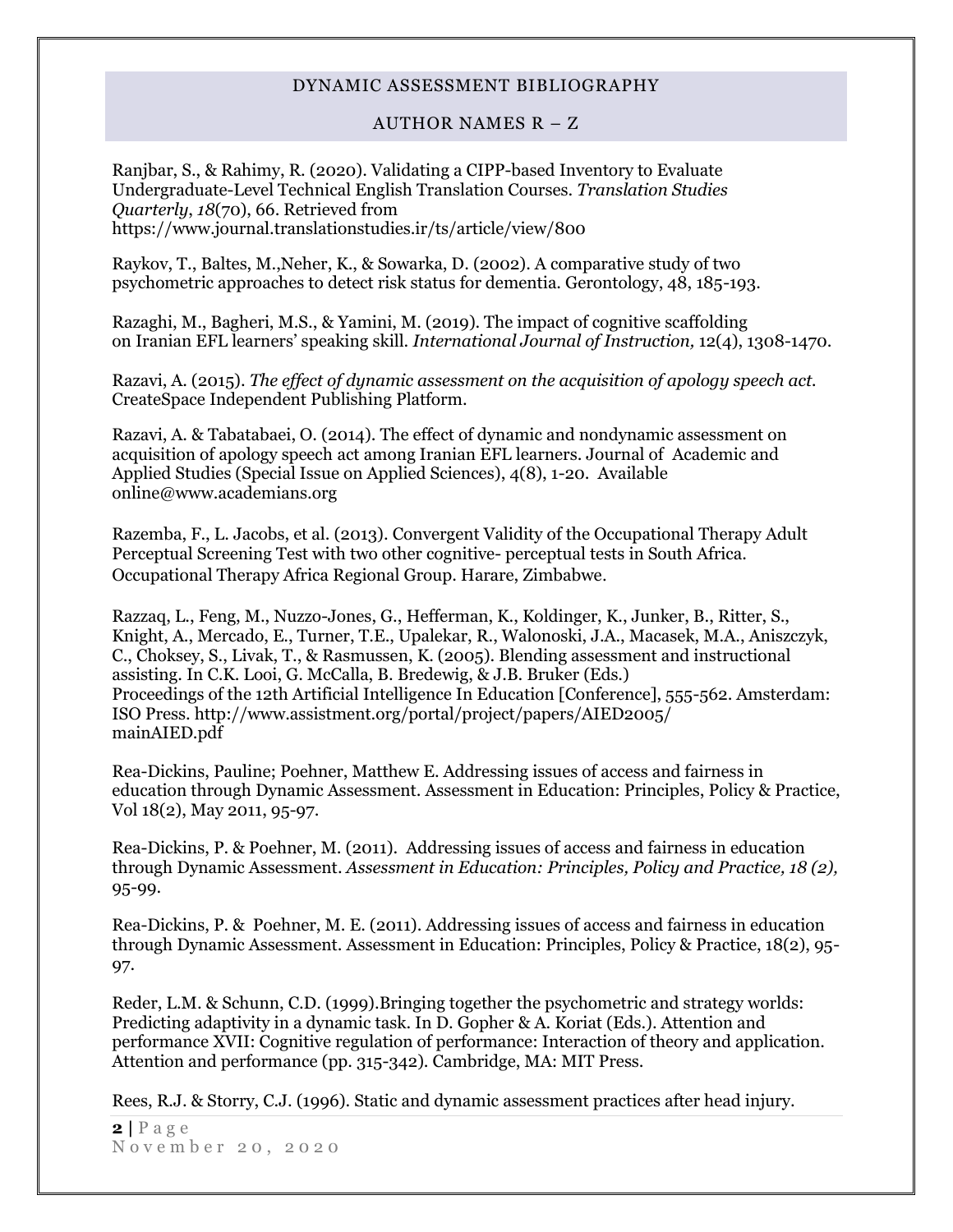DYNAMIC ASSESSMENT BIBLIOGRAPHY

AUTHOR NAMES R – Z

Ranjbar, S., & Rahimy, R. (2020). Validating a CIPP-based Inventory to Evaluate Undergraduate-Level Technical English Translation Courses. *Translation Studies Quarterly*, *18*(70), 66. Retrieved from https://www.journal.translationstudies.ir/ts/article/view/800

Raykov, T., Baltes, M.,Neher, K., & Sowarka, D. (2002). A comparative study of two psychometric approaches to detect risk status for dementia. Gerontology, 48, 185-193.

Razaghi, M., Bagheri, M.S., & Yamini, M. (2019). The impact of cognitive scaffolding on Iranian EFL learners' speaking skill. *International Journal of Instruction,* 12(4), 1308-1470.

Razavi, A. (2015). *The effect of dynamic assessment on the acquisition of apology speech act.* CreateSpace Independent Publishing Platform.

Razavi, A. & Tabatabaei, O. (2014). The effect of dynamic and nondynamic assessment on acquisition of apology speech act among Iranian EFL learners. Journal of Academic and Applied Studies (Special Issue on Applied Sciences), 4(8), 1-20. Available online@www.academians.org

Razemba, F., L. Jacobs, et al. (2013). Convergent Validity of the Occupational Therapy Adult Perceptual Screening Test with two other cognitive- perceptual tests in South Africa. Occupational Therapy Africa Regional Group. Harare, Zimbabwe.

Razzaq, L., Feng, M., Nuzzo-Jones, G., Hefferman, K., Koldinger, K., Junker, B., Ritter, S., Knight, A., Mercado, E., Turner, T.E., Upalekar, R., Walonoski, J.A., Macasek, M.A., Aniszczyk, C., Choksey, S., Livak, T., & Rasmussen, K. (2005). Blending assessment and instructional assisting. In C.K. Looi, G. McCalla, B. Bredewig, & J.B. Bruker (Eds.) Proceedings of the 12th Artificial Intelligence In Education [Conference], 555-562. Amsterdam: ISO Press. http://www.assistment.org/portal/project/papers/AIED2005/mainAIED.pdf

Rea-Dickins, Pauline; Poehner, Matthew E. Addressing issues of access and fairness in education through Dynamic Assessment. Assessment in Education: Principles, Policy & Practice, Vol 18(2), May 2011, 95-97.

Rea-Dickins, P. & Poehner, M. (2011). Addressing issues of access and fairness in education through Dynamic Assessment. *Assessment in Education: Principles, Policy and Practice, 18 (2),* 95-99.

Rea-Dickins, P. & Poehner, M. E. (2011). Addressing issues of access and fairness in education through Dynamic Assessment. Assessment in Education: Principles, Policy & Practice, 18(2), 95-97.

Reder, L.M. & Schunn, C.D. (1999).Bringing together the psychometric and strategy worlds: Predicting adaptivity in a dynamic task. In D. Gopher & A. Koriat (Eds.). Attention and performance XVII: Cognitive regulation of performance: Interaction of theory and application. Attention and performance (pp. 315-342). Cambridge, MA: MIT Press.

Rees, R.J. & Storry, C.J. (1996). Static and dynamic assessment practices after head injury.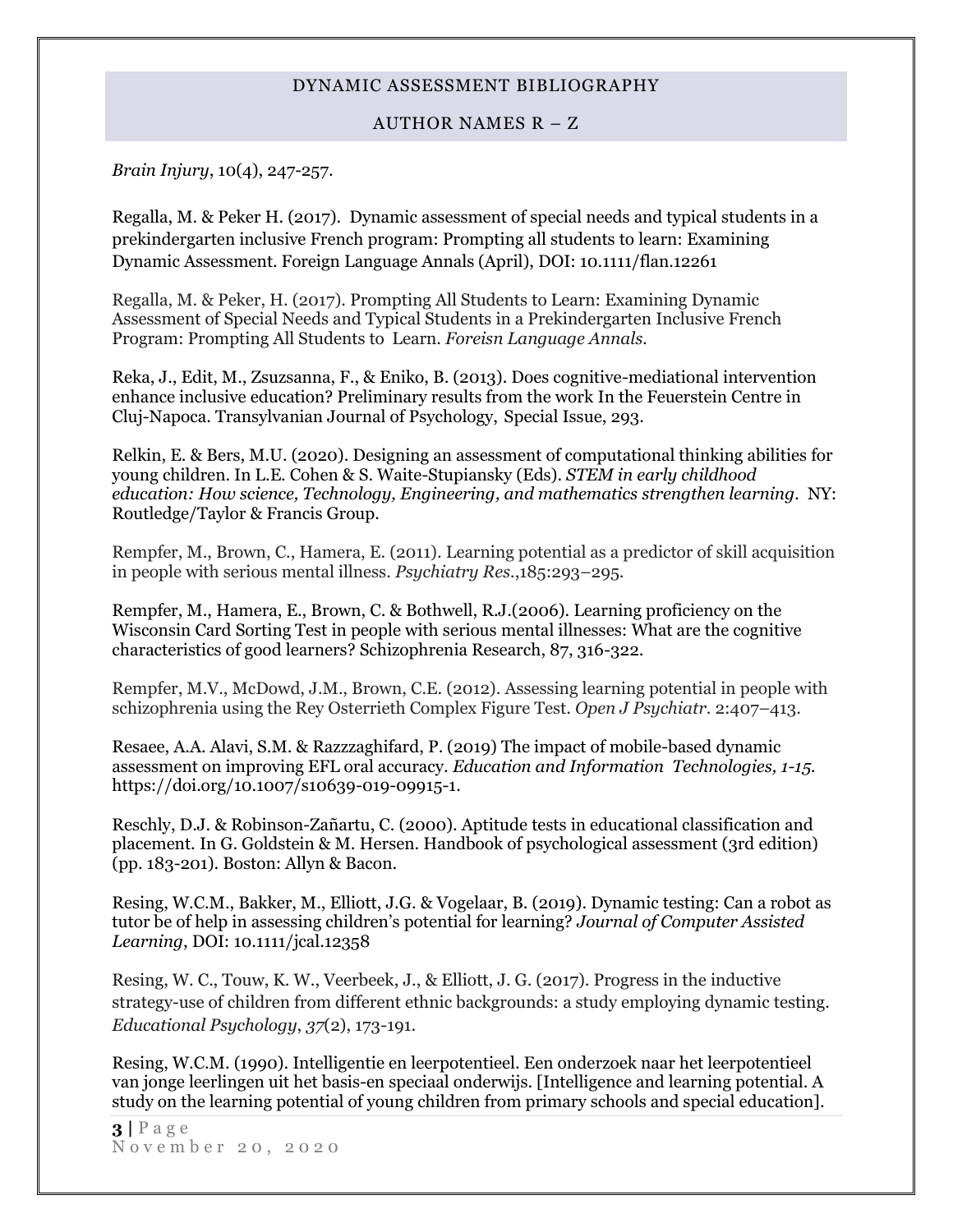*Brain Injury*, 10(4), 247-257.

Regalla, M. & Peker H. (2017). Dynamic assessment of special needs and typical students in a prekindergarten inclusive French program: Prompting all students to learn: Examining Dynamic Assessment. Foreign Language Annals (April), DOI: 10.1111/flan.12261

Regalla, M. & Peker, H. (2017). Prompting All Students to Learn: Examining Dynamic Assessment of Special Needs and Typical Students in a Prekindergarten Inclusive French Program: Prompting All Students to Learn. *Foreisn Language Annals.*

Reka, J., Edit, M., Zsuzsanna, F., & Eniko, B. (2013). Does cognitive-mediational intervention enhance inclusive education? Preliminary results from the work In the Feuerstein Centre in Cluj-Napoca. Transylvanian Journal of Psychology, Special Issue, 293.

Relkin, E. & Bers, M.U. (2020). Designing an assessment of computational thinking abilities for young children. In L.E. Cohen & S. Waite-Stupiansky (Eds). *STEM in early childhood education: How science, Technology, Engineering, and mathematics strengthen learning.* NY: Routledge/Taylor & Francis Group.

Rempfer, M., Brown, C., Hamera, E. (2011). Learning potential as a predictor of skill acquisition in people with serious mental illness. *Psychiatry Res.*,185:293–295.

Rempfer, M., Hamera, E., Brown, C. & Bothwell, R.J.(2006). Learning proficiency on the Wisconsin Card Sorting Test in people with serious mental illnesses: What are the cognitive characteristics of good learners? Schizophrenia Research, 87, 316-322.

Rempfer, M.V., McDowd, J.M., Brown, C.E. (2012). Assessing learning potential in people with schizophrenia using the Rey Osterrieth Complex Figure Test. *Open J Psychiatr.* 2:407–413.

Resaee, A.A. Alavi, S.M. & Razzzaghifard, P. (2019) The impact of mobile-based dynamic assessment on improving EFL oral accuracy. *Education and Information Technologies, 1-15.* https://doi.org/10.1007/s10639-019-09915-1.

Reschly, D.J. & Robinson-Zañartu, C. (2000). Aptitude tests in educational classification and placement. In G. Goldstein & M. Hersen. Handbook of psychological assessment (3rd edition) (pp. 183-201). Boston: Allyn & Bacon.

Resing, W.C.M., Bakker, M., Elliott, J.G. & Vogelaar, B. (2019). Dynamic testing: Can a robot as tutor be of help in assessing children's potential for learning? *Journal of Computer Assisted Learning*, DOI: 10.1111/jcal.12358

Resing, W. C., Touw, K. W., Veerbeek, J., & Elliott, J. G. (2017). Progress in the inductive strategy-use of children from different ethnic backgrounds: a study employing dynamic testing. *Educational Psychology*, *37*(2), 173-191.

Resing, W.C.M. (1990). Intelligentie en leerpotentieel. Een onderzoek naar het leerpotentieel van jonge leerlingen uit het basis-en speciaal onderwijs. [Intelligence and learning potential. A study on the learning potential of young children from primary schools and special education].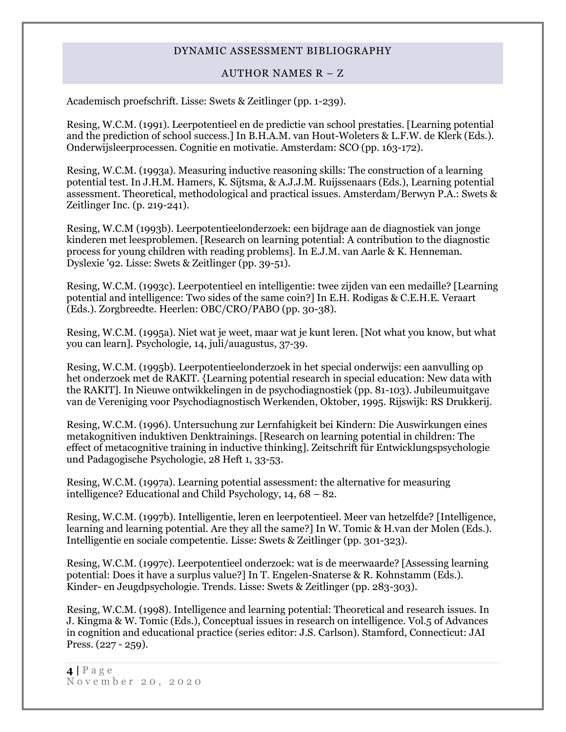Academisch proefschrift. Lisse: Swets & Zeitlinger (pp. 1-239).

Resing, W.C.M. (1991). Leerpotentieel en de predictie van school prestaties. [Learning potential and the prediction of school success.] In B.H.A.M. van Hout-Woleters & L.F.W. de Klerk (Eds.). Onderwijsleerprocessen. Cognitie en motivatie. Amsterdam: SCO (pp. 163-172).

Resing, W.C.M. (1993a). Measuring inductive reasoning skills: The construction of a learning potential test. In J.H.M. Hamers, K. Sijtsma, & A.J.J.M. Ruijssenaars (Eds.), Learning potential assessment. Theoretical, methodological and practical issues. Amsterdam/Berwyn P.A.: Swets & Zeitlinger Inc. (p. 219-241).

Resing, W.C.M (1993b). Leerpotentieelonderzoek: een bijdrage aan de diagnostiek van jonge kinderen met leesproblemen. [Research on learning potential: A contribution to the diagnostic process for young children with reading problems]. In E.J.M. van Aarle & K. Henneman. Dyslexie '92. Lisse: Swets & Zeitlinger (pp. 39-51).

Resing, W.C.M. (1993c). Leerpotentieel en intelligentie: twee zijden van een medaille? [Learning potential and intelligence: Two sides of the same coin?] In E.H. Rodigas & C.E.H.E. Veraart (Eds.). Zorgbreedte. Heerlen: OBC/CRO/PABO (pp. 30-38).

Resing, W.C.M. (1995a). Niet wat je weet, maar wat je kunt leren. [Not what you know, but what you can learn]. Psychologie, 14, juli/auagustus, 37-39.

Resing, W.C.M. (1995b). Leerpotentieelonderzoek in het special onderwijs: een aanvulling op het onderzoek met de RAKIT. {Learning potential research in special education: New data with the RAKIT]. In Nieuwe ontwikkelingen in de psychodiagnostiek (pp. 81-103). Jubileumuitgave van de Vereniging voor Psychodiagnostisch Werkenden, Oktober, 1995. Rijswijk: RS Drukkerij.

Resing, W.C.M. (1996). Untersuchung zur Lernfahigkeit bei Kindern: Die Auswirkungen eines metakognitiven induktiven Denktrainings. [Research on learning potential in children: The effect of metacognitive training in inductive thinking]. Zeitschrift für Entwicklungspsychologie und Padagogische Psychologie, 28 Heft 1, 33-53.

Resing, W.C.M. (1997a). Learning potential assessment: the alternative for measuring intelligence? Educational and Child Psychology, 14, 68 – 82.

Resing, W.C.M. (1997b). Intelligentie, leren en leerpotentieel. Meer van hetzelfde? [Intelligence, learning and learning potential. Are they all the same?] In W. Tomic & H.van der Molen (Eds.). Intelligentie en sociale competentie. Lisse: Swets & Zeitlinger (pp. 301-323).

Resing, W.C.M. (1997c). Leerpotentieel onderzoek: wat is de meerwaarde? [Assessing learning potential: Does it have a surplus value?] In T. Engelen-Snaterse & R. Kohnstamm (Eds.). Kinder- en Jeugdpsychologie. Trends. Lisse: Swets & Zeitlinger (pp. 283-303).

Resing, W.C.M. (1998). Intelligence and learning potential: Theoretical and research issues. In J. Kingma & W. Tomic (Eds.), Conceptual issues in research on intelligence. Vol.5 of Advances in cognition and educational practice (series editor: J.S. Carlson). Stamford, Connecticut: JAI Press. (227 - 259).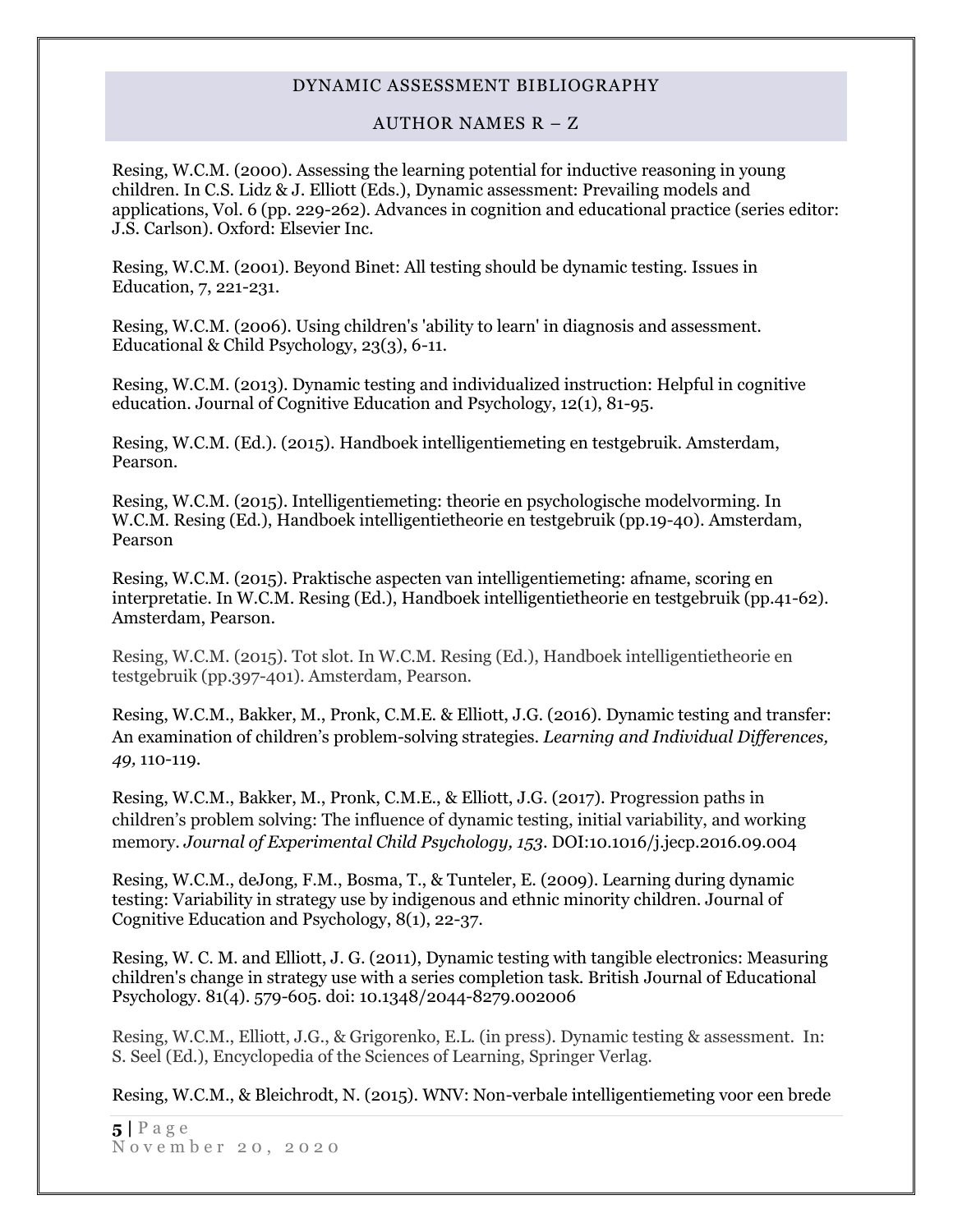Resing, W.C.M. (2000). Assessing the learning potential for inductive reasoning in young children. In C.S. Lidz & J. Elliott (Eds.), Dynamic assessment: Prevailing models and applications, Vol. 6 (pp. 229-262). Advances in cognition and educational practice (series editor: J.S. Carlson). Oxford: Elsevier Inc.

Resing, W.C.M. (2001). Beyond Binet: All testing should be dynamic testing. Issues in Education, 7, 221-231.

Resing, W.C.M. (2006). Using children's 'ability to learn' in diagnosis and assessment. Educational & Child Psychology, 23(3), 6-11.

Resing, W.C.M. (2013). Dynamic testing and individualized instruction: Helpful in cognitive education. Journal of Cognitive Education and Psychology, 12(1), 81-95.

Resing, W.C.M. (Ed.). (2015). Handboek intelligentiemeting en testgebruik. Amsterdam, Pearson.

Resing, W.C.M. (2015). Intelligentiemeting: theorie en psychologische modelvorming. In W.C.M. Resing (Ed.), Handboek intelligentietheorie en testgebruik (pp.19-40). Amsterdam, Pearson

Resing, W.C.M. (2015). Praktische aspecten van intelligentiemeting: afname, scoring en interpretatie. In W.C.M. Resing (Ed.), Handboek intelligentietheorie en testgebruik (pp.41-62). Amsterdam, Pearson.

Resing, W.C.M. (2015). Tot slot. In W.C.M. Resing (Ed.), Handboek intelligentietheorie en testgebruik (pp.397-401). Amsterdam, Pearson.

Resing, W.C.M., Bakker, M., Pronk, C.M.E. & Elliott, J.G. (2016). Dynamic testing and transfer: An examination of children's problem-solving strategies. *Learning and Individual Differences, 49,* 110-119.

Resing, W.C.M., Bakker, M., Pronk, C.M.E., & Elliott, J.G. (2017). Progression paths in children's problem solving: The influence of dynamic testing, initial variability, and working memory. *Journal of Experimental Child Psychology, 153*. DOI:10.1016/j.jecp.2016.09.004

Resing, W.C.M., deJong, F.M., Bosma, T., & Tunteler, E. (2009). Learning during dynamic testing: Variability in strategy use by indigenous and ethnic minority children. Journal of Cognitive Education and Psychology, 8(1), 22-37.

Resing, W. C. M. and Elliott, J. G. (2011), Dynamic testing with tangible electronics: Measuring children's change in strategy use with a series completion task. British Journal of Educational Psychology. 81(4). 579-605. doi: 10.1348/2044-8279.002006

Resing, W.C.M., Elliott, J.G., & Grigorenko, E.L. (in press). Dynamic testing & assessment. In: S. Seel (Ed.), Encyclopedia of the Sciences of Learning, Springer Verlag.

Resing, W.C.M., & Bleichrodt, N. (2015). WNV: Non-verbale intelligentiemeting voor een brede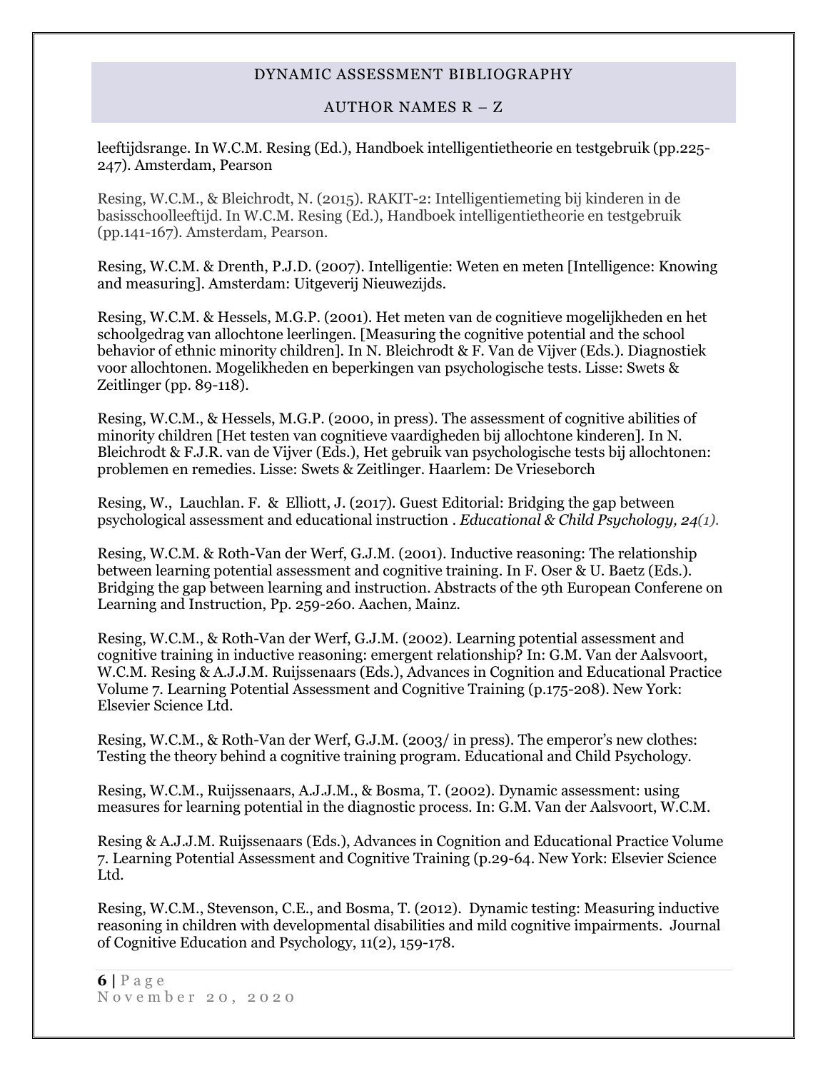leeftijdsrange. In W.C.M. Resing (Ed.), Handboek intelligentietheorie en testgebruik (pp.225-247). Amsterdam, Pearson

Resing, W.C.M., & Bleichrodt, N. (2015). RAKIT-2: Intelligentiemeting bij kinderen in de basisschoolleeftijd. In W.C.M. Resing (Ed.), Handboek intelligentietheorie en testgebruik (pp.141-167). Amsterdam, Pearson.

Resing, W.C.M. & Drenth, P.J.D. (2007). Intelligentie: Weten en meten [Intelligence: Knowing and measuring]. Amsterdam: Uitgeverij Nieuwezijds.

Resing, W.C.M. & Hessels, M.G.P. (2001). Het meten van de cognitieve mogelijkheden en het schoolgedrag van allochtone leerlingen. [Measuring the cognitive potential and the school behavior of ethnic minority children]. In N. Bleichrodt & F. Van de Vijver (Eds.). Diagnostiek voor allochtonen. Mogelikheden en beperkingen van psychologische tests. Lisse: Swets & Zeitlinger (pp. 89-118).

Resing, W.C.M., & Hessels, M.G.P. (2000, in press). The assessment of cognitive abilities of minority children [Het testen van cognitieve vaardigheden bij allochtone kinderen]. In N. Bleichrodt & F.J.R. van de Vijver (Eds.), Het gebruik van psychologische tests bij allochtonen: problemen en remedies. Lisse: Swets & Zeitlinger. Haarlem: De Vrieseborch

Resing, W., Lauchlan. F. & Elliott, J. (2017). Guest Editorial: Bridging the gap between psychological assessment and educational instruction . *Educational & Child Psychology, 24(1).*

Resing, W.C.M. & Roth-Van der Werf, G.J.M. (2001). Inductive reasoning: The relationship between learning potential assessment and cognitive training. In F. Oser & U. Baetz (Eds.). Bridging the gap between learning and instruction. Abstracts of the 9th European Conferene on Learning and Instruction, Pp. 259-260. Aachen, Mainz.

Resing, W.C.M., & Roth-Van der Werf, G.J.M. (2002). Learning potential assessment and cognitive training in inductive reasoning: emergent relationship? In: G.M. Van der Aalsvoort, W.C.M. Resing & A.J.J.M. Ruijssenaars (Eds.), Advances in Cognition and Educational Practice Volume 7. Learning Potential Assessment and Cognitive Training (p.175-208). New York: Elsevier Science Ltd.

Resing, W.C.M., & Roth-Van der Werf, G.J.M. (2003/ in press). The emperor's new clothes: Testing the theory behind a cognitive training program. Educational and Child Psychology.

Resing, W.C.M., Ruijssenaars, A.J.J.M., & Bosma, T. (2002). Dynamic assessment: using measures for learning potential in the diagnostic process. In: G.M. Van der Aalsvoort, W.C.M.

Resing & A.J.J.M. Ruijssenaars (Eds.), Advances in Cognition and Educational Practice Volume 7. Learning Potential Assessment and Cognitive Training (p.29-64. New York: Elsevier Science Ltd.

Resing, W.C.M., Stevenson, C.E., and Bosma, T. (2012). Dynamic testing: Measuring inductive reasoning in children with developmental disabilities and mild cognitive impairments. Journal of Cognitive Education and Psychology, 11(2), 159-178.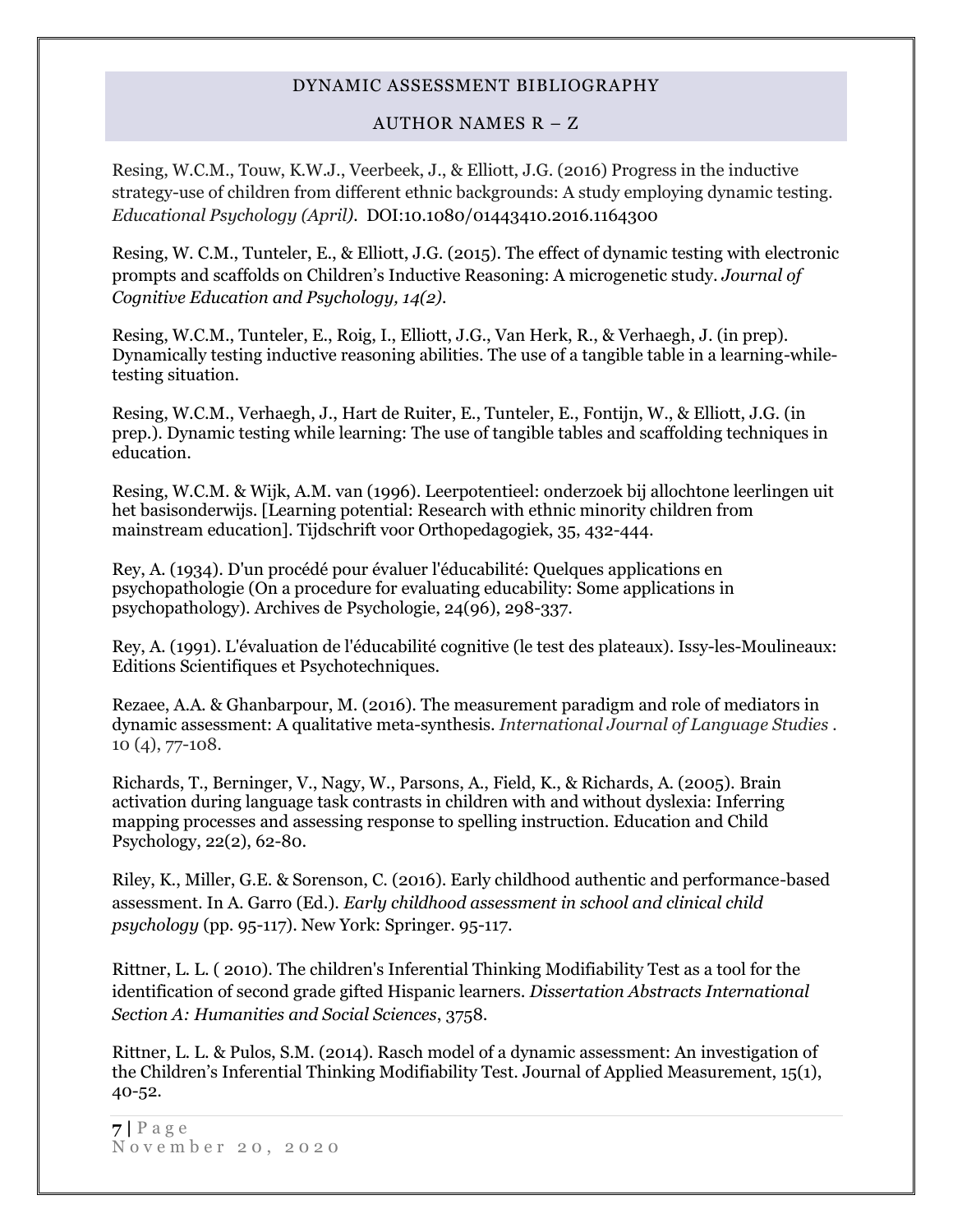DYNAMIC ASSESSMENT BIBLIOGRAPHY

AUTHOR NAMES R – Z

Resing, W.C.M., Touw, K.W.J., Veerbeek, J., & Elliott, J.G. (2016) Progress in the inductive strategy-use of children from different ethnic backgrounds: A study employing dynamic testing. *Educational Psychology (April).* DOI:10.1080/01443410.2016.1164300

Resing, W. C.M., Tunteler, E., & Elliott, J.G. (2015). The effect of dynamic testing with electronic prompts and scaffolds on Children's Inductive Reasoning: A microgenetic study. *Journal of Cognitive Education and Psychology, 14(2).*

Resing, W.C.M., Tunteler, E., Roig, I., Elliott, J.G., Van Herk, R., & Verhaegh, J. (in prep). Dynamically testing inductive reasoning abilities. The use of a tangible table in a learning-while-testing situation.

Resing, W.C.M., Verhaegh, J., Hart de Ruiter, E., Tunteler, E., Fontijn, W., & Elliott, J.G. (in prep.). Dynamic testing while learning: The use of tangible tables and scaffolding techniques in education.

Resing, W.C.M. & Wijk, A.M. van (1996). Leerpotentieel: onderzoek bij allochtone leerlingen uit het basisonderwijs. [Learning potential: Research with ethnic minority children from mainstream education]. Tijdschrift voor Orthopedagogiek, 35, 432-444.

Rey, A. (1934). D'un procédé pour évaluer l'éducabilité: Quelques applications en psychopathologie (On a procedure for evaluating educability: Some applications in psychopathology). Archives de Psychologie, 24(96), 298-337.

Rey, A. (1991). L'évaluation de l'éducabilité cognitive (le test des plateaux). Issy-les-Moulineaux: Editions Scientifiques et Psychotechniques.

Rezaee, A.A. & Ghanbarpour, M. (2016). The measurement paradigm and role of mediators in dynamic assessment: A qualitative meta-synthesis. *International Journal of Language Studies* . 10 (4), 77-108.

Richards, T., Berninger, V., Nagy, W., Parsons, A., Field, K., & Richards, A. (2005). Brain activation during language task contrasts in children with and without dyslexia: Inferring mapping processes and assessing response to spelling instruction. Education and Child Psychology, 22(2), 62-80.

Riley, K., Miller, G.E. & Sorenson, C. (2016). Early childhood authentic and performance-based assessment. In A. Garro (Ed.). *Early childhood assessment in school and clinical child psychology* (pp. 95-117). New York: Springer. 95-117.

Rittner, L. L. ( 2010). The children's Inferential Thinking Modifiability Test as a tool for the identification of second grade gifted Hispanic learners. *Dissertation Abstracts International Section A: Humanities and Social Sciences*, 3758.

Rittner, L. L. & Pulos, S.M. (2014). Rasch model of a dynamic assessment: An investigation of the Children's Inferential Thinking Modifiability Test. Journal of Applied Measurement, 15(1), 40-52.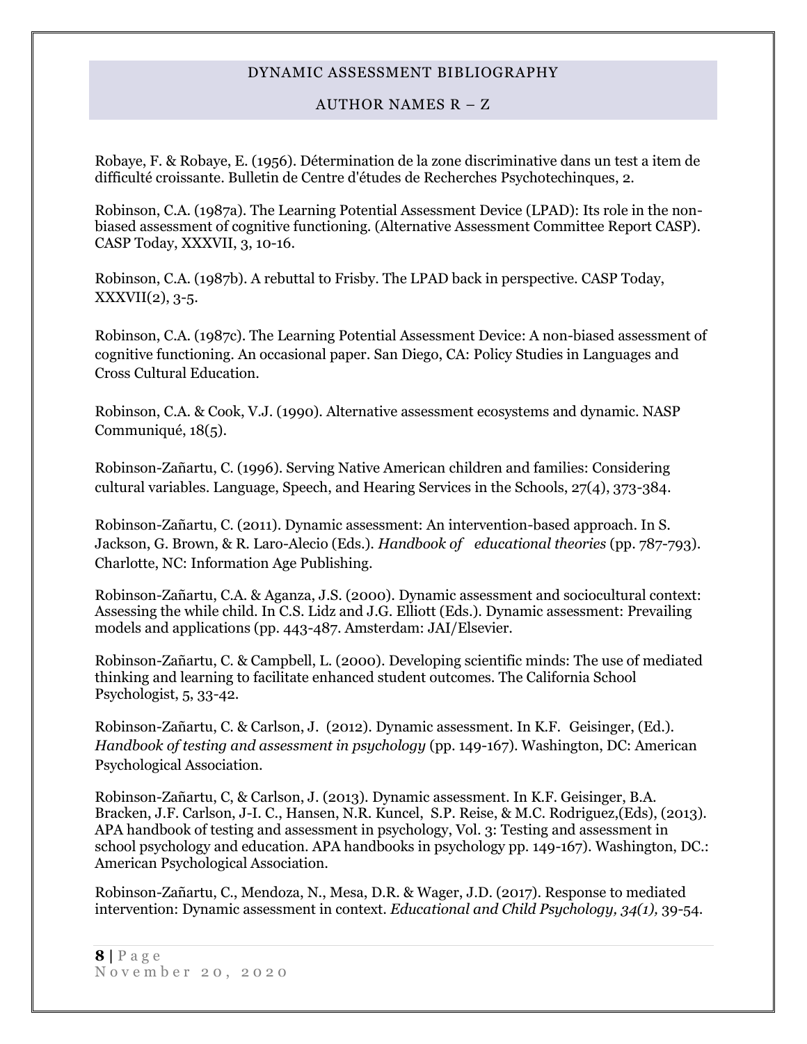Robaye, F. & Robaye, E. (1956). Détermination de la zone discriminative dans un test a item de difficulté croissante. Bulletin de Centre d'études de Recherches Psychotechinques, 2.

Robinson, C.A. (1987a). The Learning Potential Assessment Device (LPAD): Its role in the non-biased assessment of cognitive functioning. (Alternative Assessment Committee Report CASP). CASP Today, XXXVII, 3, 10-16.

Robinson, C.A. (1987b). A rebuttal to Frisby. The LPAD back in perspective. CASP Today, XXXVII(2), 3-5.

Robinson, C.A. (1987c). The Learning Potential Assessment Device: A non-biased assessment of cognitive functioning. An occasional paper. San Diego, CA: Policy Studies in Languages and Cross Cultural Education.

Robinson, C.A. & Cook, V.J. (1990). Alternative assessment ecosystems and dynamic. NASP Communiqué, 18(5).

Robinson-Zañartu, C. (1996). Serving Native American children and families: Considering cultural variables. Language, Speech, and Hearing Services in the Schools, 27(4), 373-384.

Robinson-Zañartu, C. (2011). Dynamic assessment: An intervention-based approach. In S. Jackson, G. Brown, & R. Laro-Alecio (Eds.). *Handbook of educational theories* (pp. 787-793). Charlotte, NC: Information Age Publishing.

Robinson-Zañartu, C.A. & Aganza, J.S. (2000). Dynamic assessment and sociocultural context: Assessing the while child. In C.S. Lidz and J.G. Elliott (Eds.). Dynamic assessment: Prevailing models and applications (pp. 443-487. Amsterdam: JAI/Elsevier.

Robinson-Zañartu, C. & Campbell, L. (2000). Developing scientific minds: The use of mediated thinking and learning to facilitate enhanced student outcomes. The California School Psychologist, 5, 33-42.

Robinson-Zañartu, C. & Carlson, J. (2012). Dynamic assessment. In K.F. Geisinger, (Ed.). *Handbook of testing and assessment in psychology* (pp. 149-167). Washington, DC: American Psychological Association.

Robinson-Zañartu, C, & Carlson, J. (2013). Dynamic assessment. In K.F. Geisinger, B.A. Bracken, J.F. Carlson, J-I. C., Hansen, N.R. Kuncel, S.P. Reise, & M.C. Rodriguez,(Eds), (2013). APA handbook of testing and assessment in psychology, Vol. 3: Testing and assessment in school psychology and education. APA handbooks in psychology pp. 149-167). Washington, DC.: American Psychological Association.

Robinson-Zañartu, C., Mendoza, N., Mesa, D.R. & Wager, J.D. (2017). Response to mediated intervention: Dynamic assessment in context. *Educational and Child Psychology, 34(1),* 39-54.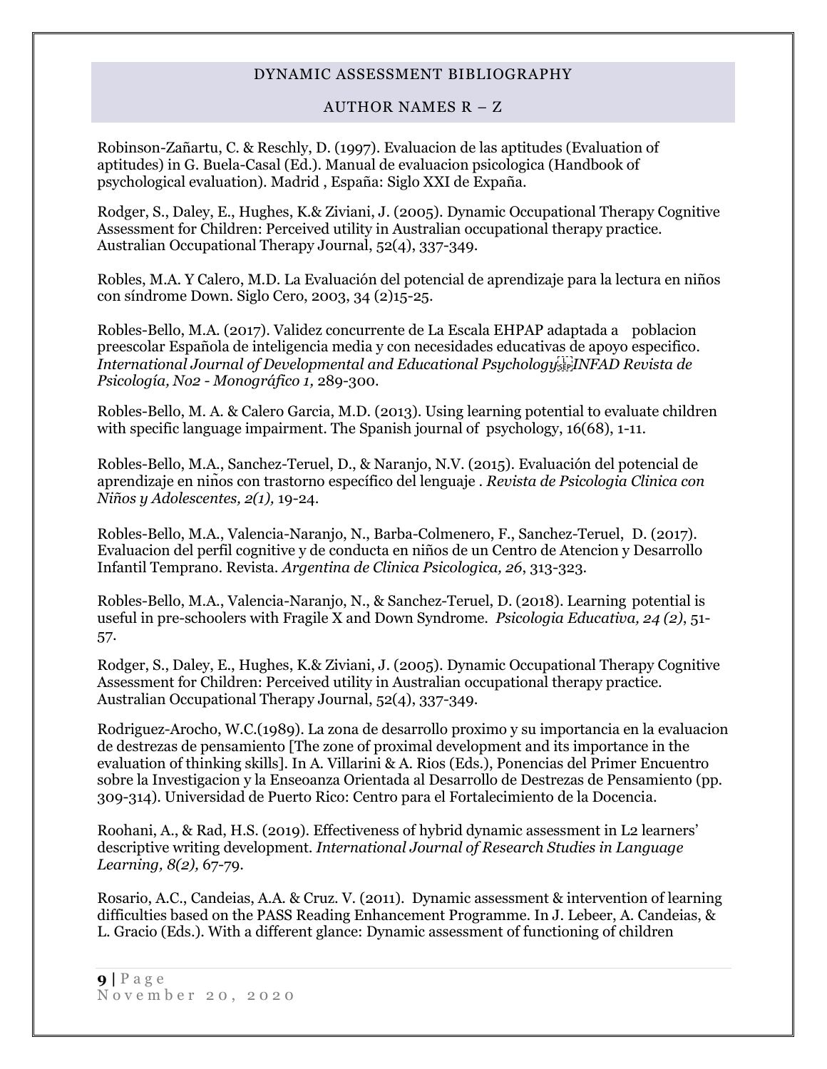DYNAMIC ASSESSMENT BIBLIOGRAPHY

AUTHOR NAMES R – Z

Robinson-Zañartu, C. & Reschly, D. (1997). Evaluacion de las aptitudes (Evaluation of aptitudes) in G. Buela-Casal (Ed.). Manual de evaluacion psicologica (Handbook of psychological evaluation). Madrid , España: Siglo XXI de Expaña.

Rodger, S., Daley, E., Hughes, K.& Ziviani, J. (2005). Dynamic Occupational Therapy Cognitive Assessment for Children: Perceived utility in Australian occupational therapy practice. Australian Occupational Therapy Journal, 52(4), 337-349.

Robles, M.A. Y Calero, M.D. La Evaluación del potencial de aprendizaje para la lectura en niños con síndrome Down. Siglo Cero, 2003, 34 (2)15-25.

Robles-Bello, M.A. (2017). Validez concurrente de La Escala EHPAP adaptada a poblacion preescolar Española de inteligencia media y con necesidades educativas de apoyo especifico. *International Journal of Developmental and Educational Psychology INFAD Revista de Psicología, No2 - Monográfico 1,* 289-300.

Robles-Bello, M. A. & Calero Garcia, M.D. (2013). Using learning potential to evaluate children with specific language impairment. The Spanish journal of psychology, 16(68), 1-11.

Robles-Bello, M.A., Sanchez-Teruel, D., & Naranjo, N.V. (2015). Evaluación del potencial de aprendizaje en niños con trastorno específico del lenguaje . *Revista de Psicologia Clinica con Niños y Adolescentes, 2(1),* 19-24.

Robles-Bello, M.A., Valencia-Naranjo, N., Barba-Colmenero, F., Sanchez-Teruel, D. (2017). Evaluacion del perfil cognitive y de conducta en niños de un Centro de Atencion y Desarrollo Infantil Temprano. Revista. *Argentina de Clinica Psicologica, 26*, 313-323.

Robles-Bello, M.A., Valencia-Naranjo, N., & Sanchez-Teruel, D. (2018). Learning potential is useful in pre-schoolers with Fragile X and Down Syndrome. *Psicologia Educativa, 24 (2)*, 51-57.

Rodger, S., Daley, E., Hughes, K.& Ziviani, J. (2005). Dynamic Occupational Therapy Cognitive Assessment for Children: Perceived utility in Australian occupational therapy practice. Australian Occupational Therapy Journal, 52(4), 337-349.

Rodriguez-Arocho, W.C.(1989). La zona de desarrollo proximo y su importancia en la evaluacion de destrezas de pensamiento [The zone of proximal development and its importance in the evaluation of thinking skills]. In A. Villarini & A. Rios (Eds.), Ponencias del Primer Encuentro sobre la Investigacion y la Enseoanza Orientada al Desarrollo de Destrezas de Pensamiento (pp. 309-314). Universidad de Puerto Rico: Centro para el Fortalecimiento de la Docencia.

Roohani, A., & Rad, H.S. (2019). Effectiveness of hybrid dynamic assessment in L2 learners' descriptive writing development. *International Journal of Research Studies in Language Learning, 8(2),* 67-79.

Rosario, A.C., Candeias, A.A. & Cruz. V. (2011). Dynamic assessment & intervention of learning difficulties based on the PASS Reading Enhancement Programme. In J. Lebeer, A. Candeias, & L. Gracio (Eds.). With a different glance: Dynamic assessment of functioning of children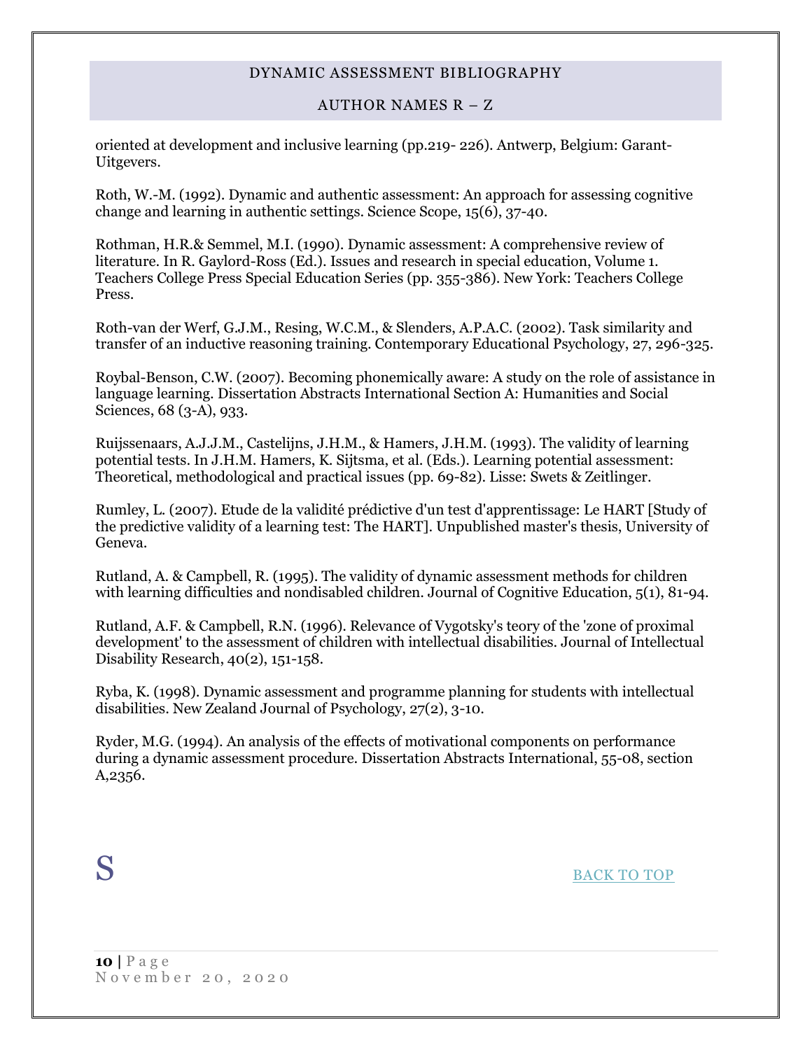oriented at development and inclusive learning (pp.219- 226). Antwerp, Belgium: Garant-Uitgevers.

Roth, W.-M. (1992). Dynamic and authentic assessment: An approach for assessing cognitive change and learning in authentic settings. Science Scope, 15(6), 37-40.

Rothman, H.R.& Semmel, M.I. (1990). Dynamic assessment: A comprehensive review of literature. In R. Gaylord-Ross (Ed.). Issues and research in special education, Volume 1. Teachers College Press Special Education Series (pp. 355-386). New York: Teachers College Press.

Roth-van der Werf, G.J.M., Resing, W.C.M., & Slenders, A.P.A.C. (2002). Task similarity and transfer of an inductive reasoning training. Contemporary Educational Psychology, 27, 296-325.

Roybal-Benson, C.W. (2007). Becoming phonemically aware: A study on the role of assistance in language learning. Dissertation Abstracts International Section A: Humanities and Social Sciences, 68 (3-A), 933.

Ruijssenaars, A.J.J.M., Castelijns, J.H.M., & Hamers, J.H.M. (1993). The validity of learning potential tests. In J.H.M. Hamers, K. Sijtsma, et al. (Eds.). Learning potential assessment: Theoretical, methodological and practical issues (pp. 69-82). Lisse: Swets & Zeitlinger.

Rumley, L. (2007). Etude de la validité prédictive d'un test d'apprentissage: Le HART [Study of the predictive validity of a learning test: The HART]. Unpublished master's thesis, University of Geneva.

Rutland, A. & Campbell, R. (1995). The validity of dynamic assessment methods for children with learning difficulties and nondisabled children. Journal of Cognitive Education, 5(1), 81-94.

Rutland, A.F. & Campbell, R.N. (1996). Relevance of Vygotsky's teory of the 'zone of proximal development' to the assessment of children with intellectual disabilities. Journal of Intellectual Disability Research, 40(2), 151-158.

Ryba, K. (1998). Dynamic assessment and programme planning for students with intellectual disabilities. New Zealand Journal of Psychology, 27(2), 3-10.

Ryder, M.G. (1994). An analysis of the effects of motivational components on performance during a dynamic assessment procedure. Dissertation Abstracts International, 55-08, section A,2356.

# S

BACK TO TOP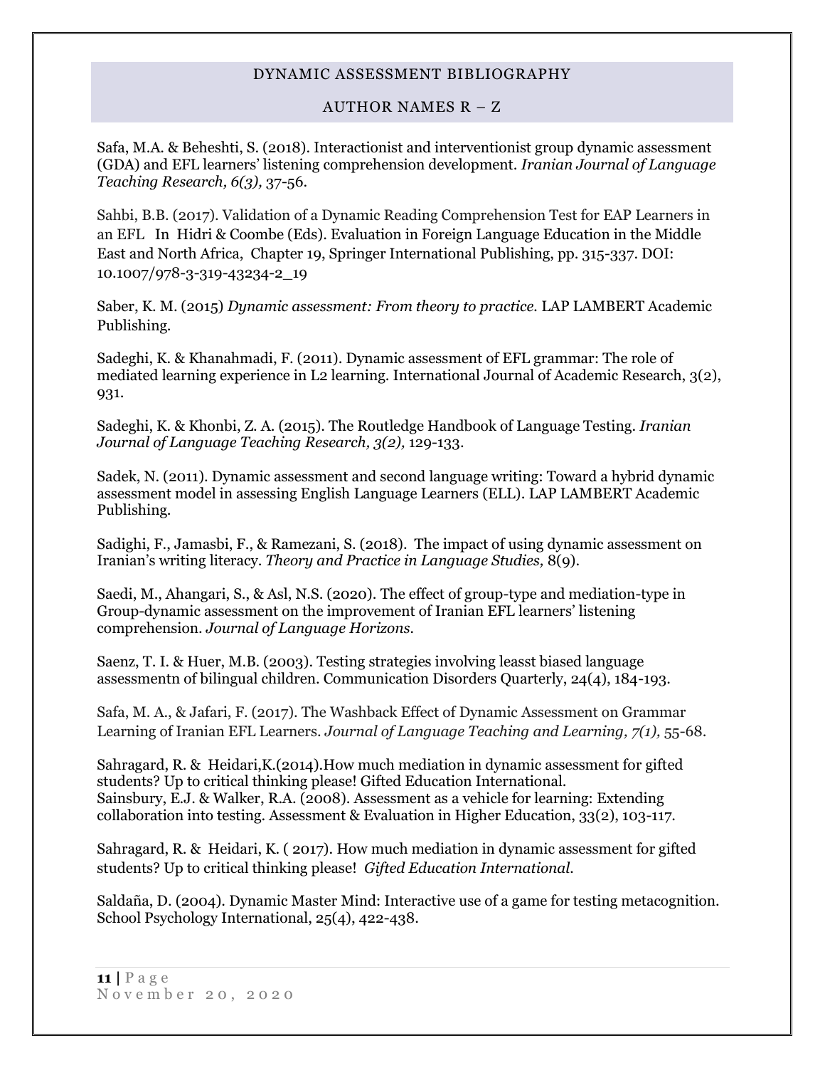DYNAMIC ASSESSMENT BIBLIOGRAPHY

AUTHOR NAMES R – Z

Safa, M.A. & Beheshti, S. (2018). Interactionist and interventionist group dynamic assessment (GDA) and EFL learners' listening comprehension development. *Iranian Journal of Language Teaching Research, 6(3),* 37-56.

Sahbi, B.B. (2017). Validation of a Dynamic Reading Comprehension Test for EAP Learners in an EFL In Hidri & Coombe (Eds). Evaluation in Foreign Language Education in the Middle East and North Africa, Chapter 19, Springer International Publishing, pp. 315-337. DOI: 10.1007/978-3-319-43234-2_19

Saber, K. M. (2015) *Dynamic assessment: From theory to practice.* LAP LAMBERT Academic Publishing.

Sadeghi, K. & Khanahmadi, F. (2011). Dynamic assessment of EFL grammar: The role of mediated learning experience in L2 learning. International Journal of Academic Research, 3(2), 931.

Sadeghi, K. & Khonbi, Z. A. (2015). The Routledge Handbook of Language Testing. *Iranian Journal of Language Teaching Research, 3(2),* 129-133.

Sadek, N. (2011). Dynamic assessment and second language writing: Toward a hybrid dynamic assessment model in assessing English Language Learners (ELL). LAP LAMBERT Academic Publishing.

Sadighi, F., Jamasbi, F., & Ramezani, S. (2018). The impact of using dynamic assessment on Iranian's writing literacy. *Theory and Practice in Language Studies,* 8(9).

Saedi, M., Ahangari, S., & Asl, N.S. (2020). The effect of group-type and mediation-type in Group-dynamic assessment on the improvement of Iranian EFL learners' listening comprehension. *Journal of Language Horizons.*

Saenz, T. I. & Huer, M.B. (2003). Testing strategies involving leasst biased language assessmentn of bilingual children. Communication Disorders Quarterly, 24(4), 184-193.

Safa, M. A., & Jafari, F. (2017). The Washback Effect of Dynamic Assessment on Grammar Learning of Iranian EFL Learners. *Journal of Language Teaching and Learning, 7(1),* 55-68.

Sahragard, R. & Heidari,K.(2014).How much mediation in dynamic assessment for gifted students? Up to critical thinking please! Gifted Education International.
Sainsbury, E.J. & Walker, R.A. (2008). Assessment as a vehicle for learning: Extending collaboration into testing. Assessment & Evaluation in Higher Education, 33(2), 103-117.

Sahragard, R. & Heidari, K. ( 2017). How much mediation in dynamic assessment for gifted students? Up to critical thinking please! *Gifted Education International.*

Saldaña, D. (2004). Dynamic Master Mind: Interactive use of a game for testing metacognition. School Psychology International, 25(4), 422-438.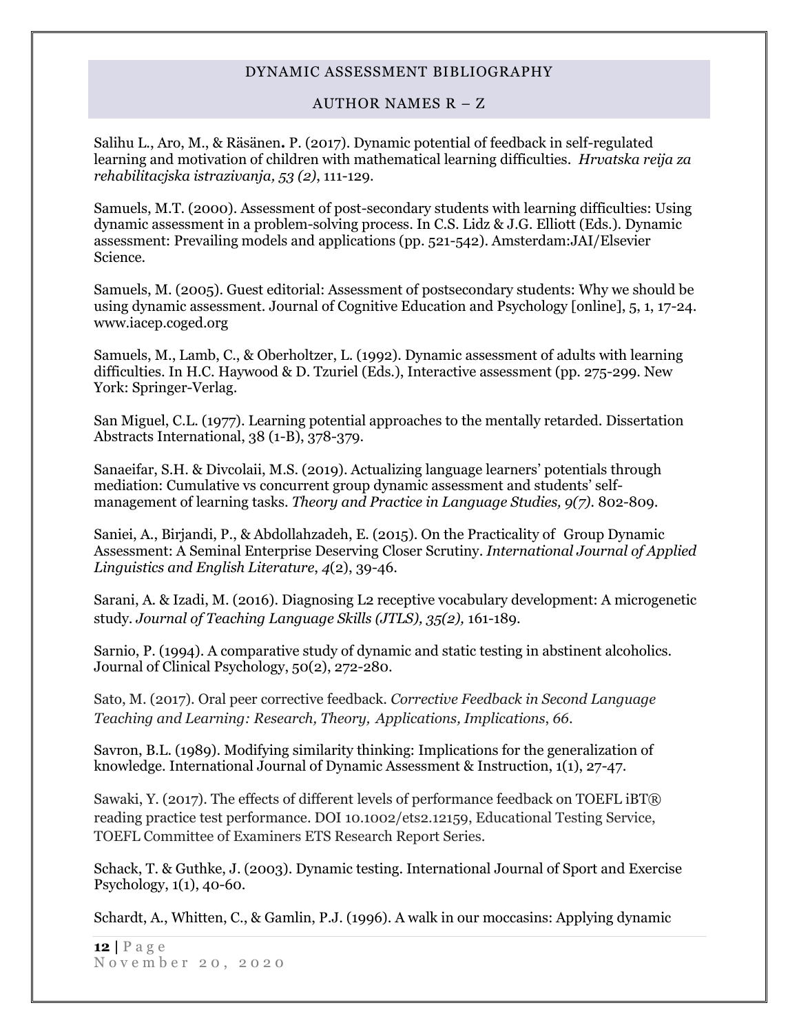Salihu L., Aro, M., & Räsänen**.** P. (2017). Dynamic potential of feedback in self-regulated learning and motivation of children with mathematical learning difficulties. *Hrvatska reija za rehabilitacjska istrazivanja, 53 (2)*, 111-129.

Samuels, M.T. (2000). Assessment of post-secondary students with learning difficulties: Using dynamic assessment in a problem-solving process. In C.S. Lidz & J.G. Elliott (Eds.). Dynamic assessment: Prevailing models and applications (pp. 521-542). Amsterdam:JAI/Elsevier Science.

Samuels, M. (2005). Guest editorial: Assessment of postsecondary students: Why we should be using dynamic assessment. Journal of Cognitive Education and Psychology [online], 5, 1, 17-24. www.iacep.coged.org

Samuels, M., Lamb, C., & Oberholtzer, L. (1992). Dynamic assessment of adults with learning difficulties. In H.C. Haywood & D. Tzuriel (Eds.), Interactive assessment (pp. 275-299. New York: Springer-Verlag.

San Miguel, C.L. (1977). Learning potential approaches to the mentally retarded. Dissertation Abstracts International, 38 (1-B), 378-379.

Sanaeifar, S.H. & Divcolaii, M.S. (2019). Actualizing language learners' potentials through mediation: Cumulative vs concurrent group dynamic assessment and students' self-management of learning tasks. *Theory and Practice in Language Studies, 9(7)*. 802-809.

Saniei, A., Birjandi, P., & Abdollahzadeh, E. (2015). On the Practicality of Group Dynamic Assessment: A Seminal Enterprise Deserving Closer Scrutiny. *International Journal of Applied Linguistics and English Literature*, *4*(2), 39-46.

Sarani, A. & Izadi, M. (2016). Diagnosing L2 receptive vocabulary development: A microgenetic study. *Journal of Teaching Language Skills (JTLS), 35(2),* 161-189.

Sarnio, P. (1994). A comparative study of dynamic and static testing in abstinent alcoholics. Journal of Clinical Psychology, 50(2), 272-280.

Sato, M. (2017). Oral peer corrective feedback. *Corrective Feedback in Second Language Teaching and Learning: Research, Theory, Applications, Implications*, *66*.

Savron, B.L. (1989). Modifying similarity thinking: Implications for the generalization of knowledge. International Journal of Dynamic Assessment & Instruction, 1(1), 27-47.

Sawaki, Y. (2017). The effects of different levels of performance feedback on TOEFL iBT® reading practice test performance. DOI 10.1002/ets2.12159, Educational Testing Service, TOEFL Committee of Examiners ETS Research Report Series.

Schack, T. & Guthke, J. (2003). Dynamic testing. International Journal of Sport and Exercise Psychology, 1(1), 40-60.

Schardt, A., Whitten, C., & Gamlin, P.J. (1996). A walk in our moccasins: Applying dynamic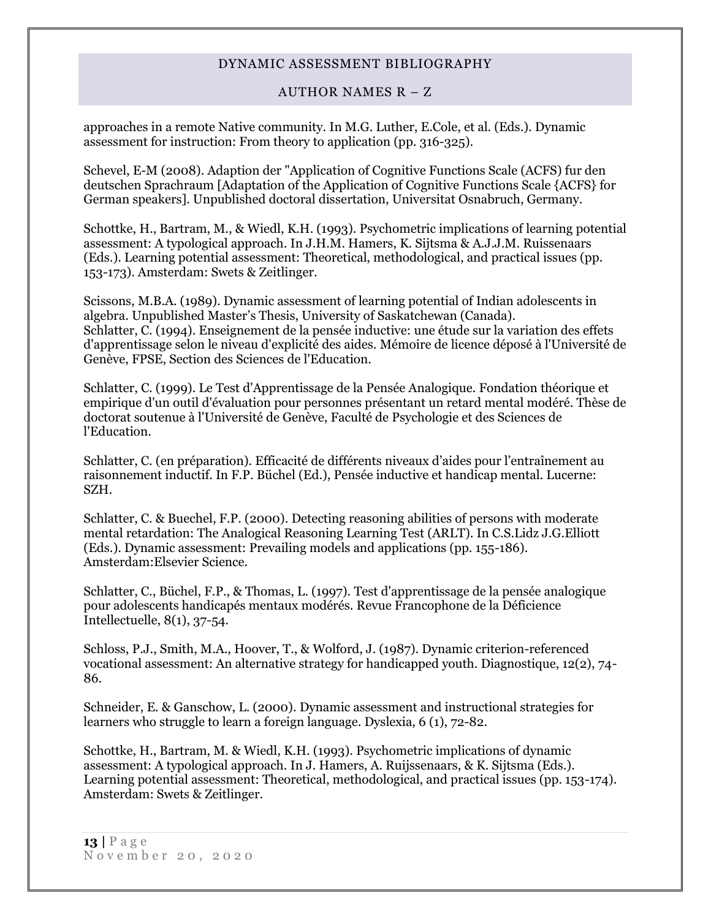approaches in a remote Native community. In M.G. Luther, E.Cole, et al. (Eds.). Dynamic assessment for instruction: From theory to application (pp. 316-325).

Schevel, E-M (2008). Adaption der "Application of Cognitive Functions Scale (ACFS) fur den deutschen Sprachraum [Adaptation of the Application of Cognitive Functions Scale {ACFS} for German speakers]. Unpublished doctoral dissertation, Universitat Osnabruch, Germany.

Schottke, H., Bartram, M., & Wiedl, K.H. (1993). Psychometric implications of learning potential assessment: A typological approach. In J.H.M. Hamers, K. Sijtsma & A.J.J.M. Ruissenaars (Eds.). Learning potential assessment: Theoretical, methodological, and practical issues (pp. 153-173). Amsterdam: Swets & Zeitlinger.

Scissons, M.B.A. (1989). Dynamic assessment of learning potential of Indian adolescents in algebra. Unpublished Master's Thesis, University of Saskatchewan (Canada).
Schlatter, C. (1994). Enseignement de la pensée inductive: une étude sur la variation des effets d'apprentissage selon le niveau d'explicité des aides. Mémoire de licence déposé à l'Université de Genève, FPSE, Section des Sciences de l'Education.

Schlatter, C. (1999). Le Test d'Apprentissage de la Pensée Analogique. Fondation théorique et empirique d'un outil d'évaluation pour personnes présentant un retard mental modéré. Thèse de doctorat soutenue à l'Université de Genève, Faculté de Psychologie et des Sciences de l'Education.

Schlatter, C. (en préparation). Efficacité de différents niveaux d'aides pour l'entraînement au raisonnement inductif. In F.P. Büchel (Ed.), Pensée inductive et handicap mental. Lucerne: SZH.

Schlatter, C. & Buechel, F.P. (2000). Detecting reasoning abilities of persons with moderate mental retardation: The Analogical Reasoning Learning Test (ARLT). In C.S.Lidz J.G.Elliott (Eds.). Dynamic assessment: Prevailing models and applications (pp. 155-186). Amsterdam:Elsevier Science.

Schlatter, C., Büchel, F.P., & Thomas, L. (1997). Test d'apprentissage de la pensée analogique pour adolescents handicapés mentaux modérés. Revue Francophone de la Déficience Intellectuelle, 8(1), 37-54.

Schloss, P.J., Smith, M.A., Hoover, T., & Wolford, J. (1987). Dynamic criterion-referenced vocational assessment: An alternative strategy for handicapped youth. Diagnostique, 12(2), 74-86.

Schneider, E. & Ganschow, L. (2000). Dynamic assessment and instructional strategies for learners who struggle to learn a foreign language. Dyslexia, 6 (1), 72-82.

Schottke, H., Bartram, M. & Wiedl, K.H. (1993). Psychometric implications of dynamic assessment: A typological approach. In J. Hamers, A. Ruijssenaars, & K. Sijtsma (Eds.). Learning potential assessment: Theoretical, methodological, and practical issues (pp. 153-174). Amsterdam: Swets & Zeitlinger.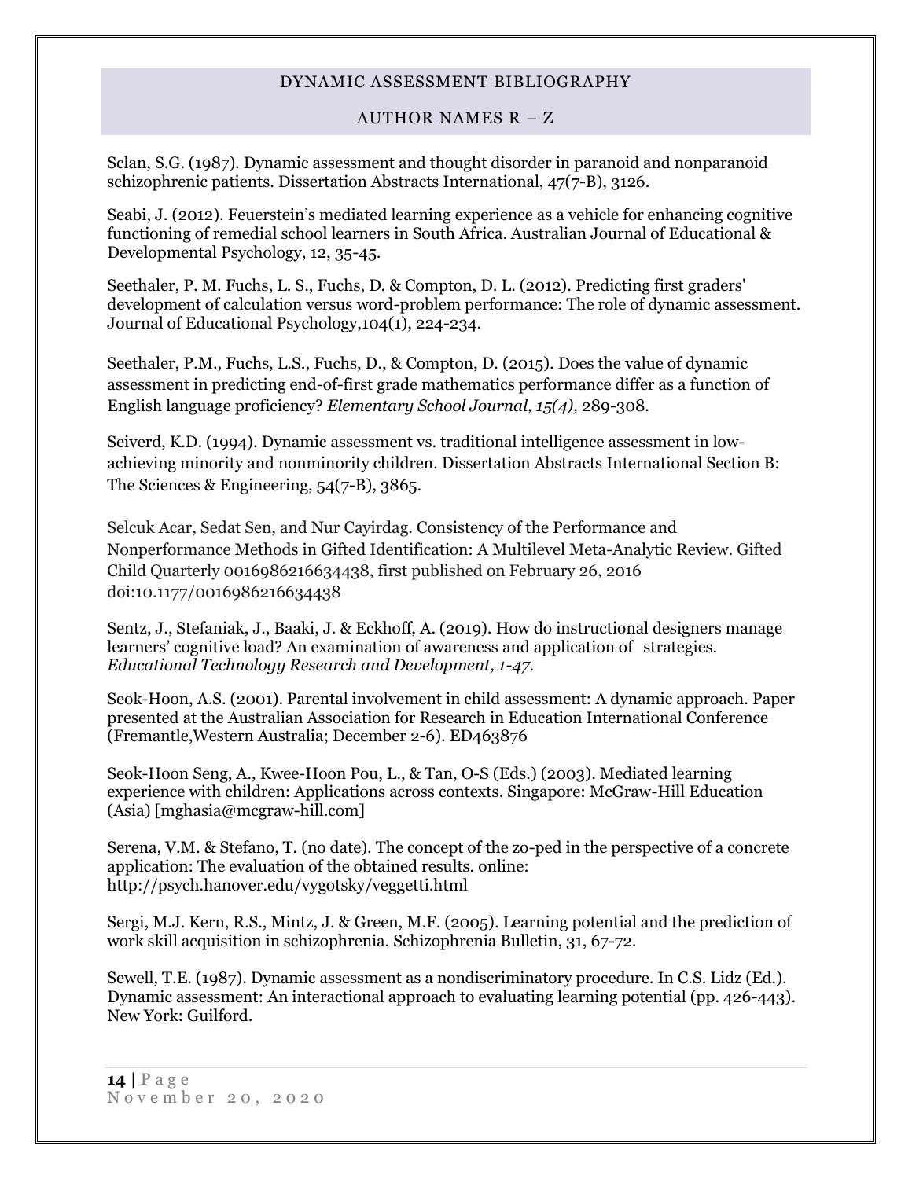Sclan, S.G. (1987). Dynamic assessment and thought disorder in paranoid and nonparanoid schizophrenic patients. Dissertation Abstracts International, 47(7-B), 3126.

Seabi, J. (2012). Feuerstein's mediated learning experience as a vehicle for enhancing cognitive functioning of remedial school learners in South Africa. Australian Journal of Educational & Developmental Psychology, 12, 35-45.

Seethaler, P. M. Fuchs, L. S., Fuchs, D. & Compton, D. L. (2012). Predicting first graders' development of calculation versus word-problem performance: The role of dynamic assessment. Journal of Educational Psychology,104(1), 224-234.

Seethaler, P.M., Fuchs, L.S., Fuchs, D., & Compton, D. (2015). Does the value of dynamic assessment in predicting end-of-first grade mathematics performance differ as a function of English language proficiency? *Elementary School Journal, 15(4),* 289-308.

Seiverd, K.D. (1994). Dynamic assessment vs. traditional intelligence assessment in low-achieving minority and nonminority children. Dissertation Abstracts International Section B: The Sciences & Engineering, 54(7-B), 3865.

Selcuk Acar, Sedat Sen, and Nur Cayirdag. Consistency of the Performance and Nonperformance Methods in Gifted Identification: A Multilevel Meta-Analytic Review. Gifted Child Quarterly 0016986216634438, first published on February 26, 2016 doi:10.1177/0016986216634438

Sentz, J., Stefaniak, J., Baaki, J. & Eckhoff, A. (2019). How do instructional designers manage learners' cognitive load? An examination of awareness and application of strategies. *Educational Technology Research and Development, 1-47.*

Seok-Hoon, A.S. (2001). Parental involvement in child assessment: A dynamic approach. Paper presented at the Australian Association for Research in Education International Conference (Fremantle,Western Australia; December 2-6). ED463876

Seok-Hoon Seng, A., Kwee-Hoon Pou, L., & Tan, O-S (Eds.) (2003). Mediated learning experience with children: Applications across contexts. Singapore: McGraw-Hill Education (Asia) [mghasia@mcgraw-hill.com]

Serena, V.M. & Stefano, T. (no date). The concept of the zo-ped in the perspective of a concrete application: The evaluation of the obtained results. online: http://psych.hanover.edu/vygotsky/veggetti.html

Sergi, M.J. Kern, R.S., Mintz, J. & Green, M.F. (2005). Learning potential and the prediction of work skill acquisition in schizophrenia. Schizophrenia Bulletin, 31, 67-72.

Sewell, T.E. (1987). Dynamic assessment as a nondiscriminatory procedure. In C.S. Lidz (Ed.). Dynamic assessment: An interactional approach to evaluating learning potential (pp. 426-443). New York: Guilford.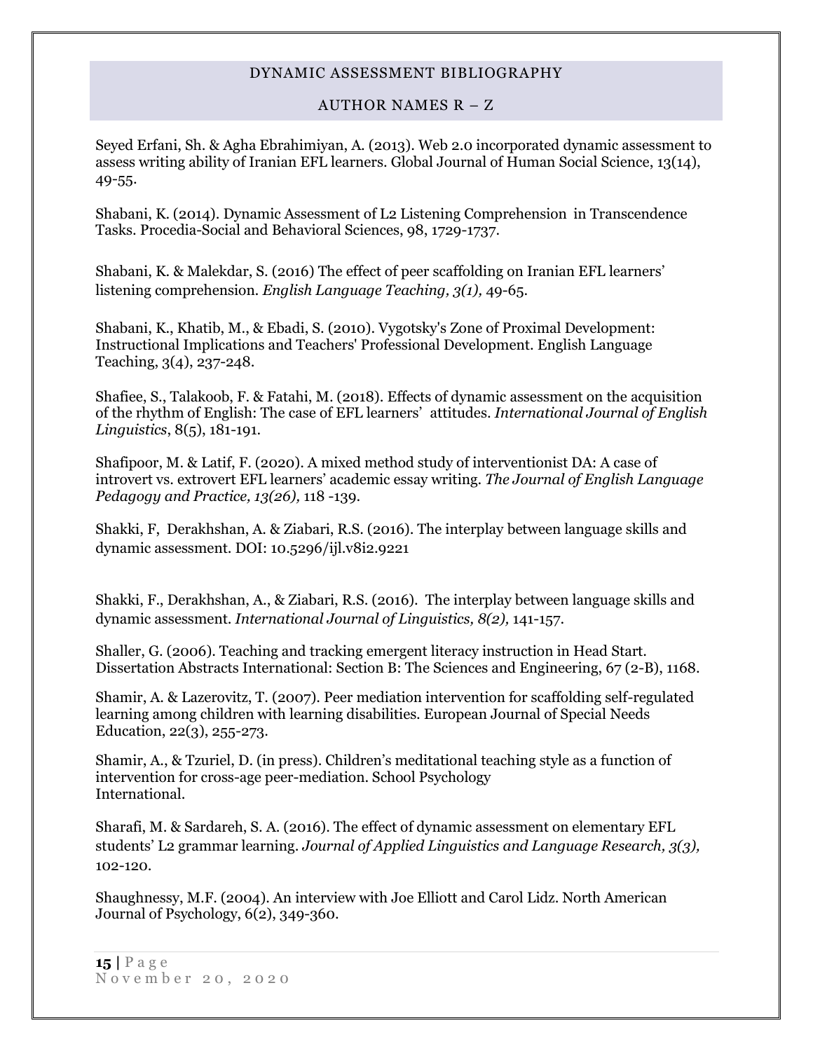Seyed Erfani, Sh. & Agha Ebrahimiyan, A. (2013). Web 2.0 incorporated dynamic assessment to assess writing ability of Iranian EFL learners. Global Journal of Human Social Science, 13(14), 49-55.

Shabani, K. (2014). Dynamic Assessment of L2 Listening Comprehension in Transcendence Tasks. Procedia-Social and Behavioral Sciences, 98, 1729-1737.

Shabani, K. & Malekdar, S. (2016) The effect of peer scaffolding on Iranian EFL learners' listening comprehension. *English Language Teaching, 3(1),* 49-65.

Shabani, K., Khatib, M., & Ebadi, S. (2010). Vygotsky's Zone of Proximal Development: Instructional Implications and Teachers' Professional Development. English Language Teaching, 3(4), 237-248.

Shafiee, S., Talakoob, F. & Fatahi, M. (2018). Effects of dynamic assessment on the acquisition of the rhythm of English: The case of EFL learners' attitudes. *International Journal of English Linguistics*, 8(5), 181-191.

Shafipoor, M. & Latif, F. (2020). A mixed method study of interventionist DA: A case of introvert vs. extrovert EFL learners' academic essay writing. *The Journal of English Language Pedagogy and Practice, 13(26),* 118 -139.

Shakki, F, Derakhshan, A. & Ziabari, R.S. (2016). The interplay between language skills and dynamic assessment. DOI: 10.5296/ijl.v8i2.9221

Shakki, F., Derakhshan, A., & Ziabari, R.S. (2016). The interplay between language skills and dynamic assessment. *International Journal of Linguistics, 8(2),* 141-157.

Shaller, G. (2006). Teaching and tracking emergent literacy instruction in Head Start. Dissertation Abstracts International: Section B: The Sciences and Engineering, 67 (2-B), 1168.

Shamir, A. & Lazerovitz, T. (2007). Peer mediation intervention for scaffolding self-regulated learning among children with learning disabilities. European Journal of Special Needs Education, 22(3), 255-273.

Shamir, A., & Tzuriel, D. (in press). Children's meditational teaching style as a function of intervention for cross-age peer-mediation. School Psychology International.

Sharafi, M. & Sardareh, S. A. (2016). The effect of dynamic assessment on elementary EFL students' L2 grammar learning. *Journal of Applied Linguistics and Language Research, 3(3),* 102-120.

Shaughnessy, M.F. (2004). An interview with Joe Elliott and Carol Lidz. North American Journal of Psychology, 6(2), 349-360.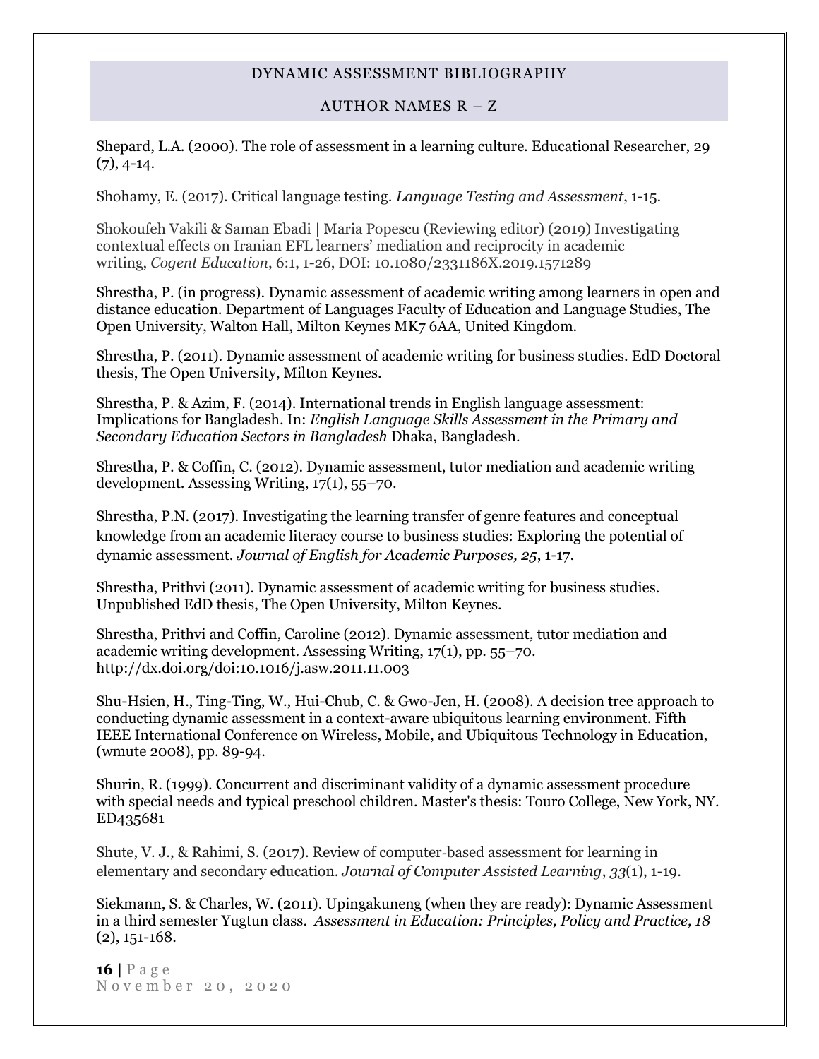Shepard, L.A. (2000). The role of assessment in a learning culture. Educational Researcher, 29 (7), 4-14.

Shohamy, E. (2017). Critical language testing. *Language Testing and Assessment*, 1-15.

Shokoufeh Vakili & Saman Ebadi | Maria Popescu (Reviewing editor) (2019) Investigating contextual effects on Iranian EFL learners' mediation and reciprocity in academic writing, *Cogent Education*, 6:1, 1-26, DOI: 10.1080/2331186X.2019.1571289

Shrestha, P. (in progress). Dynamic assessment of academic writing among learners in open and distance education. Department of Languages Faculty of Education and Language Studies, The Open University, Walton Hall, Milton Keynes MK7 6AA, United Kingdom.

Shrestha, P. (2011). Dynamic assessment of academic writing for business studies. EdD Doctoral thesis, The Open University, Milton Keynes.

Shrestha, P. & Azim, F. (2014). International trends in English language assessment: Implications for Bangladesh. In: *English Language Skills Assessment in the Primary and Secondary Education Sectors in Bangladesh* Dhaka, Bangladesh.

Shrestha, P. & Coffin, C. (2012). Dynamic assessment, tutor mediation and academic writing development. Assessing Writing, 17(1), 55–70.

Shrestha, P.N. (2017). Investigating the learning transfer of genre features and conceptual knowledge from an academic literacy course to business studies: Exploring the potential of dynamic assessment. *Journal of English for Academic Purposes, 25*, 1-17.

Shrestha, Prithvi (2011). Dynamic assessment of academic writing for business studies. Unpublished EdD thesis, The Open University, Milton Keynes.

Shrestha, Prithvi and Coffin, Caroline (2012). Dynamic assessment, tutor mediation and academic writing development. Assessing Writing, 17(1), pp. 55–70. http://dx.doi.org/doi:10.1016/j.asw.2011.11.003

Shu-Hsien, H., Ting-Ting, W., Hui-Chub, C. & Gwo-Jen, H. (2008). A decision tree approach to conducting dynamic assessment in a context-aware ubiquitous learning environment. Fifth IEEE International Conference on Wireless, Mobile, and Ubiquitous Technology in Education, (wmute 2008), pp. 89-94.

Shurin, R. (1999). Concurrent and discriminant validity of a dynamic assessment procedure with special needs and typical preschool children. Master's thesis: Touro College, New York, NY. ED435681

Shute, V. J., & Rahimi, S. (2017). Review of computer-based assessment for learning in elementary and secondary education. *Journal of Computer Assisted Learning*, *33*(1), 1-19.

Siekmann, S. & Charles, W. (2011). Upingakuneng (when they are ready): Dynamic Assessment in a third semester Yugtun class. *Assessment in Education: Principles, Policy and Practice, 18* (2), 151-168.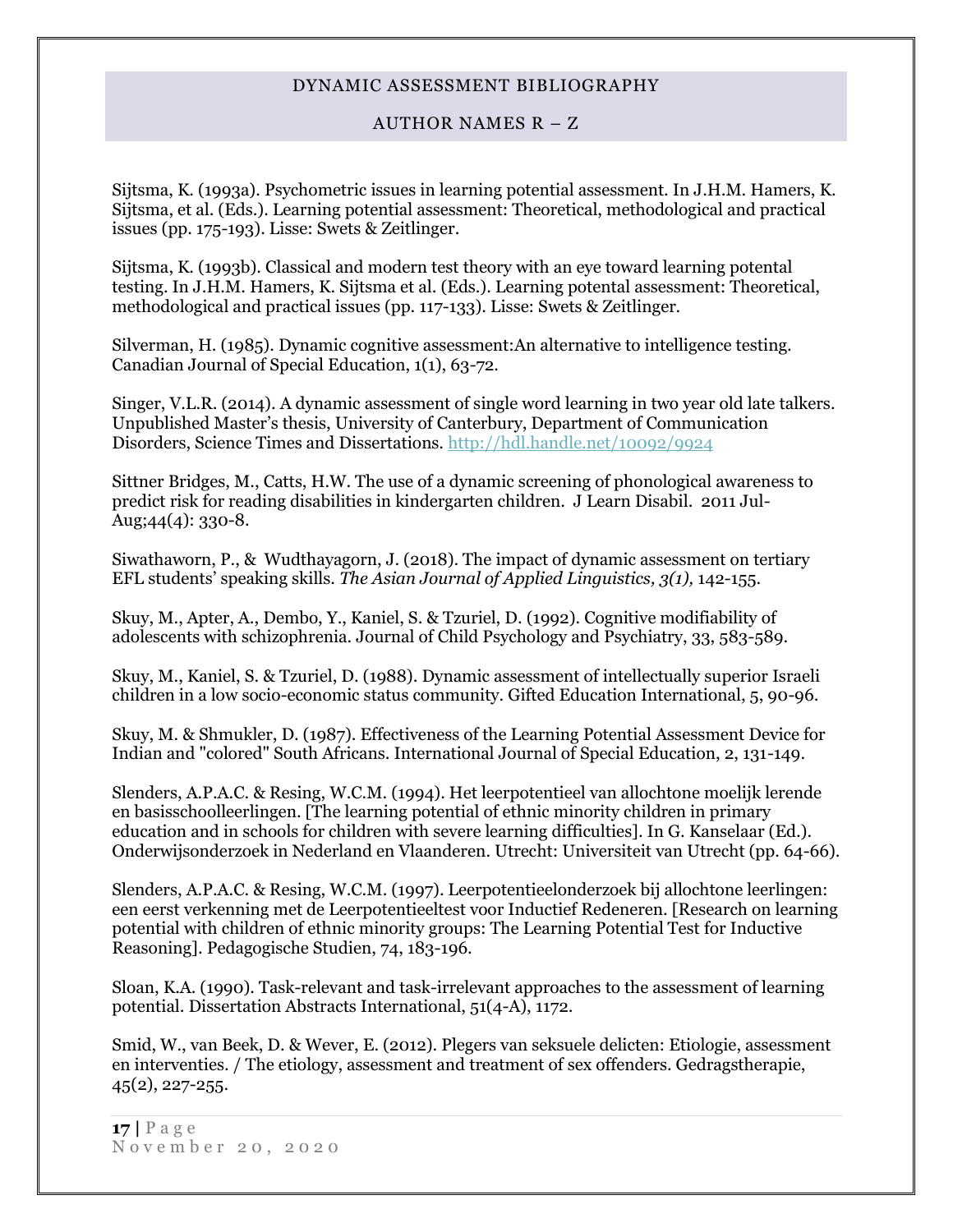Sijtsma, K. (1993a). Psychometric issues in learning potential assessment. In J.H.M. Hamers, K. Sijtsma, et al. (Eds.). Learning potential assessment: Theoretical, methodological and practical issues (pp. 175-193). Lisse: Swets & Zeitlinger.

Sijtsma, K. (1993b). Classical and modern test theory with an eye toward learning potental testing. In J.H.M. Hamers, K. Sijtsma et al. (Eds.). Learning potental assessment: Theoretical, methodological and practical issues (pp. 117-133). Lisse: Swets & Zeitlinger.

Silverman, H. (1985). Dynamic cognitive assessment:An alternative to intelligence testing. Canadian Journal of Special Education, 1(1), 63-72.

Singer, V.L.R. (2014). A dynamic assessment of single word learning in two year old late talkers. Unpublished Master's thesis, University of Canterbury, Department of Communication Disorders, Science Times and Dissertations. http://hdl.handle.net/10092/9924

Sittner Bridges, M., Catts, H.W. The use of a dynamic screening of phonological awareness to predict risk for reading disabilities in kindergarten children. J Learn Disabil. 2011 Jul-Aug;44(4): 330-8.

Siwathaworn, P., & Wudthayagorn, J. (2018). The impact of dynamic assessment on tertiary EFL students' speaking skills. *The Asian Journal of Applied Linguistics, 3(1),* 142-155.

Skuy, M., Apter, A., Dembo, Y., Kaniel, S. & Tzuriel, D. (1992). Cognitive modifiability of adolescents with schizophrenia. Journal of Child Psychology and Psychiatry, 33, 583-589.

Skuy, M., Kaniel, S. & Tzuriel, D. (1988). Dynamic assessment of intellectually superior Israeli children in a low socio-economic status community. Gifted Education International, 5, 90-96.

Skuy, M. & Shmukler, D. (1987). Effectiveness of the Learning Potential Assessment Device for Indian and "colored" South Africans. International Journal of Special Education, 2, 131-149.

Slenders, A.P.A.C. & Resing, W.C.M. (1994). Het leerpotentieel van allochtone moelijk lerende en basisschoolleerlingen. [The learning potential of ethnic minority children in primary education and in schools for children with severe learning difficulties]. In G. Kanselaar (Ed.). Onderwijsonderzoek in Nederland en Vlaanderen. Utrecht: Universiteit van Utrecht (pp. 64-66).

Slenders, A.P.A.C. & Resing, W.C.M. (1997). Leerpotentieelonderzoek bij allochtone leerlingen: een eerst verkenning met de Leerpotentieeltest voor Inductief Redeneren. [Research on learning potential with children of ethnic minority groups: The Learning Potential Test for Inductive Reasoning]. Pedagogische Studien, 74, 183-196.

Sloan, K.A. (1990). Task-relevant and task-irrelevant approaches to the assessment of learning potential. Dissertation Abstracts International, 51(4-A), 1172.

Smid, W., van Beek, D. & Wever, E. (2012). Plegers van seksuele delicten: Etiologie, assessment en interventies. / The etiology, assessment and treatment of sex offenders. Gedragstherapie, 45(2), 227-255.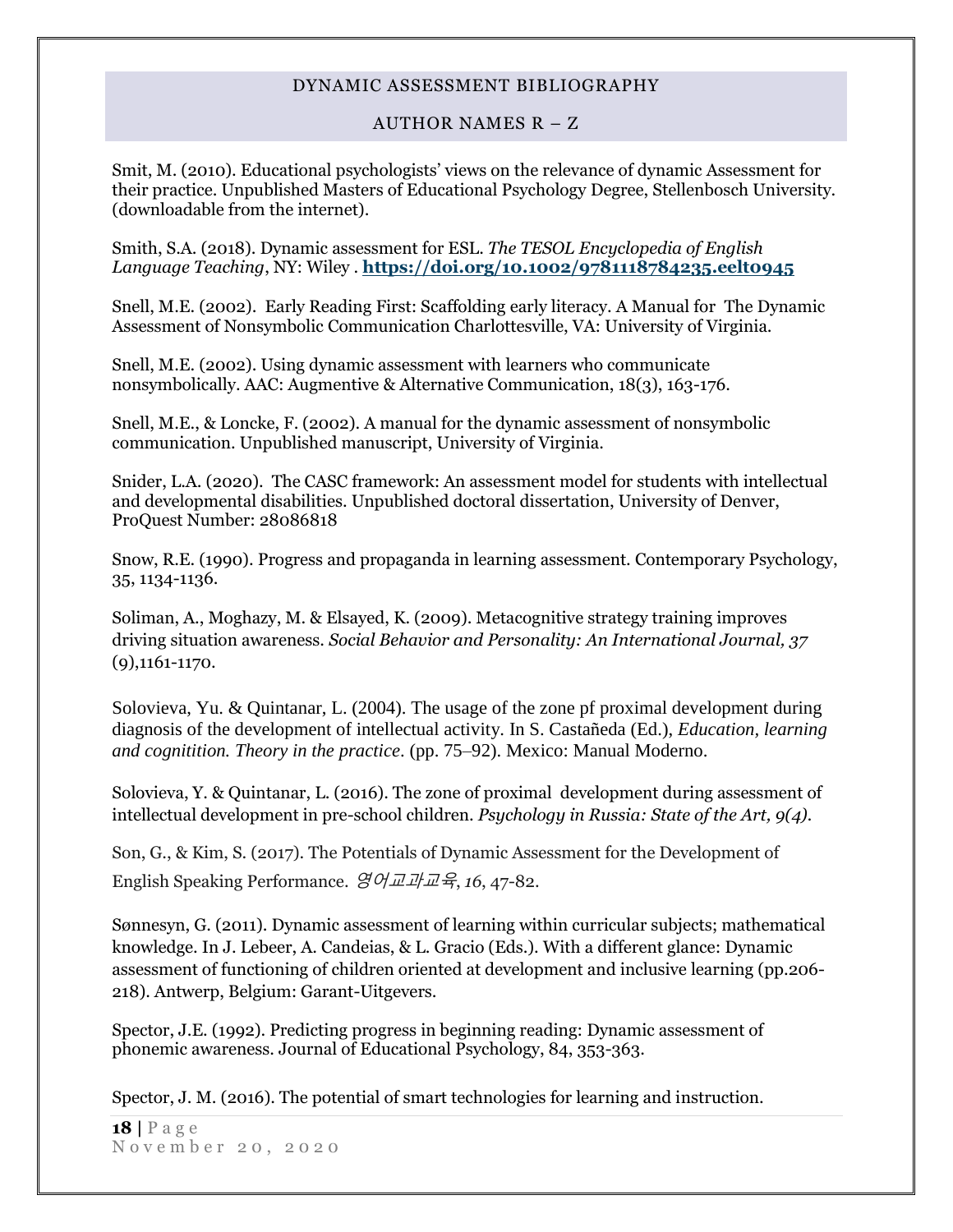Smit, M. (2010). Educational psychologists' views on the relevance of dynamic Assessment for their practice. Unpublished Masters of Educational Psychology Degree, Stellenbosch University. (downloadable from the internet).

Smith, S.A. (2018). Dynamic assessment for ESL. *The TESOL Encyclopedia of English Language Teaching*, NY: Wiley . **https://doi.org/10.1002/9781118784235.eelt0945**

Snell, M.E. (2002). Early Reading First: Scaffolding early literacy. A Manual for The Dynamic Assessment of Nonsymbolic Communication Charlottesville, VA: University of Virginia.

Snell, M.E. (2002). Using dynamic assessment with learners who communicate nonsymbolically. AAC: Augmentive & Alternative Communication, 18(3), 163-176.

Snell, M.E., & Loncke, F. (2002). A manual for the dynamic assessment of nonsymbolic communication. Unpublished manuscript, University of Virginia.

Snider, L.A. (2020). The CASC framework: An assessment model for students with intellectual and developmental disabilities. Unpublished doctoral dissertation, University of Denver, ProQuest Number: 28086818

Snow, R.E. (1990). Progress and propaganda in learning assessment. Contemporary Psychology, 35, 1134-1136.

Soliman, A., Moghazy, M. & Elsayed, K. (2009). Metacognitive strategy training improves driving situation awareness. *Social Behavior and Personality: An International Journal, 37* (9),1161-1170.

Solovieva, Yu. & Quintanar, L. (2004). The usage of the zone pf proximal development during diagnosis of the development of intellectual activity. In S. Castañeda (Ed.), *Education, learning and cognitition. Theory in the practice*. (pp. 75–92). Mexico: Manual Moderno.

Solovieva, Y. & Quintanar, L. (2016). The zone of proximal development during assessment of intellectual development in pre-school children. *Psychology in Russia: State of the Art, 9(4).*

Son, G., & Kim, S. (2017). The Potentials of Dynamic Assessment for the Development of English Speaking Performance. *영어교과교육*, *16*, 47-82.

Sønnesyn, G. (2011). Dynamic assessment of learning within curricular subjects; mathematical knowledge. In J. Lebeer, A. Candeias, & L. Gracio (Eds.). With a different glance: Dynamic assessment of functioning of children oriented at development and inclusive learning (pp.206-218). Antwerp, Belgium: Garant-Uitgevers.

Spector, J.E. (1992). Predicting progress in beginning reading: Dynamic assessment of phonemic awareness. Journal of Educational Psychology, 84, 353-363.

Spector, J. M. (2016). The potential of smart technologies for learning and instruction.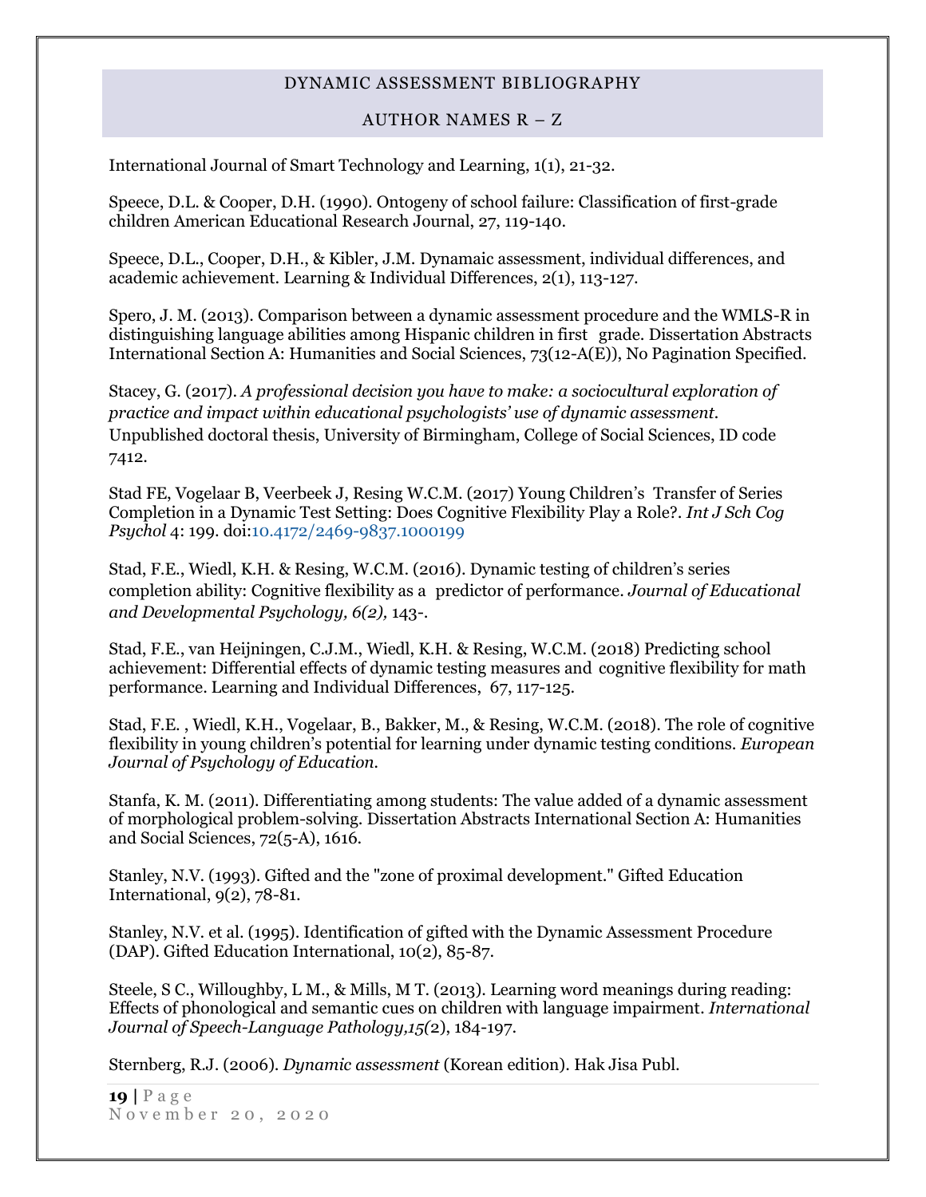International Journal of Smart Technology and Learning, 1(1), 21-32.

Speece, D.L. & Cooper, D.H. (1990). Ontogeny of school failure: Classification of first-grade children American Educational Research Journal, 27, 119-140.

Speece, D.L., Cooper, D.H., & Kibler, J.M. Dynamaic assessment, individual differences, and academic achievement. Learning & Individual Differences, 2(1), 113-127.

Spero, J. M. (2013). Comparison between a dynamic assessment procedure and the WMLS-R in distinguishing language abilities among Hispanic children in first grade. Dissertation Abstracts International Section A: Humanities and Social Sciences, 73(12-A(E)), No Pagination Specified.

Stacey, G. (2017). *A professional decision you have to make: a sociocultural exploration of practice and impact within educational psychologists' use of dynamic assessment*. Unpublished doctoral thesis, University of Birmingham, College of Social Sciences, ID code 7412.

Stad FE, Vogelaar B, Veerbeek J, Resing W.C.M. (2017) Young Children's Transfer of Series Completion in a Dynamic Test Setting: Does Cognitive Flexibility Play a Role?. *Int J Sch Cog Psychol* 4: 199. doi:10.4172/2469-9837.1000199

Stad, F.E., Wiedl, K.H. & Resing, W.C.M. (2016). Dynamic testing of children's series completion ability: Cognitive flexibility as a predictor of performance. *Journal of Educational and Developmental Psychology, 6(2),* 143-.

Stad, F.E., van Heijningen, C.J.M., Wiedl, K.H. & Resing, W.C.M. (2018) Predicting school achievement: Differential effects of dynamic testing measures and cognitive flexibility for math performance. Learning and Individual Differences, 67, 117-125.

Stad, F.E. , Wiedl, K.H., Vogelaar, B., Bakker, M., & Resing, W.C.M. (2018). The role of cognitive flexibility in young children's potential for learning under dynamic testing conditions. *European Journal of Psychology of Education.*

Stanfa, K. M. (2011). Differentiating among students: The value added of a dynamic assessment of morphological problem-solving. Dissertation Abstracts International Section A: Humanities and Social Sciences, 72(5-A), 1616.

Stanley, N.V. (1993). Gifted and the "zone of proximal development." Gifted Education International, 9(2), 78-81.

Stanley, N.V. et al. (1995). Identification of gifted with the Dynamic Assessment Procedure (DAP). Gifted Education International, 10(2), 85-87.

Steele, S C., Willoughby, L M., & Mills, M T. (2013). Learning word meanings during reading: Effects of phonological and semantic cues on children with language impairment. *International Journal of Speech-Language Pathology,15(*2), 184-197.

Sternberg, R.J. (2006). *Dynamic assessment* (Korean edition). Hak Jisa Publ.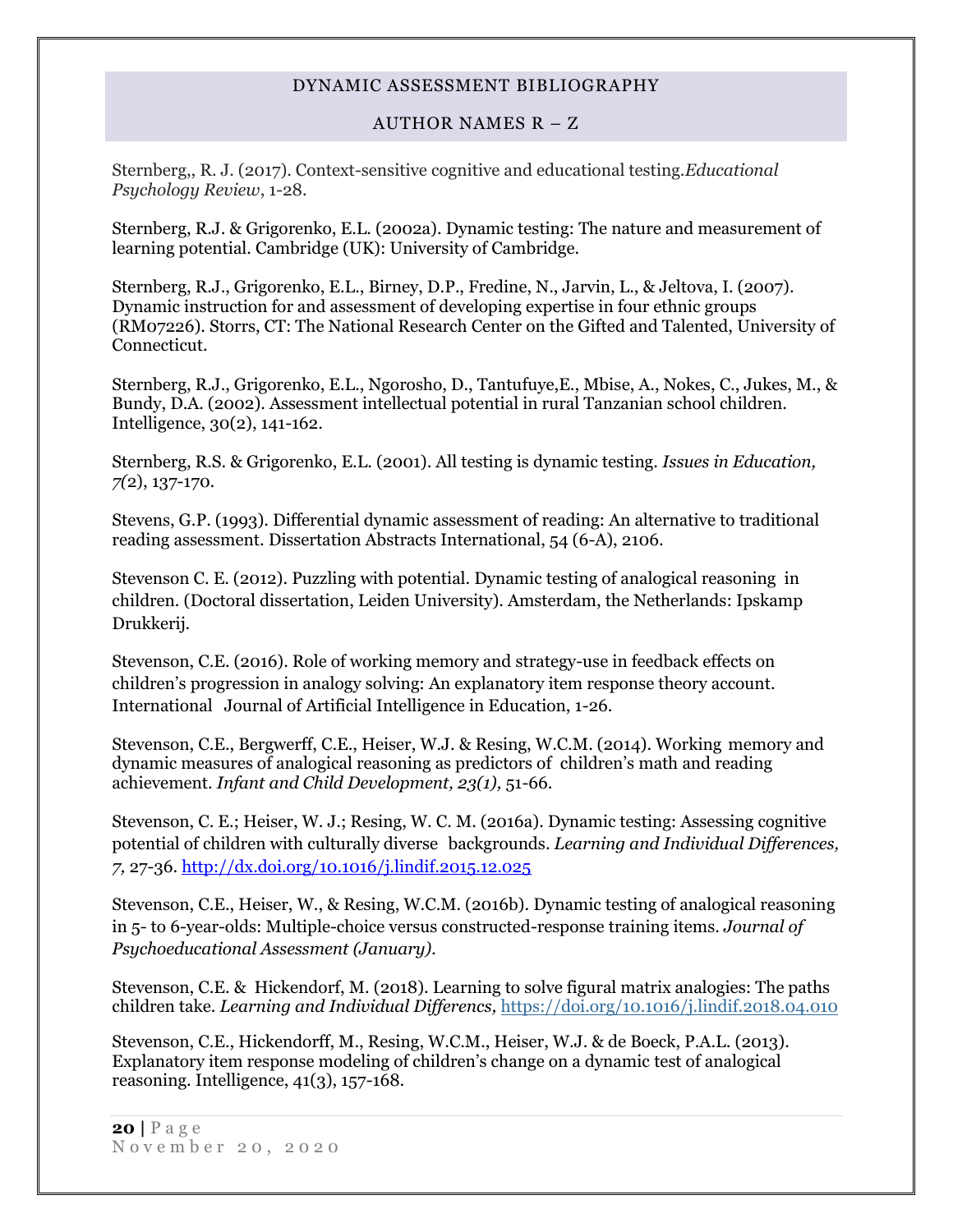Sternberg,, R. J. (2017). Context-sensitive cognitive and educational testing.*Educational Psychology Review*, 1-28.

Sternberg, R.J. & Grigorenko, E.L. (2002a). Dynamic testing: The nature and measurement of learning potential. Cambridge (UK): University of Cambridge.

Sternberg, R.J., Grigorenko, E.L., Birney, D.P., Fredine, N., Jarvin, L., & Jeltova, I. (2007). Dynamic instruction for and assessment of developing expertise in four ethnic groups (RM07226). Storrs, CT: The National Research Center on the Gifted and Talented, University of Connecticut.

Sternberg, R.J., Grigorenko, E.L., Ngorosho, D., Tantufuye,E., Mbise, A., Nokes, C., Jukes, M., & Bundy, D.A. (2002). Assessment intellectual potential in rural Tanzanian school children. Intelligence, 30(2), 141-162.

Sternberg, R.S. & Grigorenko, E.L. (2001). All testing is dynamic testing. *Issues in Education, 7(*2), 137-170.

Stevens, G.P. (1993). Differential dynamic assessment of reading: An alternative to traditional reading assessment. Dissertation Abstracts International, 54 (6-A), 2106.

Stevenson C. E. (2012). Puzzling with potential. Dynamic testing of analogical reasoning in children. (Doctoral dissertation, Leiden University). Amsterdam, the Netherlands: Ipskamp Drukkerij.

Stevenson, C.E. (2016). Role of working memory and strategy-use in feedback effects on children's progression in analogy solving: An explanatory item response theory account. International Journal of Artificial Intelligence in Education, 1-26.

Stevenson, C.E., Bergwerff, C.E., Heiser, W.J. & Resing, W.C.M. (2014). Working memory and dynamic measures of analogical reasoning as predictors of children's math and reading achievement. *Infant and Child Development, 23(1),* 51-66.

Stevenson, C. E.; Heiser, W. J.; Resing, W. C. M. (2016a). Dynamic testing: Assessing cognitive potential of children with culturally diverse backgrounds. *Learning and Individual Differences, 7,* 27-36. http://dx.doi.org/10.1016/j.lindif.2015.12.025

Stevenson, C.E., Heiser, W., & Resing, W.C.M. (2016b). Dynamic testing of analogical reasoning in 5- to 6-year-olds: Multiple-choice versus constructed-response training items. *Journal of Psychoeducational Assessment (January).*

Stevenson, C.E. & Hickendorf, M. (2018). Learning to solve figural matrix analogies: The paths children take. *Learning and Individual Differencs,* https://doi.org/10.1016/j.lindif.2018.04.010

Stevenson, C.E., Hickendorff, M., Resing, W.C.M., Heiser, W.J. & de Boeck, P.A.L. (2013). Explanatory item response modeling of children's change on a dynamic test of analogical reasoning. Intelligence, 41(3), 157-168.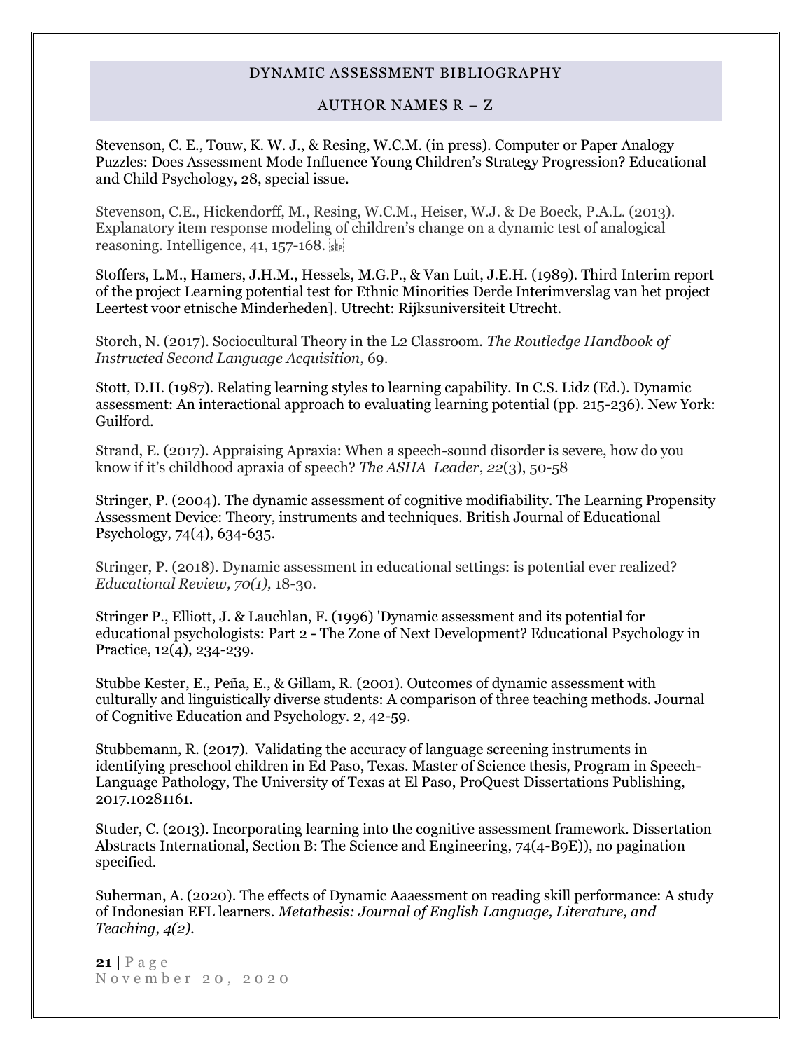Stevenson, C. E., Touw, K. W. J., & Resing, W.C.M. (in press). Computer or Paper Analogy Puzzles: Does Assessment Mode Influence Young Children's Strategy Progression? Educational and Child Psychology, 28, special issue.

Stevenson, C.E., Hickendorff, M., Resing, W.C.M., Heiser, W.J. & De Boeck, P.A.L. (2013). Explanatory item response modeling of children's change on a dynamic test of analogical reasoning. Intelligence, 41, 157-168.

Stoffers, L.M., Hamers, J.H.M., Hessels, M.G.P., & Van Luit, J.E.H. (1989). Third Interim report of the project Learning potential test for Ethnic Minorities Derde Interimverslag van het project Leertest voor etnische Minderheden]. Utrecht: Rijksuniversiteit Utrecht.

Storch, N. (2017). Sociocultural Theory in the L2 Classroom. *The Routledge Handbook of Instructed Second Language Acquisition*, 69.

Stott, D.H. (1987). Relating learning styles to learning capability. In C.S. Lidz (Ed.). Dynamic assessment: An interactional approach to evaluating learning potential (pp. 215-236). New York: Guilford.

Strand, E. (2017). Appraising Apraxia: When a speech-sound disorder is severe, how do you know if it's childhood apraxia of speech? *The ASHA Leader*, *22*(3), 50-58

Stringer, P. (2004). The dynamic assessment of cognitive modifiability. The Learning Propensity Assessment Device: Theory, instruments and techniques. British Journal of Educational Psychology, 74(4), 634-635.

Stringer, P. (2018). Dynamic assessment in educational settings: is potential ever realized? *Educational Review, 70(1),* 18-30.

Stringer P., Elliott, J. & Lauchlan, F. (1996) 'Dynamic assessment and its potential for educational psychologists: Part 2 - The Zone of Next Development? Educational Psychology in Practice, 12(4), 234-239.

Stubbe Kester, E., Peña, E., & Gillam, R. (2001). Outcomes of dynamic assessment with culturally and linguistically diverse students: A comparison of three teaching methods. Journal of Cognitive Education and Psychology. 2, 42-59.

Stubbemann, R. (2017). Validating the accuracy of language screening instruments in identifying preschool children in Ed Paso, Texas. Master of Science thesis, Program in Speech-Language Pathology, The University of Texas at El Paso, ProQuest Dissertations Publishing, 2017.10281161.

Studer, C. (2013). Incorporating learning into the cognitive assessment framework. Dissertation Abstracts International, Section B: The Science and Engineering, 74(4-B9E)), no pagination specified.

Suherman, A. (2020). The effects of Dynamic Aaaessment on reading skill performance: A study of Indonesian EFL learners. *Metathesis: Journal of English Language, Literature, and Teaching, 4(2).*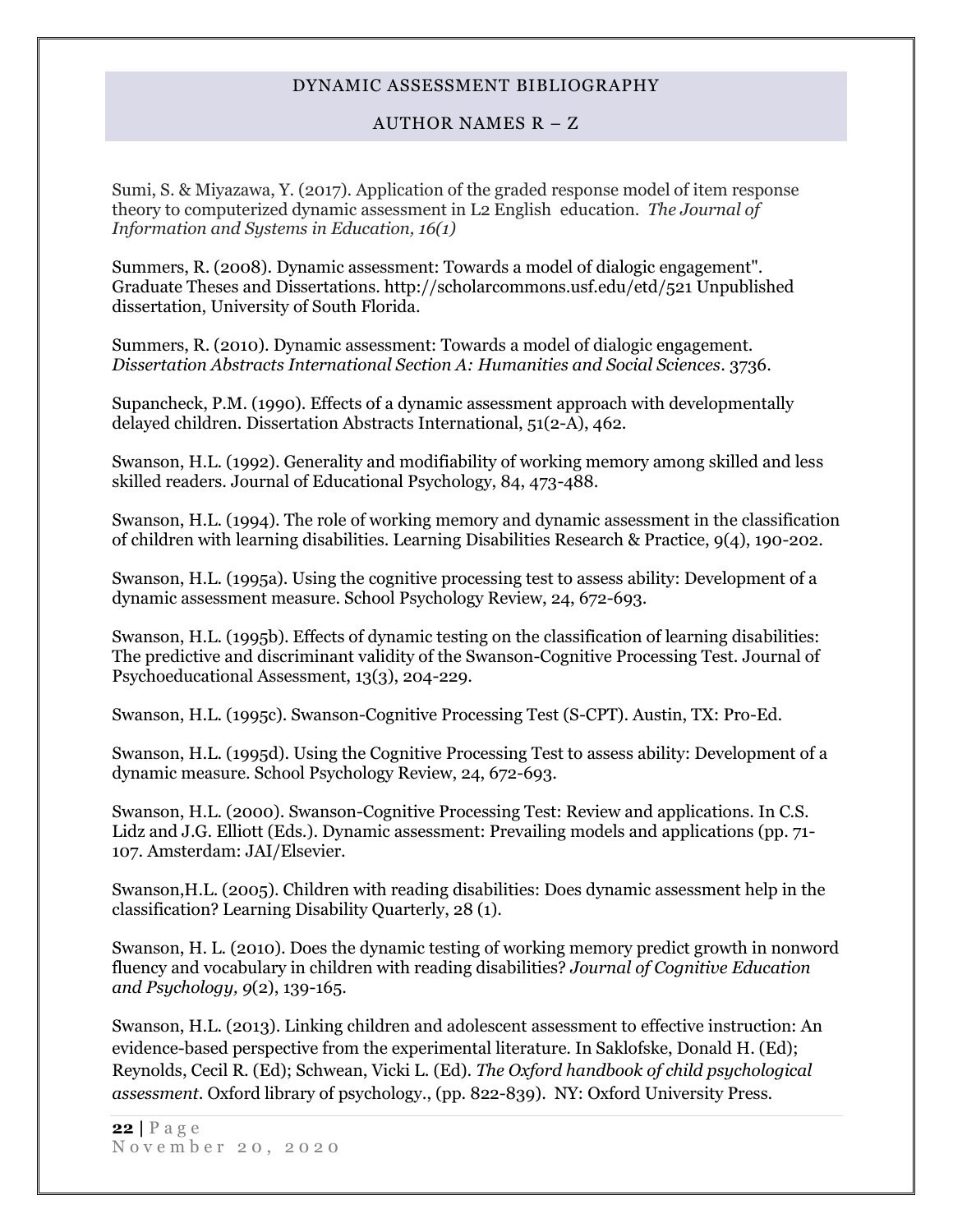Sumi, S. & Miyazawa, Y. (2017). Application of the graded response model of item response theory to computerized dynamic assessment in L2 English education. *The Journal of Information and Systems in Education, 16(1)*

Summers, R. (2008). Dynamic assessment: Towards a model of dialogic engagement". Graduate Theses and Dissertations. http://scholarcommons.usf.edu/etd/521 Unpublished dissertation, University of South Florida.

Summers, R. (2010). Dynamic assessment: Towards a model of dialogic engagement. *Dissertation Abstracts International Section A: Humanities and Social Sciences*. 3736.

Supancheck, P.M. (1990). Effects of a dynamic assessment approach with developmentally delayed children. Dissertation Abstracts International, 51(2-A), 462.

Swanson, H.L. (1992). Generality and modifiability of working memory among skilled and less skilled readers. Journal of Educational Psychology, 84, 473-488.

Swanson, H.L. (1994). The role of working memory and dynamic assessment in the classification of children with learning disabilities. Learning Disabilities Research & Practice, 9(4), 190-202.

Swanson, H.L. (1995a). Using the cognitive processing test to assess ability: Development of a dynamic assessment measure. School Psychology Review, 24, 672-693.

Swanson, H.L. (1995b). Effects of dynamic testing on the classification of learning disabilities: The predictive and discriminant validity of the Swanson-Cognitive Processing Test. Journal of Psychoeducational Assessment, 13(3), 204-229.

Swanson, H.L. (1995c). Swanson-Cognitive Processing Test (S-CPT). Austin, TX: Pro-Ed.

Swanson, H.L. (1995d). Using the Cognitive Processing Test to assess ability: Development of a dynamic measure. School Psychology Review, 24, 672-693.

Swanson, H.L. (2000). Swanson-Cognitive Processing Test: Review and applications. In C.S. Lidz and J.G. Elliott (Eds.). Dynamic assessment: Prevailing models and applications (pp. 71-107. Amsterdam: JAI/Elsevier.

Swanson,H.L. (2005). Children with reading disabilities: Does dynamic assessment help in the classification? Learning Disability Quarterly, 28 (1).

Swanson, H. L. (2010). Does the dynamic testing of working memory predict growth in nonword fluency and vocabulary in children with reading disabilities? *Journal of Cognitive Education and Psychology, 9*(2), 139-165.

Swanson, H.L. (2013). Linking children and adolescent assessment to effective instruction: An evidence-based perspective from the experimental literature. In Saklofske, Donald H. (Ed); Reynolds, Cecil R. (Ed); Schwean, Vicki L. (Ed). *The Oxford handbook of child psychological assessment*. Oxford library of psychology., (pp. 822-839). NY: Oxford University Press.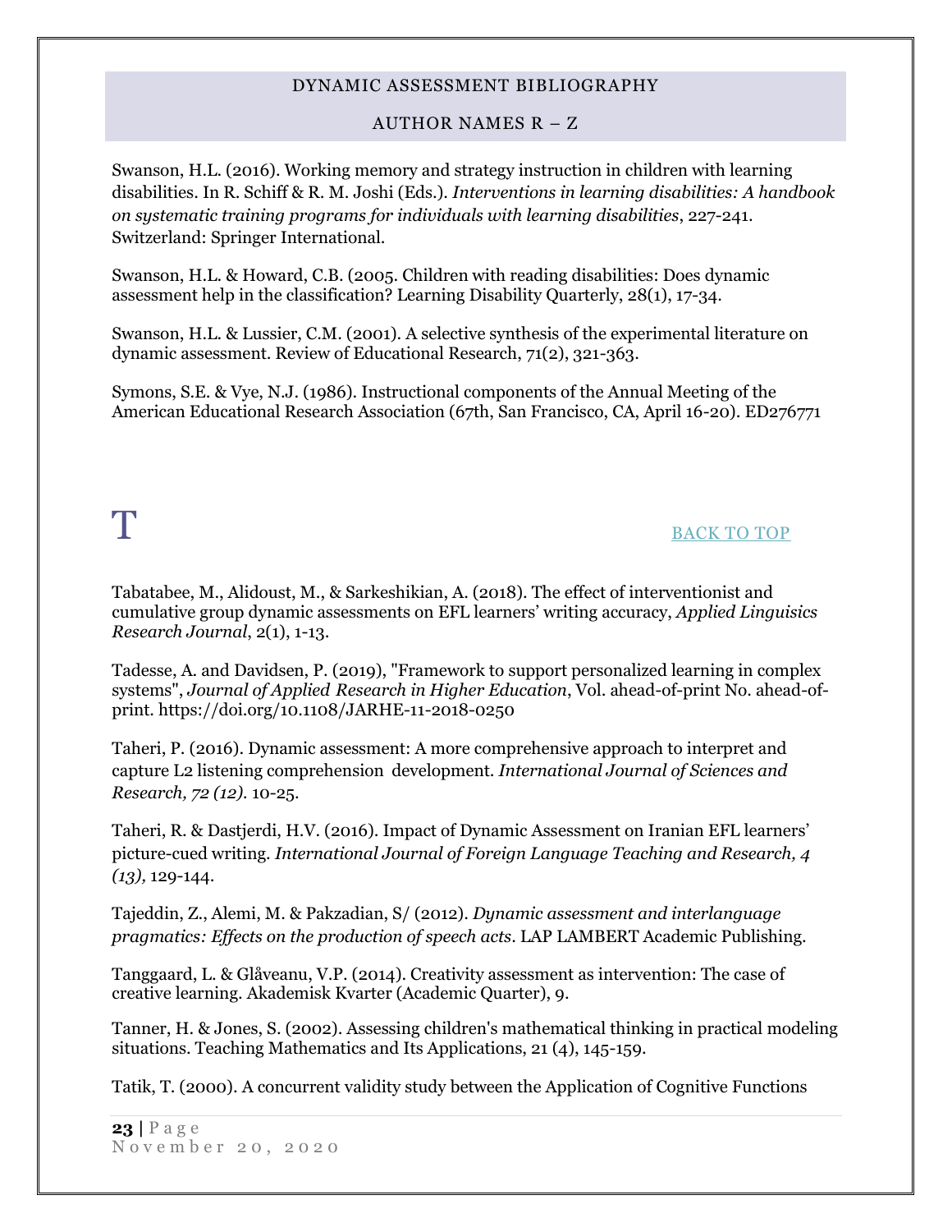Swanson, H.L. (2016). Working memory and strategy instruction in children with learning disabilities. In R. Schiff & R. M. Joshi (Eds.). *Interventions in learning disabilities: A handbook on systematic training programs for individuals with learning disabilities*, 227-241. Switzerland: Springer International.

Swanson, H.L. & Howard, C.B. (2005. Children with reading disabilities: Does dynamic assessment help in the classification? Learning Disability Quarterly, 28(1), 17-34.

Swanson, H.L. & Lussier, C.M. (2001). A selective synthesis of the experimental literature on dynamic assessment. Review of Educational Research, 71(2), 321-363.

Symons, S.E. & Vye, N.J. (1986). Instructional components of the Annual Meeting of the American Educational Research Association (67th, San Francisco, CA, April 16-20). ED276771

# T

BACK TO TOP

Tabatabee, M., Alidoust, M., & Sarkeshikian, A. (2018). The effect of interventionist and cumulative group dynamic assessments on EFL learners' writing accuracy, *Applied Linguisics Research Journal*, 2(1), 1-13.

Tadesse, A. and Davidsen, P. (2019), "Framework to support personalized learning in complex systems", *Journal of Applied Research in Higher Education*, Vol. ahead-of-print No. ahead-of-print. https://doi.org/10.1108/JARHE-11-2018-0250

Taheri, P. (2016). Dynamic assessment: A more comprehensive approach to interpret and capture L2 listening comprehension development. *International Journal of Sciences and Research, 72 (12).* 10-25.

Taheri, R. & Dastjerdi, H.V. (2016). Impact of Dynamic Assessment on Iranian EFL learners' picture-cued writing. *International Journal of Foreign Language Teaching and Research, 4 (13),* 129-144.

Tajeddin, Z., Alemi, M. & Pakzadian, S/ (2012). *Dynamic assessment and interlanguage pragmatics: Effects on the production of speech acts*. LAP LAMBERT Academic Publishing.

Tanggaard, L. & Glåveanu, V.P. (2014). Creativity assessment as intervention: The case of creative learning. Akademisk Kvarter (Academic Quarter), 9.

Tanner, H. & Jones, S. (2002). Assessing children's mathematical thinking in practical modeling situations. Teaching Mathematics and Its Applications, 21 (4), 145-159.

Tatik, T. (2000). A concurrent validity study between the Application of Cognitive Functions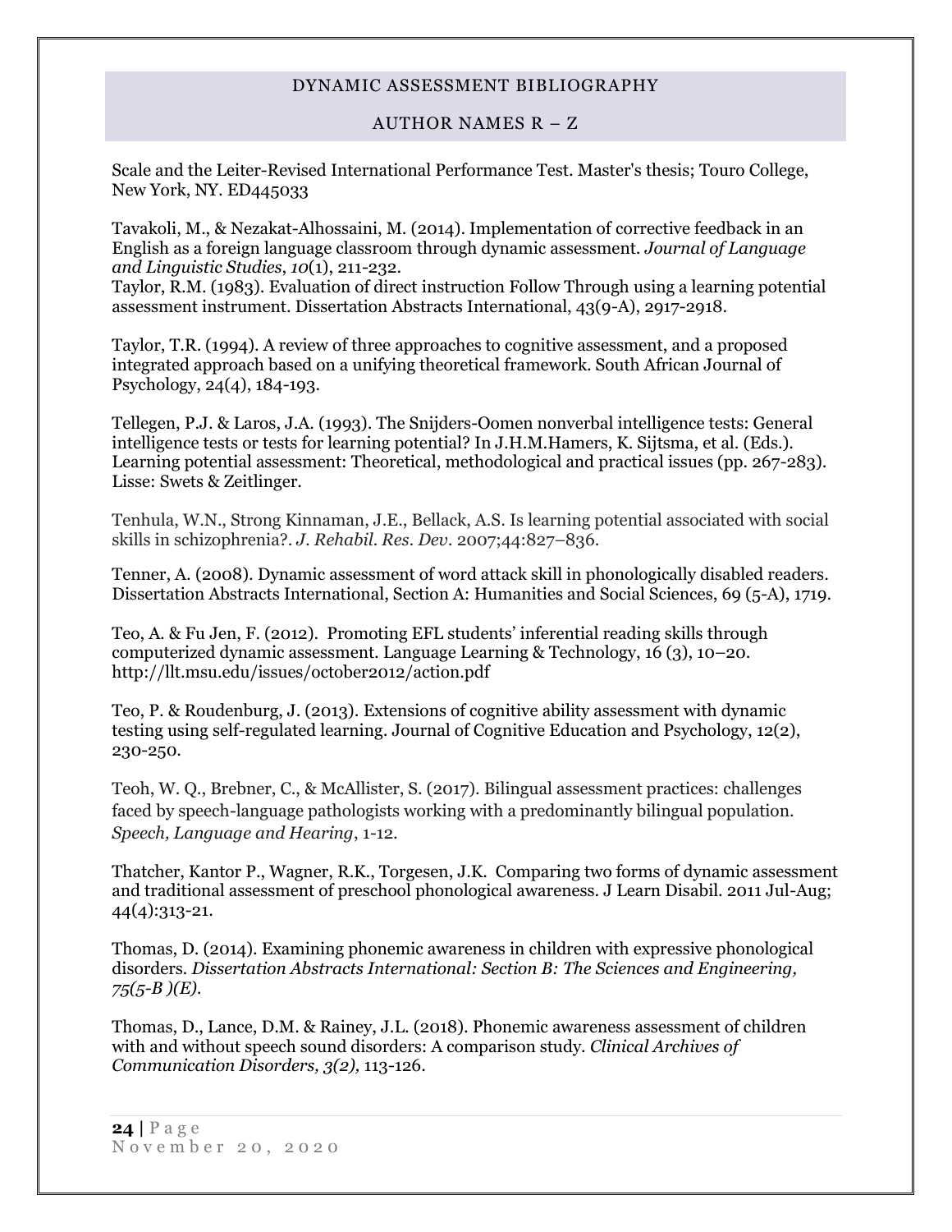Scale and the Leiter-Revised International Performance Test. Master's thesis; Touro College, New York, NY. ED445033

Tavakoli, M., & Nezakat-Alhossaini, M. (2014). Implementation of corrective feedback in an English as a foreign language classroom through dynamic assessment. *Journal of Language and Linguistic Studies*, *10*(1), 211-232.
Taylor, R.M. (1983). Evaluation of direct instruction Follow Through using a learning potential assessment instrument. Dissertation Abstracts International, 43(9-A), 2917-2918.

Taylor, T.R. (1994). A review of three approaches to cognitive assessment, and a proposed integrated approach based on a unifying theoretical framework. South African Journal of Psychology, 24(4), 184-193.

Tellegen, P.J. & Laros, J.A. (1993). The Snijders-Oomen nonverbal intelligence tests: General intelligence tests or tests for learning potential? In J.H.M.Hamers, K. Sijtsma, et al. (Eds.). Learning potential assessment: Theoretical, methodological and practical issues (pp. 267-283). Lisse: Swets & Zeitlinger.

Tenhula, W.N., Strong Kinnaman, J.E., Bellack, A.S. Is learning potential associated with social skills in schizophrenia?. *J. Rehabil. Res. Dev.* 2007;44:827–836.

Tenner, A. (2008). Dynamic assessment of word attack skill in phonologically disabled readers. Dissertation Abstracts International, Section A: Humanities and Social Sciences, 69 (5-A), 1719.

Teo, A. & Fu Jen, F. (2012). Promoting EFL students' inferential reading skills through computerized dynamic assessment. Language Learning & Technology, 16 (3), 10–20. http://llt.msu.edu/issues/october2012/action.pdf

Teo, P. & Roudenburg, J. (2013). Extensions of cognitive ability assessment with dynamic testing using self-regulated learning. Journal of Cognitive Education and Psychology, 12(2), 230-250.

Teoh, W. Q., Brebner, C., & McAllister, S. (2017). Bilingual assessment practices: challenges faced by speech-language pathologists working with a predominantly bilingual population. *Speech, Language and Hearing*, 1-12.

Thatcher, Kantor P., Wagner, R.K., Torgesen, J.K. Comparing two forms of dynamic assessment and traditional assessment of preschool phonological awareness. J Learn Disabil. 2011 Jul-Aug; 44(4):313-21.

Thomas, D. (2014). Examining phonemic awareness in children with expressive phonological disorders. *Dissertation Abstracts International: Section B: The Sciences and Engineering, 75(5-B )(E).*

Thomas, D., Lance, D.M. & Rainey, J.L. (2018). Phonemic awareness assessment of children with and without speech sound disorders: A comparison study. *Clinical Archives of Communication Disorders, 3(2),* 113-126.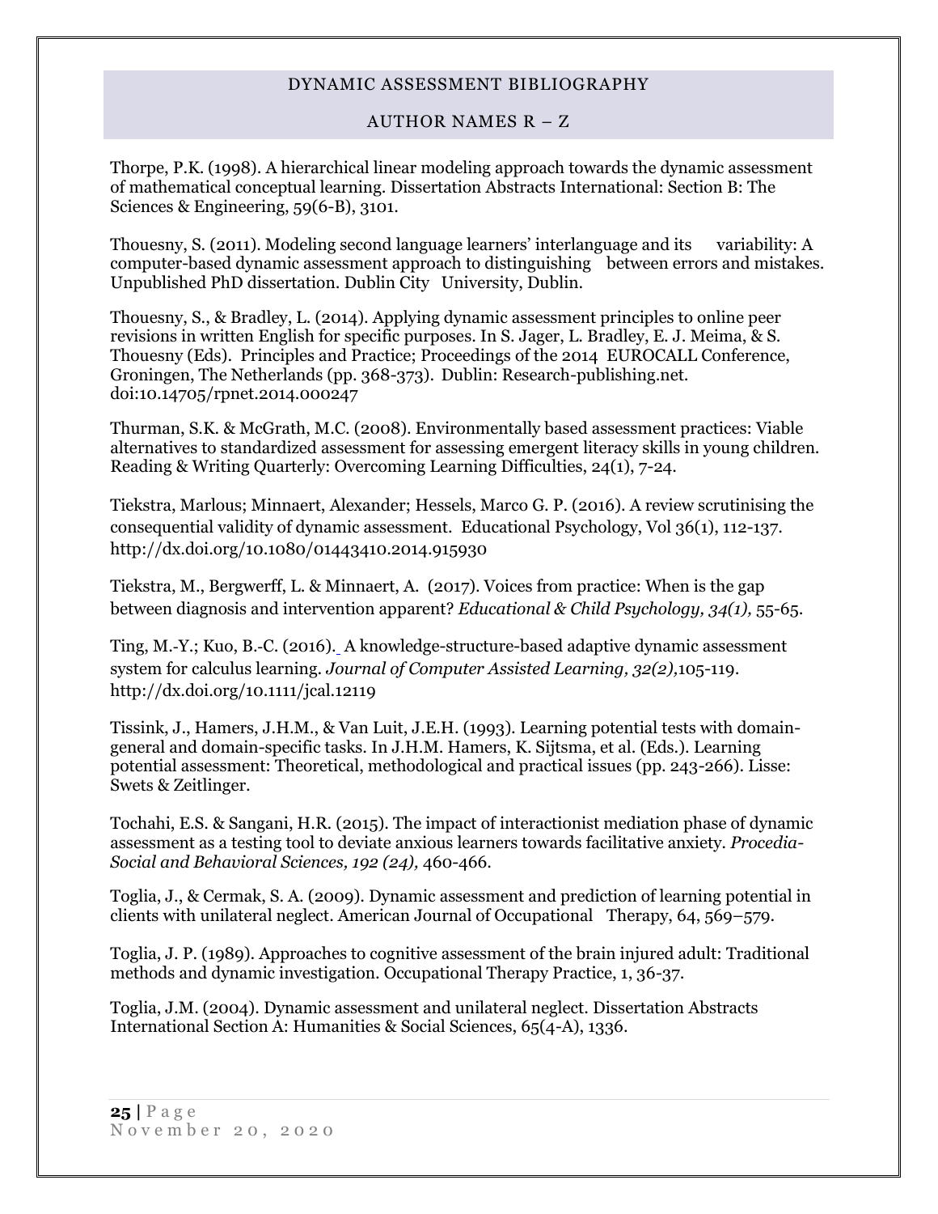Thorpe, P.K. (1998). A hierarchical linear modeling approach towards the dynamic assessment of mathematical conceptual learning. Dissertation Abstracts International: Section B: The Sciences & Engineering, 59(6-B), 3101.

Thouesny, S. (2011). Modeling second language learners' interlanguage and its variability: A computer-based dynamic assessment approach to distinguishing between errors and mistakes. Unpublished PhD dissertation. Dublin City University, Dublin.

Thouesny, S., & Bradley, L. (2014). Applying dynamic assessment principles to online peer revisions in written English for specific purposes. In S. Jager, L. Bradley, E. J. Meima, & S. Thouesny (Eds). Principles and Practice; Proceedings of the 2014 EUROCALL Conference, Groningen, The Netherlands (pp. 368-373). Dublin: Research-publishing.net. doi:10.14705/rpnet.2014.000247

Thurman, S.K. & McGrath, M.C. (2008). Environmentally based assessment practices: Viable alternatives to standardized assessment for assessing emergent literacy skills in young children. Reading & Writing Quarterly: Overcoming Learning Difficulties, 24(1), 7-24.

Tiekstra, Marlous; Minnaert, Alexander; Hessels, Marco G. P. (2016). A review scrutinising the consequential validity of dynamic assessment. Educational Psychology, Vol 36(1), 112-137. http://dx.doi.org/10.1080/01443410.2014.915930

Tiekstra, M., Bergwerff, L. & Minnaert, A. (2017). Voices from practice: When is the gap between diagnosis and intervention apparent? *Educational & Child Psychology, 34(1),* 55-65.

Ting, M.-Y.; Kuo, B.-C. (2016). A knowledge-structure-based adaptive dynamic assessment system for calculus learning. *Journal of Computer Assisted Learning, 32(2),*105-119. http://dx.doi.org/10.1111/jcal.12119

Tissink, J., Hamers, J.H.M., & Van Luit, J.E.H. (1993). Learning potential tests with domain-general and domain-specific tasks. In J.H.M. Hamers, K. Sijtsma, et al. (Eds.). Learning potential assessment: Theoretical, methodological and practical issues (pp. 243-266). Lisse: Swets & Zeitlinger.

Tochahi, E.S. & Sangani, H.R. (2015). The impact of interactionist mediation phase of dynamic assessment as a testing tool to deviate anxious learners towards facilitative anxiety. *Procedia-Social and Behavioral Sciences, 192 (24),* 460-466.

Toglia, J., & Cermak, S. A. (2009). Dynamic assessment and prediction of learning potential in clients with unilateral neglect. American Journal of Occupational Therapy, 64, 569–579.

Toglia, J. P. (1989). Approaches to cognitive assessment of the brain injured adult: Traditional methods and dynamic investigation. Occupational Therapy Practice, 1, 36-37.

Toglia, J.M. (2004). Dynamic assessment and unilateral neglect. Dissertation Abstracts International Section A: Humanities & Social Sciences, 65(4-A), 1336.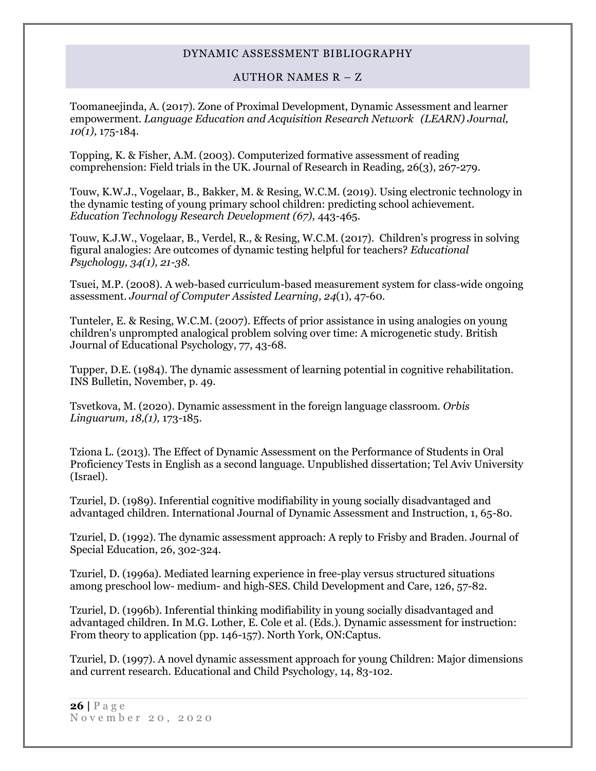Toomaneejinda, A. (2017). Zone of Proximal Development, Dynamic Assessment and learner empowerment. *Language Education and Acquisition Research Network (LEARN) Journal, 10(1),* 175-184.

Topping, K. & Fisher, A.M. (2003). Computerized formative assessment of reading comprehension: Field trials in the UK. Journal of Research in Reading, 26(3), 267-279.

Touw, K.W.J., Vogelaar, B., Bakker, M. & Resing, W.C.M. (2019). Using electronic technology in the dynamic testing of young primary school children: predicting school achievement. *Education Technology Research Development (67),* 443-465.

Touw, K.J.W., Vogelaar, B., Verdel, R., & Resing, W.C.M. (2017). Children's progress in solving figural analogies: Are outcomes of dynamic testing helpful for teachers? *Educational Psychology, 34(1), 21-38.*

Tsuei, M.P. (2008). A web-based curriculum-based measurement system for class-wide ongoing assessment. *Journal of Computer Assisted Learning, 24*(1), 47-60.

Tunteler, E. & Resing, W.C.M. (2007). Effects of prior assistance in using analogies on young children's unprompted analogical problem solving over time: A microgenetic study. British Journal of Educational Psychology, 77, 43-68.

Tupper, D.E. (1984). The dynamic assessment of learning potential in cognitive rehabilitation. INS Bulletin, November, p. 49.

Tsvetkova, M. (2020). Dynamic assessment in the foreign language classroom. *Orbis Linguarum, 18,(1),* 173-185.

Tziona L. (2013). The Effect of Dynamic Assessment on the Performance of Students in Oral Proficiency Tests in English as a second language. Unpublished dissertation; Tel Aviv University (Israel).

Tzuriel, D. (1989). Inferential cognitive modifiability in young socially disadvantaged and advantaged children. International Journal of Dynamic Assessment and Instruction, 1, 65-80.

Tzuriel, D. (1992). The dynamic assessment approach: A reply to Frisby and Braden. Journal of Special Education, 26, 302-324.

Tzuriel, D. (1996a). Mediated learning experience in free-play versus structured situations among preschool low- medium- and high-SES. Child Development and Care, 126, 57-82.

Tzuriel, D. (1996b). Inferential thinking modifiability in young socially disadvantaged and advantaged children. In M.G. Lother, E. Cole et al. (Eds.). Dynamic assessment for instruction: From theory to application (pp. 146-157). North York, ON:Captus.

Tzuriel, D. (1997). A novel dynamic assessment approach for young Children: Major dimensions and current research. Educational and Child Psychology, 14, 83-102.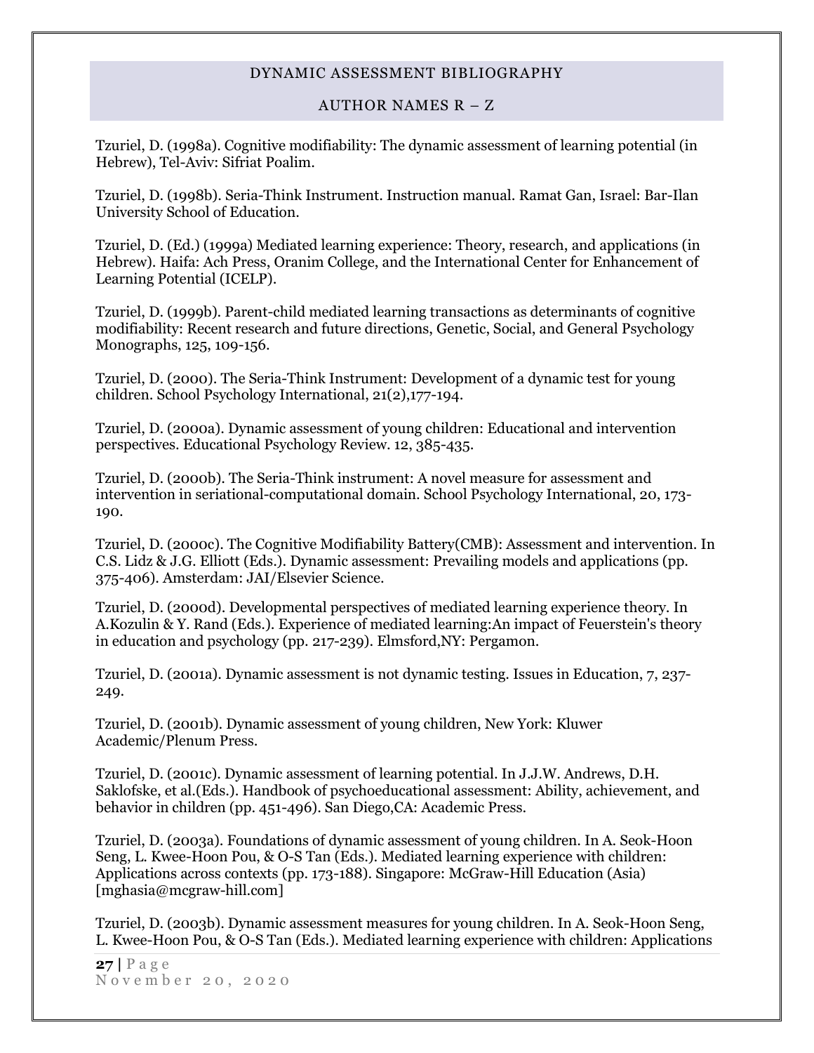Tzuriel, D. (1998a). Cognitive modifiability: The dynamic assessment of learning potential (in Hebrew), Tel-Aviv: Sifriat Poalim.

Tzuriel, D. (1998b). Seria-Think Instrument. Instruction manual. Ramat Gan, Israel: Bar-Ilan University School of Education.

Tzuriel, D. (Ed.) (1999a) Mediated learning experience: Theory, research, and applications (in Hebrew). Haifa: Ach Press, Oranim College, and the International Center for Enhancement of Learning Potential (ICELP).

Tzuriel, D. (1999b). Parent-child mediated learning transactions as determinants of cognitive modifiability: Recent research and future directions, Genetic, Social, and General Psychology Monographs, 125, 109-156.

Tzuriel, D. (2000). The Seria-Think Instrument: Development of a dynamic test for young children. School Psychology International, 21(2),177-194.

Tzuriel, D. (2000a). Dynamic assessment of young children: Educational and intervention perspectives. Educational Psychology Review. 12, 385-435.

Tzuriel, D. (2000b). The Seria-Think instrument: A novel measure for assessment and intervention in seriational-computational domain. School Psychology International, 20, 173-190.

Tzuriel, D. (2000c). The Cognitive Modifiability Battery(CMB): Assessment and intervention. In C.S. Lidz & J.G. Elliott (Eds.). Dynamic assessment: Prevailing models and applications (pp. 375-406). Amsterdam: JAI/Elsevier Science.

Tzuriel, D. (2000d). Developmental perspectives of mediated learning experience theory. In A.Kozulin & Y. Rand (Eds.). Experience of mediated learning:An impact of Feuerstein's theory in education and psychology (pp. 217-239). Elmsford,NY: Pergamon.

Tzuriel, D. (2001a). Dynamic assessment is not dynamic testing. Issues in Education, 7, 237-249.

Tzuriel, D. (2001b). Dynamic assessment of young children, New York: Kluwer Academic/Plenum Press.

Tzuriel, D. (2001c). Dynamic assessment of learning potential. In J.J.W. Andrews, D.H. Saklofske, et al.(Eds.). Handbook of psychoeducational assessment: Ability, achievement, and behavior in children (pp. 451-496). San Diego,CA: Academic Press.

Tzuriel, D. (2003a). Foundations of dynamic assessment of young children. In A. Seok-Hoon Seng, L. Kwee-Hoon Pou, & O-S Tan (Eds.). Mediated learning experience with children: Applications across contexts (pp. 173-188). Singapore: McGraw-Hill Education (Asia) [mghasia@mcgraw-hill.com]

Tzuriel, D. (2003b). Dynamic assessment measures for young children. In A. Seok-Hoon Seng, L. Kwee-Hoon Pou, & O-S Tan (Eds.). Mediated learning experience with children: Applications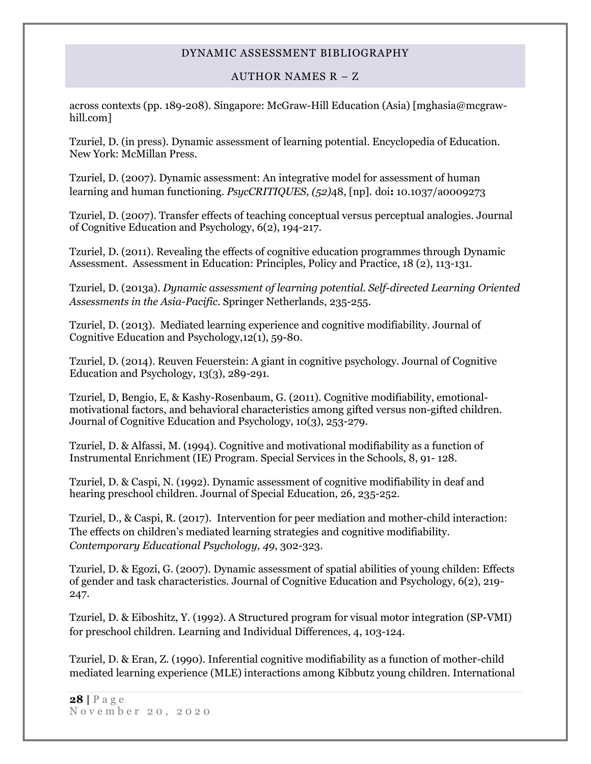across contexts (pp. 189-208). Singapore: McGraw-Hill Education (Asia) [mghasia@mcgraw-hill.com]

Tzuriel, D. (in press). Dynamic assessment of learning potential. Encyclopedia of Education. New York: McMillan Press.

Tzuriel, D. (2007). Dynamic assessment: An integrative model for assessment of human learning and human functioning. *PsycCRITIQUES, (52)*48, [np]. doi**:** 10.1037/a0009273

Tzuriel, D. (2007). Transfer effects of teaching conceptual versus perceptual analogies. Journal of Cognitive Education and Psychology, 6(2), 194-217.

Tzuriel, D. (2011). Revealing the effects of cognitive education programmes through Dynamic Assessment. Assessment in Education: Principles, Policy and Practice, 18 (2), 113-131.

Tzuriel, D. (2013a). *Dynamic assessment of learning potential. Self-directed Learning Oriented Assessments in the Asia-Pacific*. Springer Netherlands, 235-255.

Tzuriel, D. (2013). Mediated learning experience and cognitive modifiability. Journal of Cognitive Education and Psychology,12(1), 59-80.

Tzuriel, D. (2014). Reuven Feuerstein: A giant in cognitive psychology. Journal of Cognitive Education and Psychology, 13(3), 289-291.

Tzuriel, D, Bengio, E, & Kashy-Rosenbaum, G. (2011). Cognitive modifiability, emotional-motivational factors, and behavioral characteristics among gifted versus non-gifted children. Journal of Cognitive Education and Psychology, 10(3), 253-279.

Tzuriel, D. & Alfassi, M. (1994). Cognitive and motivational modifiability as a function of Instrumental Enrichment (IE) Program. Special Services in the Schools, 8, 91- 128.

Tzuriel, D. & Caspi, N. (1992). Dynamic assessment of cognitive modifiability in deaf and hearing preschool children. Journal of Special Education, 26, 235-252.

Tzuriel, D., & Caspi, R. (2017). Intervention for peer mediation and mother-child interaction: The effects on children's mediated learning strategies and cognitive modifiability. *Contemporary Educational Psychology, 49*, 302-323.

Tzuriel, D. & Egozi, G. (2007). Dynamic assessment of spatial abilities of young childen: Effects of gender and task characteristics. Journal of Cognitive Education and Psychology, 6(2), 219-247.

Tzuriel, D. & Eiboshitz, Y. (1992). A Structured program for visual motor integration (SP-VMI) for preschool children. Learning and Individual Differences, 4, 103-124.

Tzuriel, D. & Eran, Z. (1990). Inferential cognitive modifiability as a function of mother-child mediated learning experience (MLE) interactions among Kibbutz young children. International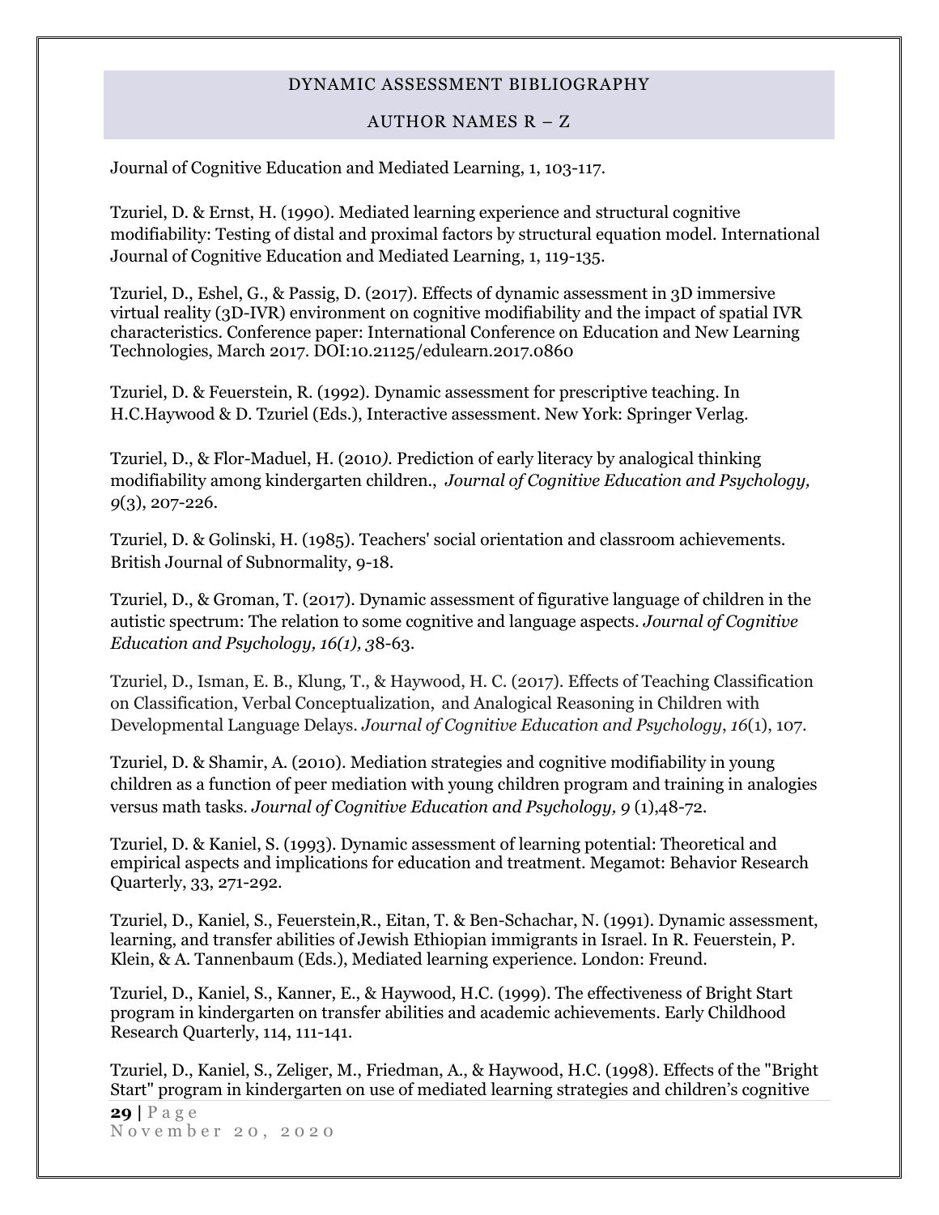Journal of Cognitive Education and Mediated Learning, 1, 103-117.

Tzuriel, D. & Ernst, H. (1990). Mediated learning experience and structural cognitive modifiability: Testing of distal and proximal factors by structural equation model. International Journal of Cognitive Education and Mediated Learning, 1, 119-135.

Tzuriel, D., Eshel, G., & Passig, D. (2017). Effects of dynamic assessment in 3D immersive virtual reality (3D-IVR) environment on cognitive modifiability and the impact of spatial IVR characteristics. Conference paper: International Conference on Education and New Learning Technologies, March 2017. DOI:10.21125/edulearn.2017.0860

Tzuriel, D. & Feuerstein, R. (1992). Dynamic assessment for prescriptive teaching. In H.C.Haywood & D. Tzuriel (Eds.), Interactive assessment. New York: Springer Verlag.

Tzuriel, D., & Flor-Maduel, H. (2010). Prediction of early literacy by analogical thinking modifiability among kindergarten children., *Journal of Cognitive Education and Psychology, 9*(3), 207-226.

Tzuriel, D. & Golinski, H. (1985). Teachers' social orientation and classroom achievements. British Journal of Subnormality, 9-18.

Tzuriel, D., & Groman, T. (2017). Dynamic assessment of figurative language of children in the autistic spectrum: The relation to some cognitive and language aspects. *Journal of Cognitive Education and Psychology, 16(1), 3*8-63.

Tzuriel, D., Isman, E. B., Klung, T., & Haywood, H. C. (2017). Effects of Teaching Classification on Classification, Verbal Conceptualization, and Analogical Reasoning in Children with Developmental Language Delays. *Journal of Cognitive Education and Psychology*, *16*(1), 107.

Tzuriel, D. & Shamir, A. (2010). Mediation strategies and cognitive modifiability in young children as a function of peer mediation with young children program and training in analogies versus math tasks. *Journal of Cognitive Education and Psychology, 9* (1),48-72.

Tzuriel, D. & Kaniel, S. (1993). Dynamic assessment of learning potential: Theoretical and empirical aspects and implications for education and treatment. Megamot: Behavior Research Quarterly, 33, 271-292.

Tzuriel, D., Kaniel, S., Feuerstein,R., Eitan, T. & Ben-Schachar, N. (1991). Dynamic assessment, learning, and transfer abilities of Jewish Ethiopian immigrants in Israel. In R. Feuerstein, P. Klein, & A. Tannenbaum (Eds.), Mediated learning experience. London: Freund.

Tzuriel, D., Kaniel, S., Kanner, E., & Haywood, H.C. (1999). The effectiveness of Bright Start program in kindergarten on transfer abilities and academic achievements. Early Childhood Research Quarterly, 114, 111-141.

Tzuriel, D., Kaniel, S., Zeliger, M., Friedman, A., & Haywood, H.C. (1998). Effects of the "Bright Start" program in kindergarten on use of mediated learning strategies and children's cognitive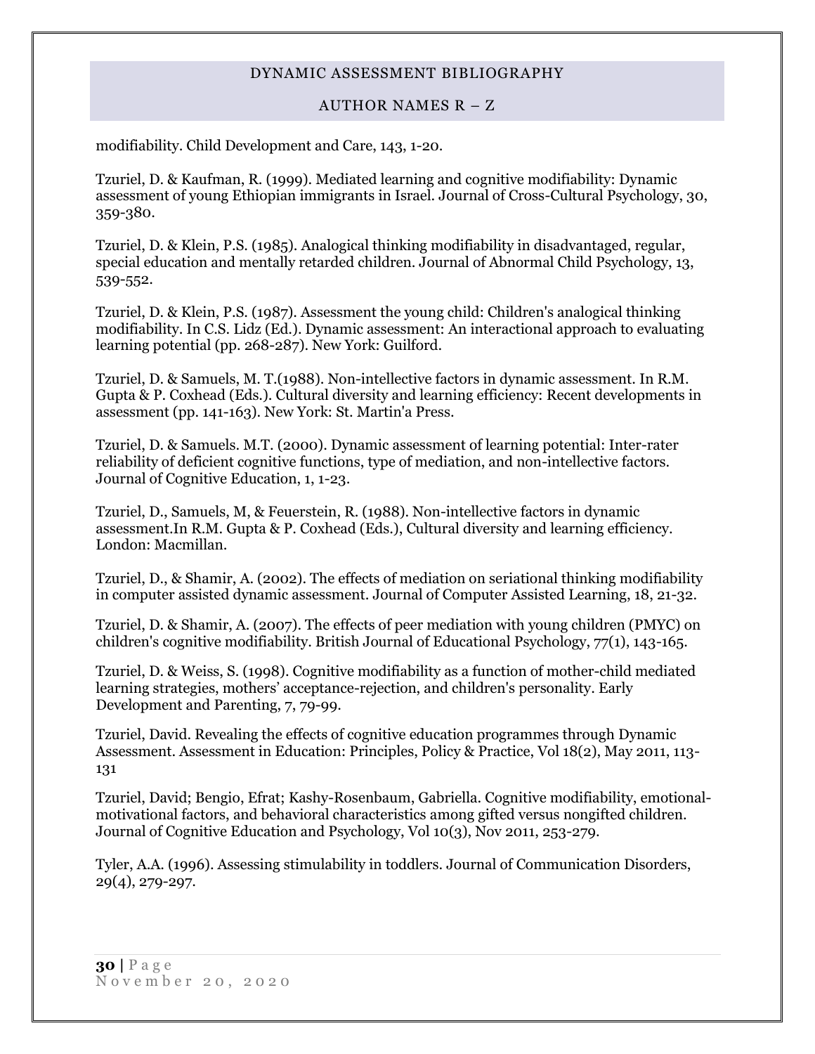modifiability. Child Development and Care, 143, 1-20.

Tzuriel, D. & Kaufman, R. (1999). Mediated learning and cognitive modifiability: Dynamic assessment of young Ethiopian immigrants in Israel. Journal of Cross-Cultural Psychology, 30, 359-380.

Tzuriel, D. & Klein, P.S. (1985). Analogical thinking modifiability in disadvantaged, regular, special education and mentally retarded children. Journal of Abnormal Child Psychology, 13, 539-552.

Tzuriel, D. & Klein, P.S. (1987). Assessment the young child: Children's analogical thinking modifiability. In C.S. Lidz (Ed.). Dynamic assessment: An interactional approach to evaluating learning potential (pp. 268-287). New York: Guilford.

Tzuriel, D. & Samuels, M. T.(1988). Non-intellective factors in dynamic assessment. In R.M. Gupta & P. Coxhead (Eds.). Cultural diversity and learning efficiency: Recent developments in assessment (pp. 141-163). New York: St. Martin'a Press.

Tzuriel, D. & Samuels. M.T. (2000). Dynamic assessment of learning potential: Inter-rater reliability of deficient cognitive functions, type of mediation, and non-intellective factors. Journal of Cognitive Education, 1, 1-23.

Tzuriel, D., Samuels, M, & Feuerstein, R. (1988). Non-intellective factors in dynamic assessment.In R.M. Gupta & P. Coxhead (Eds.), Cultural diversity and learning efficiency. London: Macmillan.

Tzuriel, D., & Shamir, A. (2002). The effects of mediation on seriational thinking modifiability in computer assisted dynamic assessment. Journal of Computer Assisted Learning, 18, 21-32.

Tzuriel, D. & Shamir, A. (2007). The effects of peer mediation with young children (PMYC) on children's cognitive modifiability. British Journal of Educational Psychology, 77(1), 143-165.

Tzuriel, D. & Weiss, S. (1998). Cognitive modifiability as a function of mother-child mediated learning strategies, mothers' acceptance-rejection, and children's personality. Early Development and Parenting, 7, 79-99.

Tzuriel, David. Revealing the effects of cognitive education programmes through Dynamic Assessment. Assessment in Education: Principles, Policy & Practice, Vol 18(2), May 2011, 113-131

Tzuriel, David; Bengio, Efrat; Kashy-Rosenbaum, Gabriella. Cognitive modifiability, emotional-motivational factors, and behavioral characteristics among gifted versus nongifted children. Journal of Cognitive Education and Psychology, Vol 10(3), Nov 2011, 253-279.

Tyler, A.A. (1996). Assessing stimulability in toddlers. Journal of Communication Disorders, 29(4), 279-297.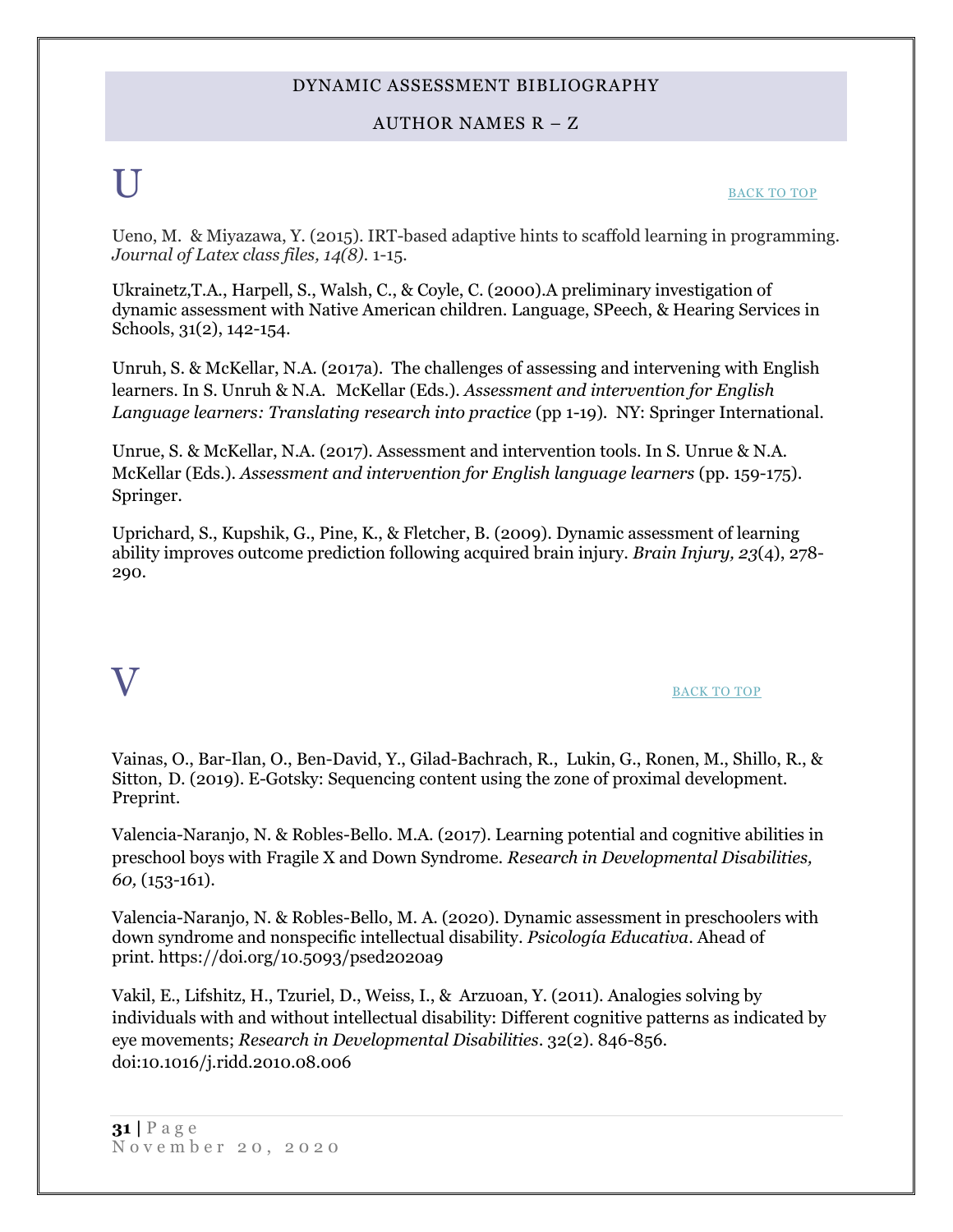# U

BACK TO TOP

Ueno, M. & Miyazawa, Y. (2015). IRT-based adaptive hints to scaffold learning in programming. *Journal of Latex class files, 14(8)*. 1-15.

Ukrainetz,T.A., Harpell, S., Walsh, C., & Coyle, C. (2000).A preliminary investigation of dynamic assessment with Native American children. Language, SPeech, & Hearing Services in Schools, 31(2), 142-154.

Unruh, S. & McKellar, N.A. (2017a). The challenges of assessing and intervening with English learners. In S. Unruh & N.A. McKellar (Eds.). *Assessment and intervention for English Language learners: Translating research into practice* (pp 1-19). NY: Springer International.

Unrue, S. & McKellar, N.A. (2017). Assessment and intervention tools. In S. Unrue & N.A. McKellar (Eds.). *Assessment and intervention for English language learners* (pp. 159-175). Springer.

Uprichard, S., Kupshik, G., Pine, K., & Fletcher, B. (2009). Dynamic assessment of learning ability improves outcome prediction following acquired brain injury. *Brain Injury, 23*(4), 278-290.

# V

BACK TO TOP

Vainas, O., Bar-Ilan, O., Ben-David, Y., Gilad-Bachrach, R., Lukin, G., Ronen, M., Shillo, R., & Sitton, D. (2019). E-Gotsky: Sequencing content using the zone of proximal development. Preprint.

Valencia-Naranjo, N. & Robles-Bello. M.A. (2017). Learning potential and cognitive abilities in preschool boys with Fragile X and Down Syndrome. *Research in Developmental Disabilities, 60,* (153-161).

Valencia-Naranjo, N. & Robles-Bello, M. A. (2020). Dynamic assessment in preschoolers with down syndrome and nonspecific intellectual disability. *Psicología Educativa*. Ahead of print. https://doi.org/10.5093/psed2020a9

Vakil, E., Lifshitz, H., Tzuriel, D., Weiss, I., & Arzuoan, Y. (2011). Analogies solving by individuals with and without intellectual disability: Different cognitive patterns as indicated by eye movements; *Research in Developmental Disabilities*. 32(2). 846-856. doi:10.1016/j.ridd.2010.08.006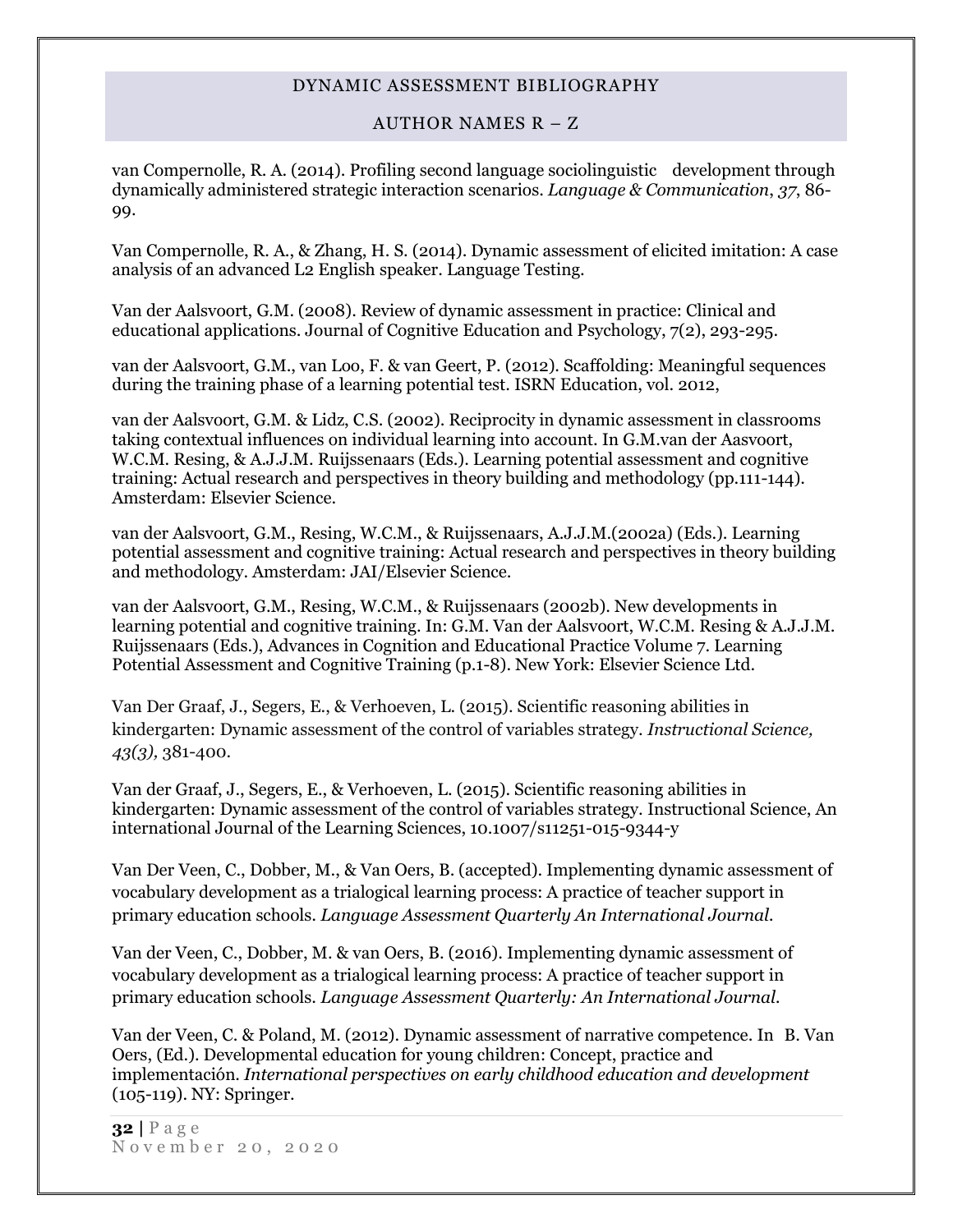van Compernolle, R. A. (2014). Profiling second language sociolinguistic development through dynamically administered strategic interaction scenarios. *Language & Communication*, *37*, 86-99.

Van Compernolle, R. A., & Zhang, H. S. (2014). Dynamic assessment of elicited imitation: A case analysis of an advanced L2 English speaker. Language Testing.

Van der Aalsvoort, G.M. (2008). Review of dynamic assessment in practice: Clinical and educational applications. Journal of Cognitive Education and Psychology, 7(2), 293-295.

van der Aalsvoort, G.M., van Loo, F. & van Geert, P. (2012). Scaffolding: Meaningful sequences during the training phase of a learning potential test. ISRN Education, vol. 2012,

van der Aalsvoort, G.M. & Lidz, C.S. (2002). Reciprocity in dynamic assessment in classrooms taking contextual influences on individual learning into account. In G.M.van der Aasvoort, W.C.M. Resing, & A.J.J.M. Ruijssenaars (Eds.). Learning potential assessment and cognitive training: Actual research and perspectives in theory building and methodology (pp.111-144). Amsterdam: Elsevier Science.

van der Aalsvoort, G.M., Resing, W.C.M., & Ruijssenaars, A.J.J.M.(2002a) (Eds.). Learning potential assessment and cognitive training: Actual research and perspectives in theory building and methodology. Amsterdam: JAI/Elsevier Science.

van der Aalsvoort, G.M., Resing, W.C.M., & Ruijssenaars (2002b). New developments in learning potential and cognitive training. In: G.M. Van der Aalsvoort, W.C.M. Resing & A.J.J.M. Ruijssenaars (Eds.), Advances in Cognition and Educational Practice Volume 7. Learning Potential Assessment and Cognitive Training (p.1-8). New York: Elsevier Science Ltd.

Van Der Graaf, J., Segers, E., & Verhoeven, L. (2015). Scientific reasoning abilities in kindergarten: Dynamic assessment of the control of variables strategy. *Instructional Science, 43(3),* 381-400.

Van der Graaf, J., Segers, E., & Verhoeven, L. (2015). Scientific reasoning abilities in kindergarten: Dynamic assessment of the control of variables strategy. Instructional Science, An international Journal of the Learning Sciences, 10.1007/s11251-015-9344-y

Van Der Veen, C., Dobber, M., & Van Oers, B. (accepted). Implementing dynamic assessment of vocabulary development as a trialogical learning process: A practice of teacher support in primary education schools. *Language Assessment Quarterly An International Journal.*

Van der Veen, C., Dobber, M. & van Oers, B. (2016). Implementing dynamic assessment of vocabulary development as a trialogical learning process: A practice of teacher support in primary education schools. *Language Assessment Quarterly: An International Journal.*

Van der Veen, C. & Poland, M. (2012). Dynamic assessment of narrative competence. In B. Van Oers, (Ed.). Developmental education for young children: Concept, practice and implementación. *International perspectives on early childhood education and development* (105-119). NY: Springer.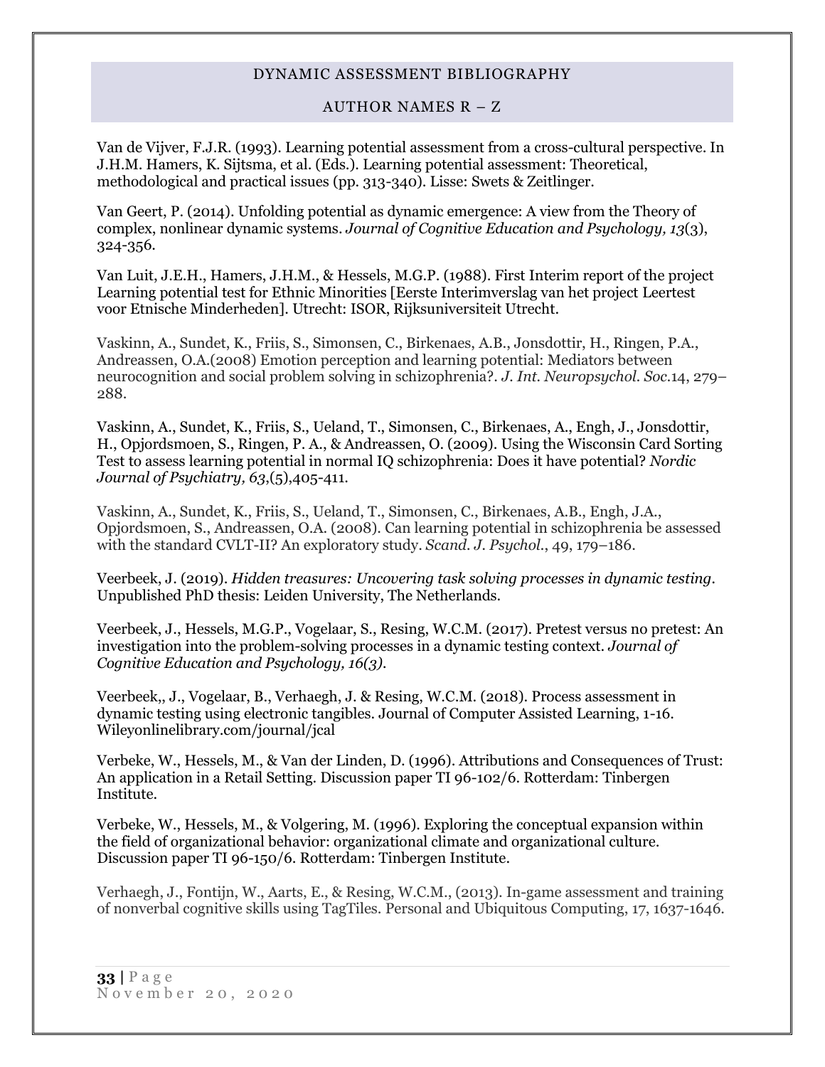Van de Vijver, F.J.R. (1993). Learning potential assessment from a cross-cultural perspective. In J.H.M. Hamers, K. Sijtsma, et al. (Eds.). Learning potential assessment: Theoretical, methodological and practical issues (pp. 313-340). Lisse: Swets & Zeitlinger.

Van Geert, P. (2014). Unfolding potential as dynamic emergence: A view from the Theory of complex, nonlinear dynamic systems. *Journal of Cognitive Education and Psychology, 13*(3), 324-356.

Van Luit, J.E.H., Hamers, J.H.M., & Hessels, M.G.P. (1988). First Interim report of the project Learning potential test for Ethnic Minorities [Eerste Interimverslag van het project Leertest voor Etnische Minderheden]. Utrecht: ISOR, Rijksuniversiteit Utrecht.

Vaskinn, A., Sundet, K., Friis, S., Simonsen, C., Birkenaes, A.B., Jonsdottir, H., Ringen, P.A., Andreassen, O.A.(2008) Emotion perception and learning potential: Mediators between neurocognition and social problem solving in schizophrenia?. *J. Int. Neuropsychol. Soc.*14, 279–288.

Vaskinn, A., Sundet, K., Friis, S., Ueland, T., Simonsen, C., Birkenaes, A., Engh, J., Jonsdottir, H., Opjordsmoen, S., Ringen, P. A., & Andreassen, O. (2009). Using the Wisconsin Card Sorting Test to assess learning potential in normal IQ schizophrenia: Does it have potential? *Nordic Journal of Psychiatry, 63*,(5),405-411.

Vaskinn, A., Sundet, K., Friis, S., Ueland, T., Simonsen, C., Birkenaes, A.B., Engh, J.A., Opjordsmoen, S., Andreassen, O.A. (2008). Can learning potential in schizophrenia be assessed with the standard CVLT-II? An exploratory study. *Scand. J. Psychol.*, 49, 179–186.

Veerbeek, J. (2019). *Hidden treasures: Uncovering task solving processes in dynamic testing*. Unpublished PhD thesis: Leiden University, The Netherlands.

Veerbeek, J., Hessels, M.G.P., Vogelaar, S., Resing, W.C.M. (2017). Pretest versus no pretest: An investigation into the problem-solving processes in a dynamic testing context. *Journal of Cognitive Education and Psychology, 16(3).*

Veerbeek,, J., Vogelaar, B., Verhaegh, J. & Resing, W.C.M. (2018). Process assessment in dynamic testing using electronic tangibles. Journal of Computer Assisted Learning, 1-16. Wileyonlinelibrary.com/journal/jcal

Verbeke, W., Hessels, M., & Van der Linden, D. (1996). Attributions and Consequences of Trust: An application in a Retail Setting. Discussion paper TI 96-102/6. Rotterdam: Tinbergen Institute.

Verbeke, W., Hessels, M., & Volgering, M. (1996). Exploring the conceptual expansion within the field of organizational behavior: organizational climate and organizational culture. Discussion paper TI 96-150/6. Rotterdam: Tinbergen Institute.

Verhaegh, J., Fontijn, W., Aarts, E., & Resing, W.C.M., (2013). In-game assessment and training of nonverbal cognitive skills using TagTiles. Personal and Ubiquitous Computing, 17, 1637-1646.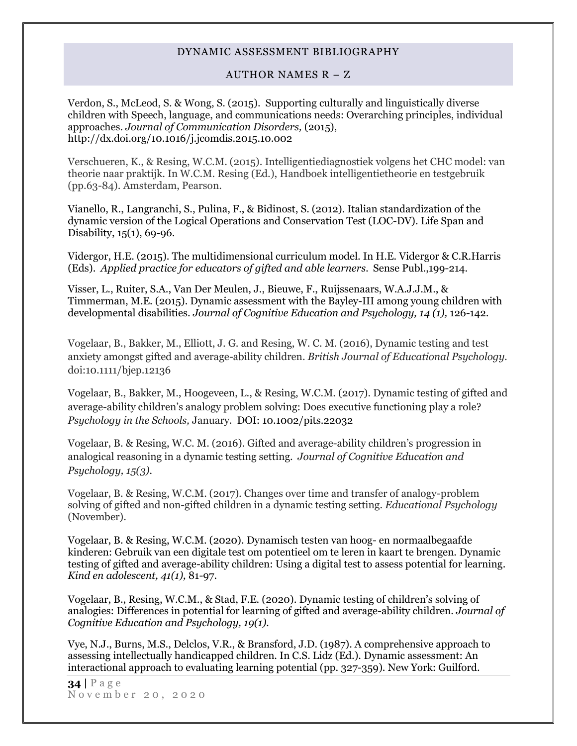Verdon, S., McLeod, S. & Wong, S. (2015). Supporting culturally and linguistically diverse children with Speech, language, and communications needs: Overarching principles, individual approaches. *Journal of Communication Disorders,* (2015), http://dx.doi.org/10.1016/j.jcomdis.2015.10.002

Verschueren, K., & Resing, W.C.M. (2015). Intelligentiediagnostiek volgens het CHC model: van theorie naar praktijk. In W.C.M. Resing (Ed.), Handboek intelligentietheorie en testgebruik (pp.63-84). Amsterdam, Pearson.

Vianello, R., Langranchi, S., Pulina, F., & Bidinost, S. (2012). Italian standardization of the dynamic version of the Logical Operations and Conservation Test (LOC-DV). Life Span and Disability, 15(1), 69-96.

Vidergor, H.E. (2015). The multidimensional curriculum model. In H.E. Vidergor & C.R.Harris (Eds). *Applied practice for educators of gifted and able learners.* Sense Publ.,199-214.

Visser, L., Ruiter, S.A., Van Der Meulen, J., Bieuwe, F., Ruijssenaars, W.A.J.J.M., & Timmerman, M.E. (2015). Dynamic assessment with the Bayley-III among young children with developmental disabilities. *Journal of Cognitive Education and Psychology, 14 (1),* 126-142.

Vogelaar, B., Bakker, M., Elliott, J. G. and Resing, W. C. M. (2016), Dynamic testing and test anxiety amongst gifted and average-ability children. *British Journal of Educational Psychology.* doi:10.1111/bjep.12136

Vogelaar, B., Bakker, M., Hoogeveen, L., & Resing, W.C.M. (2017). Dynamic testing of gifted and average-ability children's analogy problem solving: Does executive functioning play a role? *Psychology in the Schools,* January. DOI: 10.1002/pits.22032

Vogelaar, B. & Resing, W.C. M. (2016). Gifted and average-ability children's progression in analogical reasoning in a dynamic testing setting. *Journal of Cognitive Education and Psychology, 15(3).*

Vogelaar, B. & Resing, W.C.M. (2017). Changes over time and transfer of analogy-problem solving of gifted and non-gifted children in a dynamic testing setting. *Educational Psychology* (November).

Vogelaar, B. & Resing, W.C.M. (2020). Dynamisch testen van hoog- en normaalbegaafde kinderen: Gebruik van een digitale test om potentieel om te leren in kaart te brengen. Dynamic testing of gifted and average-ability children: Using a digital test to assess potential for learning. *Kind en adolescent, 41(1),* 81-97.

Vogelaar, B., Resing, W.C.M., & Stad, F.E. (2020). Dynamic testing of children's solving of analogies: Differences in potential for learning of gifted and average-ability children. *Journal of Cognitive Education and Psychology, 19(1).*

Vye, N.J., Burns, M.S., Delclos, V.R., & Bransford, J.D. (1987). A comprehensive approach to assessing intellectually handicapped children. In C.S. Lidz (Ed.). Dynamic assessment: An interactional approach to evaluating learning potential (pp. 327-359). New York: Guilford.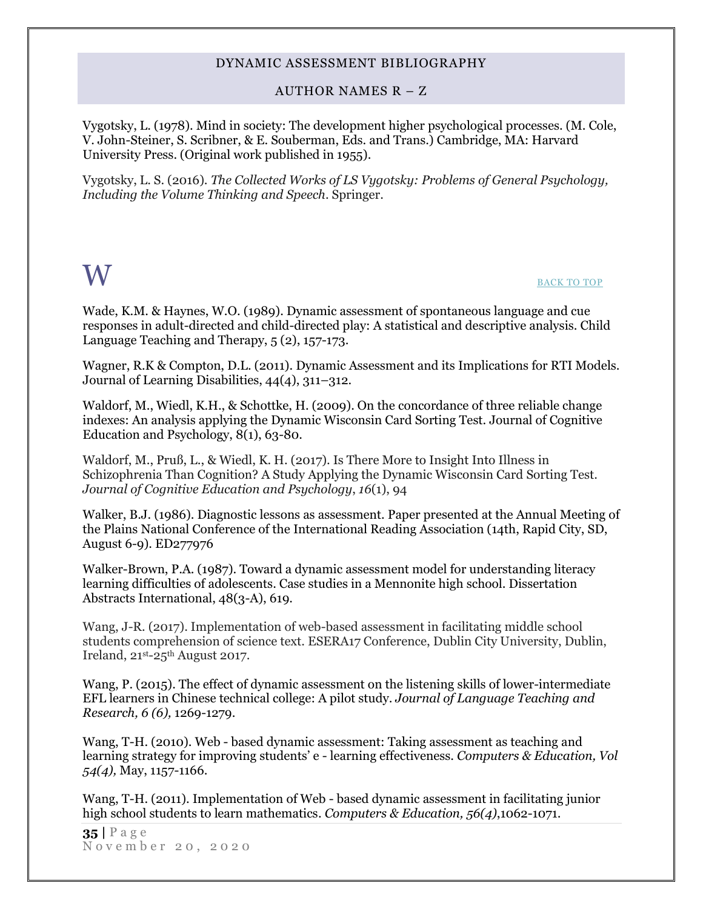Vygotsky, L. (1978). Mind in society: The development higher psychological processes. (M. Cole, V. John-Steiner, S. Scribner, & E. Souberman, Eds. and Trans.) Cambridge, MA: Harvard University Press. (Original work published in 1955).

Vygotsky, L. S. (2016). *The Collected Works of LS Vygotsky: Problems of General Psychology, Including the Volume Thinking and Speech*. Springer.

# W

BACK TO TOP

Wade, K.M. & Haynes, W.O. (1989). Dynamic assessment of spontaneous language and cue responses in adult-directed and child-directed play: A statistical and descriptive analysis. Child Language Teaching and Therapy, 5 (2), 157-173.

Wagner, R.K & Compton, D.L. (2011). Dynamic Assessment and its Implications for RTI Models. Journal of Learning Disabilities, 44(4), 311–312.

Waldorf, M., Wiedl, K.H., & Schottke, H. (2009). On the concordance of three reliable change indexes: An analysis applying the Dynamic Wisconsin Card Sorting Test. Journal of Cognitive Education and Psychology, 8(1), 63-80.

Waldorf, M., Pruß, L., & Wiedl, K. H. (2017). Is There More to Insight Into Illness in Schizophrenia Than Cognition? A Study Applying the Dynamic Wisconsin Card Sorting Test. *Journal of Cognitive Education and Psychology*, *16*(1), 94

Walker, B.J. (1986). Diagnostic lessons as assessment. Paper presented at the Annual Meeting of the Plains National Conference of the International Reading Association (14th, Rapid City, SD, August 6-9). ED277976

Walker-Brown, P.A. (1987). Toward a dynamic assessment model for understanding literacy learning difficulties of adolescents. Case studies in a Mennonite high school. Dissertation Abstracts International, 48(3-A), 619.

Wang, J-R. (2017). Implementation of web-based assessment in facilitating middle school students comprehension of science text. ESERA17 Conference, Dublin City University, Dublin, Ireland, 21st-25th August 2017.

Wang, P. (2015). The effect of dynamic assessment on the listening skills of lower-intermediate EFL learners in Chinese technical college: A pilot study. *Journal of Language Teaching and Research, 6 (6),* 1269-1279.

Wang, T-H. (2010). Web - based dynamic assessment: Taking assessment as teaching and learning strategy for improving students' e - learning effectiveness. *Computers & Education, Vol 54(4),* May, 1157-1166.

Wang, T-H. (2011). Implementation of Web - based dynamic assessment in facilitating junior high school students to learn mathematics. *Computers & Education, 56(4)*,1062-1071.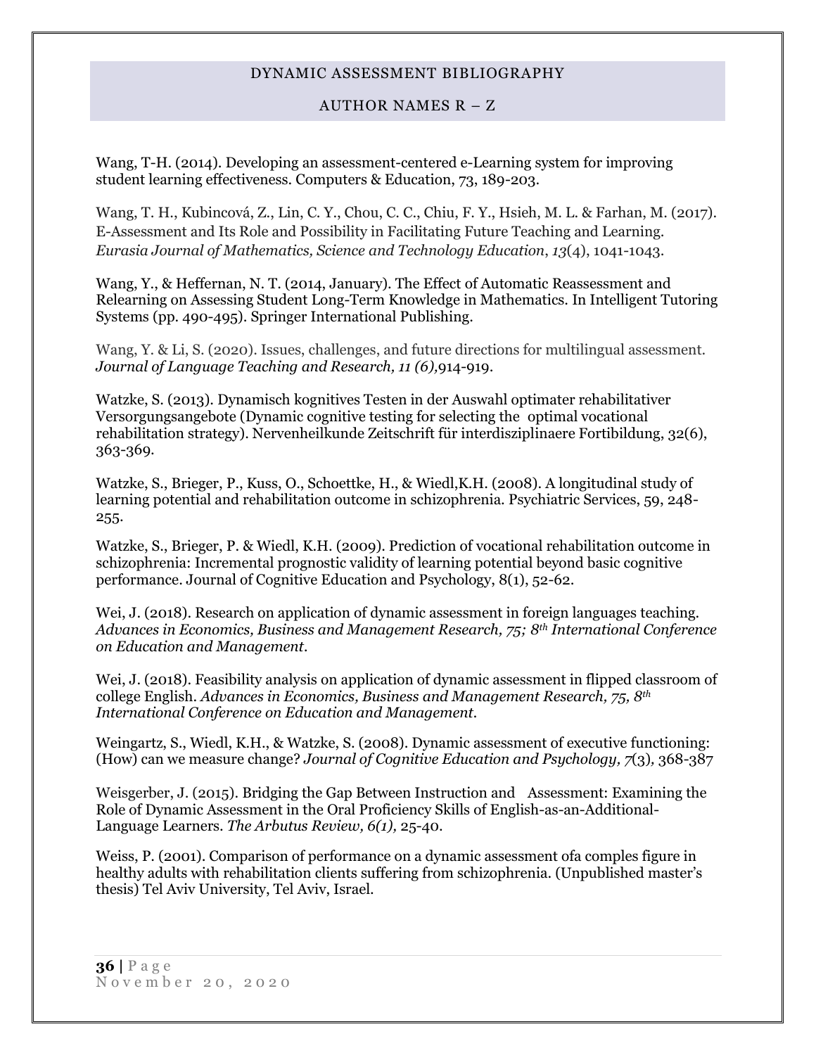Wang, T-H. (2014). Developing an assessment-centered e-Learning system for improving student learning effectiveness. Computers & Education, 73, 189-203.

Wang, T. H., Kubincová, Z., Lin, C. Y., Chou, C. C., Chiu, F. Y., Hsieh, M. L. & Farhan, M. (2017). E-Assessment and Its Role and Possibility in Facilitating Future Teaching and Learning. *Eurasia Journal of Mathematics, Science and Technology Education*, *13*(4), 1041-1043.

Wang, Y., & Heffernan, N. T. (2014, January). The Effect of Automatic Reassessment and Relearning on Assessing Student Long-Term Knowledge in Mathematics. In Intelligent Tutoring Systems (pp. 490-495). Springer International Publishing.

Wang, Y. & Li, S. (2020). Issues, challenges, and future directions for multilingual assessment. *Journal of Language Teaching and Research, 11 (6),*914-919.

Watzke, S. (2013). Dynamisch kognitives Testen in der Auswahl optimater rehabilitativer Versorgungsangebote (Dynamic cognitive testing for selecting the optimal vocational rehabilitation strategy). Nervenheilkunde Zeitschrift für interdisziplinaere Fortibildung, 32(6), 363-369.

Watzke, S., Brieger, P., Kuss, O., Schoettke, H., & Wiedl,K.H. (2008). A longitudinal study of learning potential and rehabilitation outcome in schizophrenia. Psychiatric Services, 59, 248-255.

Watzke, S., Brieger, P. & Wiedl, K.H. (2009). Prediction of vocational rehabilitation outcome in schizophrenia: Incremental prognostic validity of learning potential beyond basic cognitive performance. Journal of Cognitive Education and Psychology, 8(1), 52-62.

Wei, J. (2018). Research on application of dynamic assessment in foreign languages teaching. *Advances in Economics, Business and Management Research, 75; 8th International Conference on Education and Management.*

Wei, J. (2018). Feasibility analysis on application of dynamic assessment in flipped classroom of college English. *Advances in Economics, Business and Management Research, 75, 8th International Conference on Education and Management.*

Weingartz, S., Wiedl, K.H., & Watzke, S. (2008). Dynamic assessment of executive functioning: (How) can we measure change? *Journal of Cognitive Education and Psychology, 7*(3)*,* 368-387

Weisgerber, J. (2015). Bridging the Gap Between Instruction and Assessment: Examining the Role of Dynamic Assessment in the Oral Proficiency Skills of English-as-an-Additional-Language Learners. *The Arbutus Review, 6(1),* 25-40.

Weiss, P. (2001). Comparison of performance on a dynamic assessment ofa comples figure in healthy adults with rehabilitation clients suffering from schizophrenia. (Unpublished master's thesis) Tel Aviv University, Tel Aviv, Israel.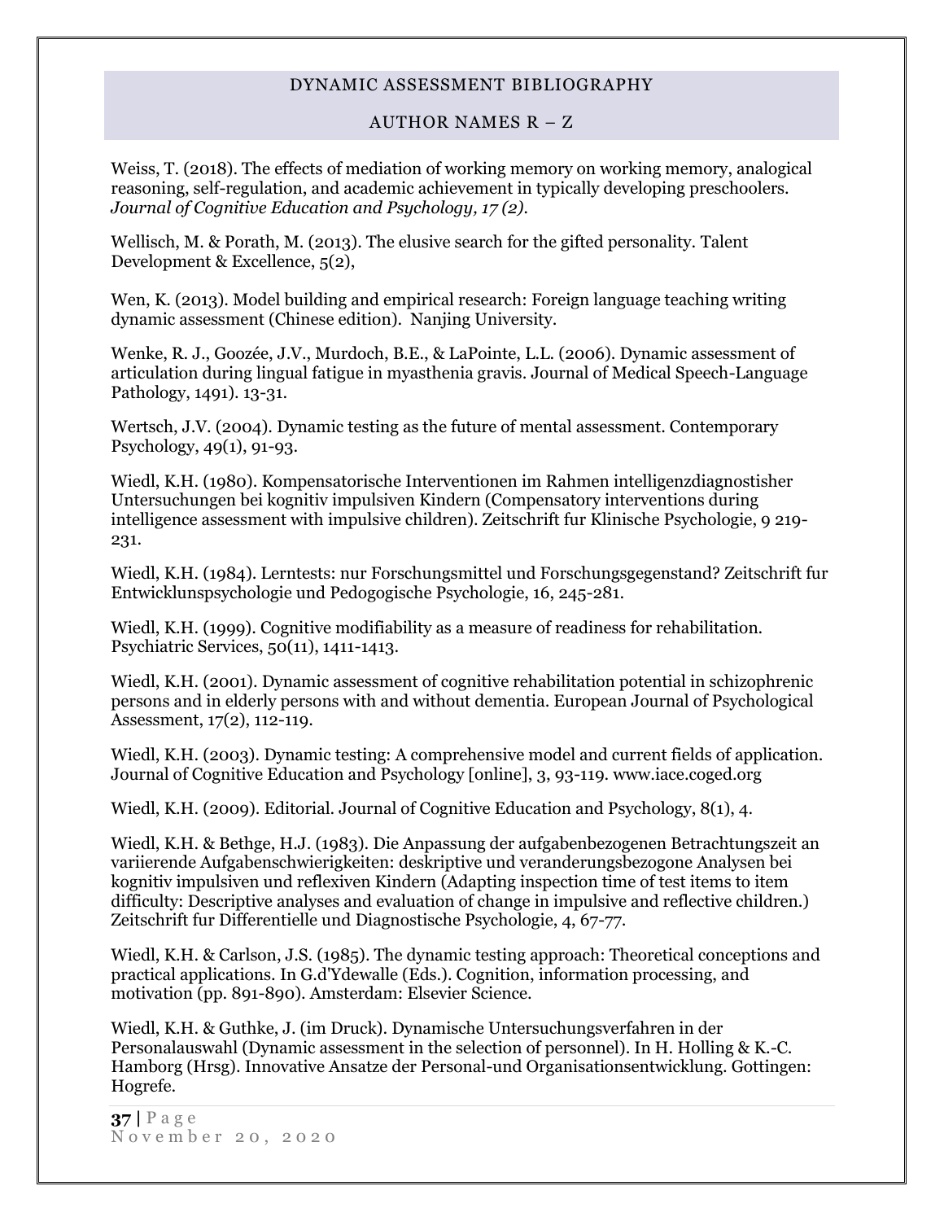Weiss, T. (2018). The effects of mediation of working memory on working memory, analogical reasoning, self-regulation, and academic achievement in typically developing preschoolers. *Journal of Cognitive Education and Psychology, 17 (2).*

Wellisch, M. & Porath, M. (2013). The elusive search for the gifted personality. Talent Development & Excellence, 5(2),

Wen, K. (2013). Model building and empirical research: Foreign language teaching writing dynamic assessment (Chinese edition). Nanjing University.

Wenke, R. J., Goozée, J.V., Murdoch, B.E., & LaPointe, L.L. (2006). Dynamic assessment of articulation during lingual fatigue in myasthenia gravis. Journal of Medical Speech-Language Pathology, 1491). 13-31.

Wertsch, J.V. (2004). Dynamic testing as the future of mental assessment. Contemporary Psychology, 49(1), 91-93.

Wiedl, K.H. (1980). Kompensatorische Interventionen im Rahmen intelligenzdiagnostisher Untersuchungen bei kognitiv impulsiven Kindern (Compensatory interventions during intelligence assessment with impulsive children). Zeitschrift fur Klinische Psychologie, 9 219-231.

Wiedl, K.H. (1984). Lerntests: nur Forschungsmittel und Forschungsgegenstand? Zeitschrift fur Entwicklunspsychologie und Pedogogische Psychologie, 16, 245-281.

Wiedl, K.H. (1999). Cognitive modifiability as a measure of readiness for rehabilitation. Psychiatric Services, 50(11), 1411-1413.

Wiedl, K.H. (2001). Dynamic assessment of cognitive rehabilitation potential in schizophrenic persons and in elderly persons with and without dementia. European Journal of Psychological Assessment, 17(2), 112-119.

Wiedl, K.H. (2003). Dynamic testing: A comprehensive model and current fields of application. Journal of Cognitive Education and Psychology [online], 3, 93-119. www.iace.coged.org

Wiedl, K.H. (2009). Editorial. Journal of Cognitive Education and Psychology, 8(1), 4.

Wiedl, K.H. & Bethge, H.J. (1983). Die Anpassung der aufgabenbezogenen Betrachtungszeit an variierende Aufgabenschwierigkeiten: deskriptive und veranderungsbezogone Analysen bei kognitiv impulsiven und reflexiven Kindern (Adapting inspection time of test items to item difficulty: Descriptive analyses and evaluation of change in impulsive and reflective children.) Zeitschrift fur Differentielle und Diagnostische Psychologie, 4, 67-77.

Wiedl, K.H. & Carlson, J.S. (1985). The dynamic testing approach: Theoretical conceptions and practical applications. In G.d'Ydewalle (Eds.). Cognition, information processing, and motivation (pp. 891-890). Amsterdam: Elsevier Science.

Wiedl, K.H. & Guthke, J. (im Druck). Dynamische Untersuchungsverfahren in der Personalauswahl (Dynamic assessment in the selection of personnel). In H. Holling & K.-C. Hamborg (Hrsg). Innovative Ansatze der Personal-und Organisationsentwicklung. Gottingen: Hogrefe.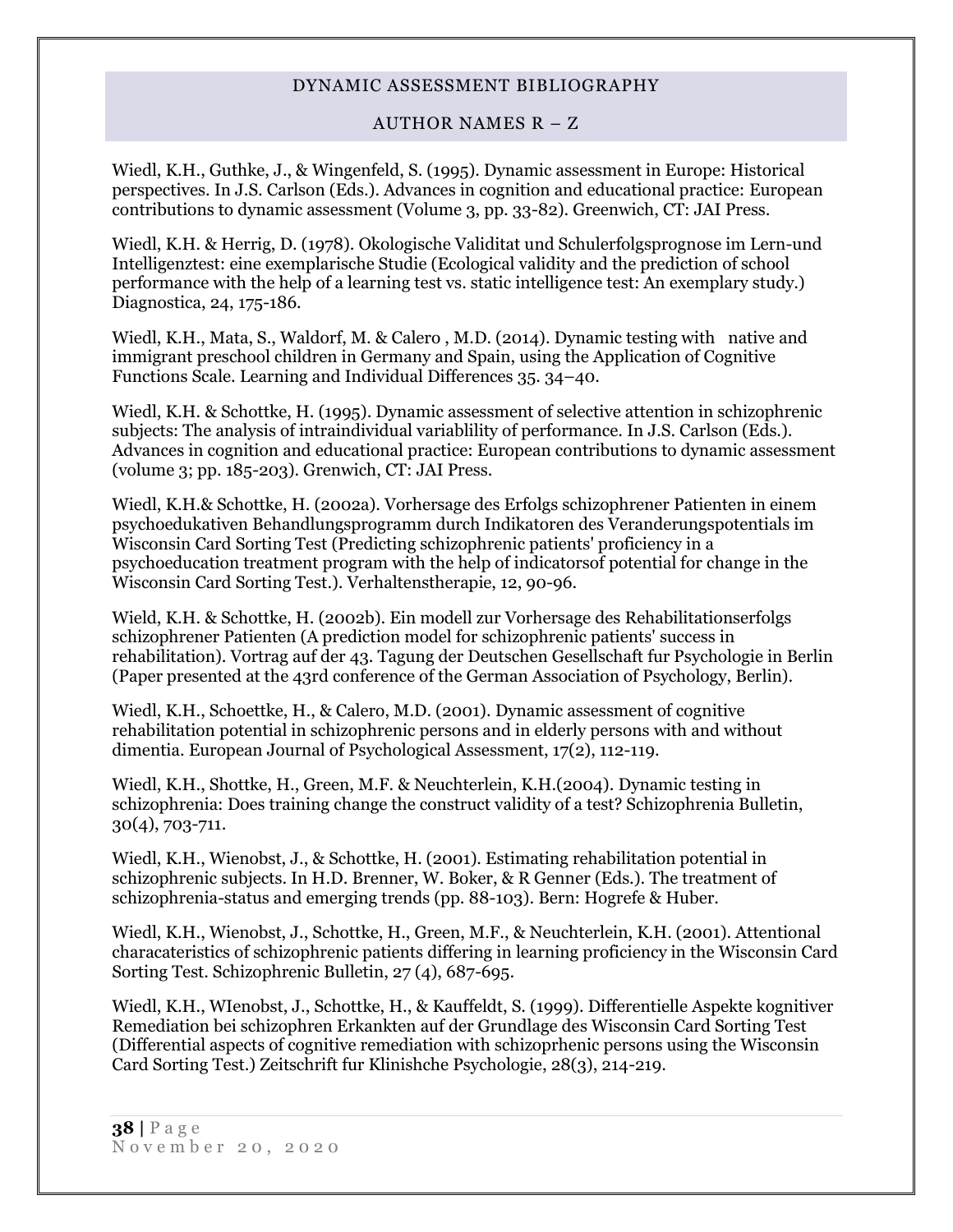Wiedl, K.H., Guthke, J., & Wingenfeld, S. (1995). Dynamic assessment in Europe: Historical perspectives. In J.S. Carlson (Eds.). Advances in cognition and educational practice: European contributions to dynamic assessment (Volume 3, pp. 33-82). Greenwich, CT: JAI Press.

Wiedl, K.H. & Herrig, D. (1978). Okologische Validitat und Schulerfolgsprognose im Lern-und Intelligenztest: eine exemplarische Studie (Ecological validity and the prediction of school performance with the help of a learning test vs. static intelligence test: An exemplary study.) Diagnostica, 24, 175-186.

Wiedl, K.H., Mata, S., Waldorf, M. & Calero , M.D. (2014). Dynamic testing with native and immigrant preschool children in Germany and Spain, using the Application of Cognitive Functions Scale. Learning and Individual Differences 35. 34–40.

Wiedl, K.H. & Schottke, H. (1995). Dynamic assessment of selective attention in schizophrenic subjects: The analysis of intraindividual variablility of performance. In J.S. Carlson (Eds.). Advances in cognition and educational practice: European contributions to dynamic assessment (volume 3; pp. 185-203). Grenwich, CT: JAI Press.

Wiedl, K.H.& Schottke, H. (2002a). Vorhersage des Erfolgs schizophrener Patienten in einem psychoedukativen Behandlungsprogramm durch Indikatoren des Veranderungspotentials im Wisconsin Card Sorting Test (Predicting schizophrenic patients' proficiency in a psychoeducation treatment program with the help of indicatorsof potential for change in the Wisconsin Card Sorting Test.). Verhaltenstherapie, 12, 90-96.

Wield, K.H. & Schottke, H. (2002b). Ein modell zur Vorhersage des Rehabilitationserfolgs schizophrener Patienten (A prediction model for schizophrenic patients' success in rehabilitation). Vortrag auf der 43. Tagung der Deutschen Gesellschaft fur Psychologie in Berlin (Paper presented at the 43rd conference of the German Association of Psychology, Berlin).

Wiedl, K.H., Schoettke, H., & Calero, M.D. (2001). Dynamic assessment of cognitive rehabilitation potential in schizophrenic persons and in elderly persons with and without dimentia. European Journal of Psychological Assessment, 17(2), 112-119.

Wiedl, K.H., Shottke, H., Green, M.F. & Neuchterlein, K.H.(2004). Dynamic testing in schizophrenia: Does training change the construct validity of a test? Schizophrenia Bulletin, 30(4), 703-711.

Wiedl, K.H., Wienobst, J., & Schottke, H. (2001). Estimating rehabilitation potential in schizophrenic subjects. In H.D. Brenner, W. Boker, & R Genner (Eds.). The treatment of schizophrenia-status and emerging trends (pp. 88-103). Bern: Hogrefe & Huber.

Wiedl, K.H., Wienobst, J., Schottke, H., Green, M.F., & Neuchterlein, K.H. (2001). Attentional characateristics of schizophrenic patients differing in learning proficiency in the Wisconsin Card Sorting Test. Schizophrenic Bulletin, 27 (4), 687-695.

Wiedl, K.H., WIenobst, J., Schottke, H., & Kauffeldt, S. (1999). Differentielle Aspekte kognitiver Remediation bei schizophren Erkankten auf der Grundlage des Wisconsin Card Sorting Test (Differential aspects of cognitive remediation with schizoprhenic persons using the Wisconsin Card Sorting Test.) Zeitschrift fur Klinishche Psychologie, 28(3), 214-219.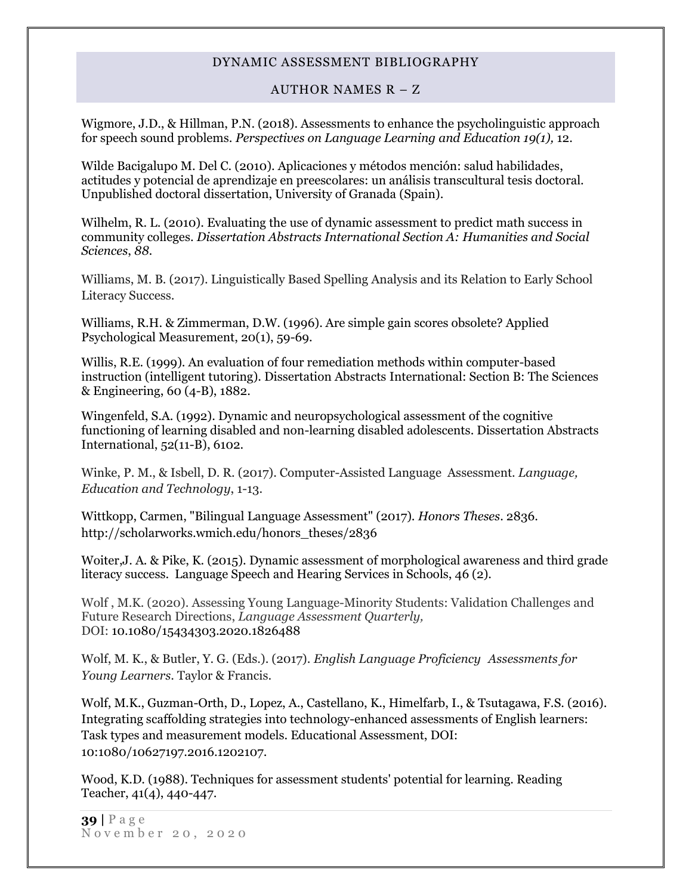Wigmore, J.D., & Hillman, P.N. (2018). Assessments to enhance the psycholinguistic approach for speech sound problems. *Perspectives on Language Learning and Education 19(1),* 12.

Wilde Bacigalupo M. Del C. (2010). Aplicaciones y métodos mención: salud habilidades, actitudes y potencial de aprendizaje en preescolares: un análisis transcultural tesis doctoral. Unpublished doctoral dissertation, University of Granada (Spain).

Wilhelm, R. L. (2010). Evaluating the use of dynamic assessment to predict math success in community colleges. *Dissertation Abstracts International Section A: Humanities and Social Sciences*, *88*.

Williams, M. B. (2017). Linguistically Based Spelling Analysis and its Relation to Early School Literacy Success.

Williams, R.H. & Zimmerman, D.W. (1996). Are simple gain scores obsolete? Applied Psychological Measurement, 20(1), 59-69.

Willis, R.E. (1999). An evaluation of four remediation methods within computer-based instruction (intelligent tutoring). Dissertation Abstracts International: Section B: The Sciences & Engineering, 60 (4-B), 1882.

Wingenfeld, S.A. (1992). Dynamic and neuropsychological assessment of the cognitive functioning of learning disabled and non-learning disabled adolescents. Dissertation Abstracts International, 52(11-B), 6102.

Winke, P. M., & Isbell, D. R. (2017). Computer-Assisted Language Assessment. *Language, Education and Technology*, 1-13.

Wittkopp, Carmen, "Bilingual Language Assessment" (2017). *Honors Theses*. 2836. http://scholarworks.wmich.edu/honors_theses/2836

Woiter,J. A. & Pike, K. (2015). Dynamic assessment of morphological awareness and third grade literacy success. Language Speech and Hearing Services in Schools, 46 (2).

Wolf , M.K. (2020). Assessing Young Language-Minority Students: Validation Challenges and Future Research Directions, *Language Assessment Quarterly,* DOI: 10.1080/15434303.2020.1826488

Wolf, M. K., & Butler, Y. G. (Eds.). (2017). *English Language Proficiency Assessments for Young Learners*. Taylor & Francis.

Wolf, M.K., Guzman-Orth, D., Lopez, A., Castellano, K., Himelfarb, I., & Tsutagawa, F.S. (2016). Integrating scaffolding strategies into technology-enhanced assessments of English learners: Task types and measurement models. Educational Assessment, DOI: 10:1080/10627197.2016.1202107.

Wood, K.D. (1988). Techniques for assessment students' potential for learning. Reading Teacher, 41(4), 440-447.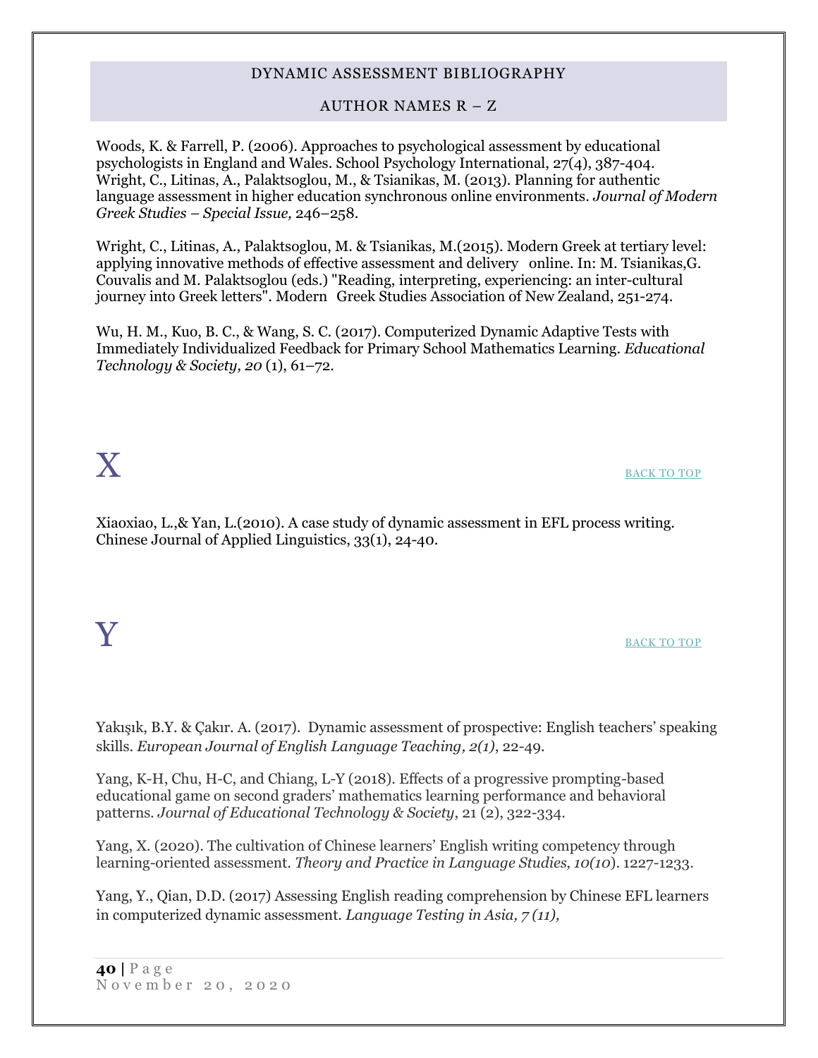Woods, K. & Farrell, P. (2006). Approaches to psychological assessment by educational psychologists in England and Wales. School Psychology International, 27(4), 387-404.
Wright, C., Litinas, A., Palaktsoglou, M., & Tsianikas, M. (2013). Planning for authentic language assessment in higher education synchronous online environments. *Journal of Modern Greek Studies – Special Issue,* 246–258.

Wright, C., Litinas, A., Palaktsoglou, M. & Tsianikas, M.(2015). Modern Greek at tertiary level: applying innovative methods of effective assessment and delivery online. In: M. Tsianikas,G. Couvalis and M. Palaktsoglou (eds.) "Reading, interpreting, experiencing: an inter-cultural journey into Greek letters". Modern Greek Studies Association of New Zealand, 251-274.

Wu, H. M., Kuo, B. C., & Wang, S. C. (2017). Computerized Dynamic Adaptive Tests with Immediately Individualized Feedback for Primary School Mathematics Learning. *Educational Technology & Society, 20* (1), 61–72.

# X

BACK TO TOP

Xiaoxiao, L.,& Yan, L.(2010). A case study of dynamic assessment in EFL process writing. Chinese Journal of Applied Linguistics, 33(1), 24-40.

# Y

BACK TO TOP

Yakışık, B.Y. & Çakır. A. (2017). Dynamic assessment of prospective: English teachers' speaking skills. *European Journal of English Language Teaching, 2(1)*, 22-49.

Yang, K-H, Chu, H-C, and Chiang, L-Y (2018). Effects of a progressive prompting-based educational game on second graders' mathematics learning performance and behavioral patterns. *Journal of Educational Technology & Society*, 21 (2), 322-334.

Yang, X. (2020). The cultivation of Chinese learners' English writing competency through learning-oriented assessment. *Theory and Practice in Language Studies, 10(10*). 1227-1233.

Yang, Y., Qian, D.D. (2017) Assessing English reading comprehension by Chinese EFL learners in computerized dynamic assessment. *Language Testing in Asia, 7 (11),*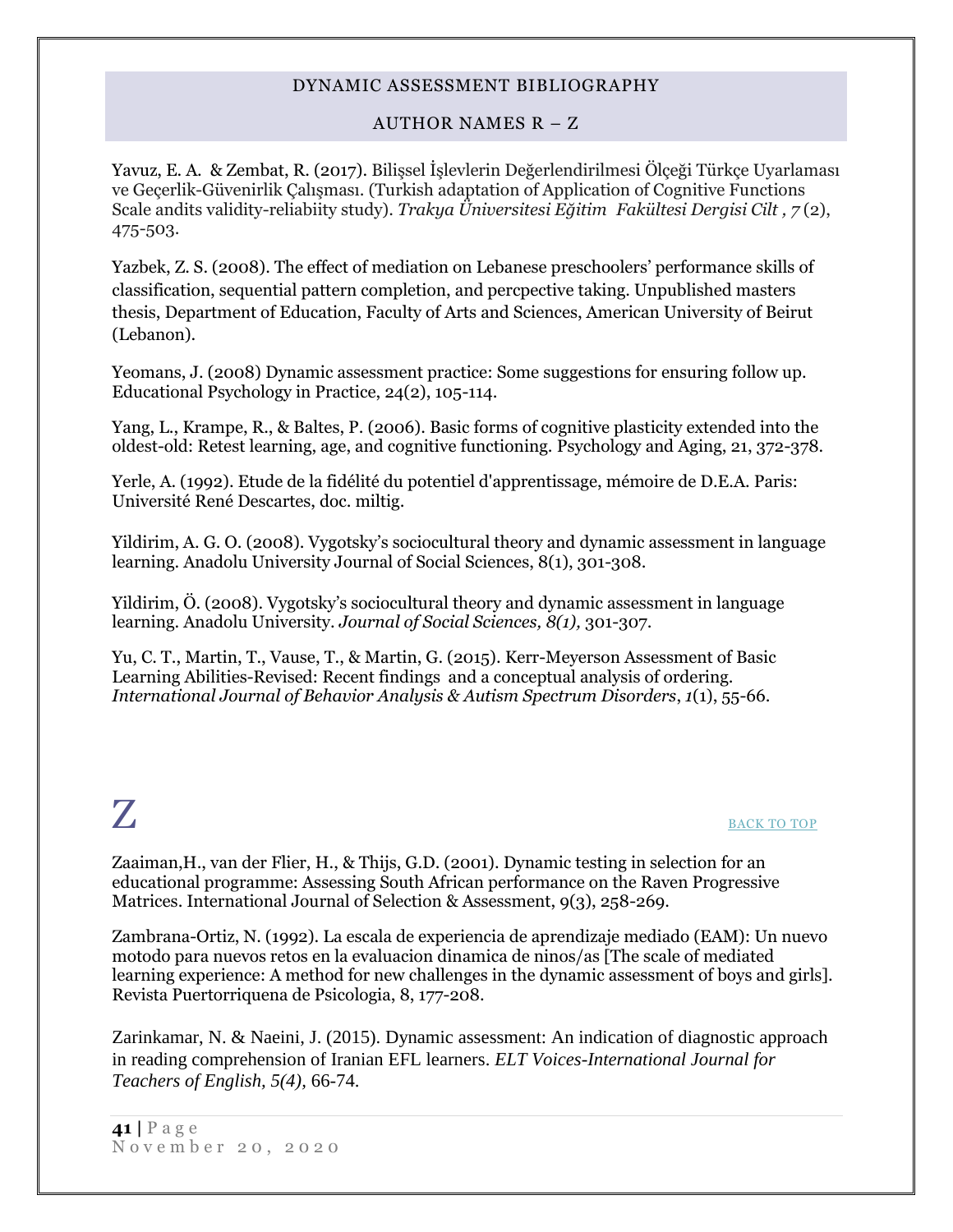Yavuz, E. A. & Zembat, R. (2017). Bilişsel İşlevlerin Değerlendirilmesi Ölçeği Türkçe Uyarlaması ve Geçerlik-Güvenirlik Çalışması. (Turkish adaptation of Application of Cognitive Functions Scale andits validity-reliabiity study). *Trakya Üniversitesi Eğitim Fakültesi Dergisi Cilt , 7* (2), 475-503.

Yazbek, Z. S. (2008). The effect of mediation on Lebanese preschoolers' performance skills of classification, sequential pattern completion, and percpective taking. Unpublished masters thesis, Department of Education, Faculty of Arts and Sciences, American University of Beirut (Lebanon).

Yeomans, J. (2008) Dynamic assessment practice: Some suggestions for ensuring follow up. Educational Psychology in Practice, 24(2), 105-114.

Yang, L., Krampe, R., & Baltes, P. (2006). Basic forms of cognitive plasticity extended into the oldest-old: Retest learning, age, and cognitive functioning. Psychology and Aging, 21, 372-378.

Yerle, A. (1992). Etude de la fidélité du potentiel d'apprentissage, mémoire de D.E.A. Paris: Université René Descartes, doc. miltig.

Yildirim, A. G. O. (2008). Vygotsky's sociocultural theory and dynamic assessment in language learning. Anadolu University Journal of Social Sciences, 8(1), 301-308.

Yildirim, Ö. (2008). Vygotsky's sociocultural theory and dynamic assessment in language learning. Anadolu University. *Journal of Social Sciences, 8(1),* 301-307.

Yu, C. T., Martin, T., Vause, T., & Martin, G. (2015). Kerr-Meyerson Assessment of Basic Learning Abilities-Revised: Recent findings and a conceptual analysis of ordering. *International Journal of Behavior Analysis & Autism Spectrum Disorders*, *1*(1), 55-66.

# Z

BACK TO TOP

Zaaiman,H., van der Flier, H., & Thijs, G.D. (2001). Dynamic testing in selection for an educational programme: Assessing South African performance on the Raven Progressive Matrices. International Journal of Selection & Assessment, 9(3), 258-269.

Zambrana-Ortiz, N. (1992). La escala de experiencia de aprendizaje mediado (EAM): Un nuevo motodo para nuevos retos en la evaluacion dinamica de ninos/as [The scale of mediated learning experience: A method for new challenges in the dynamic assessment of boys and girls]. Revista Puertorriquena de Psicologia, 8, 177-208.

Zarinkamar, N. & Naeini, J. (2015). Dynamic assessment: An indication of diagnostic approach in reading comprehension of Iranian EFL learners. *ELT Voices-International Journal for Teachers of English, 5(4),* 66-74.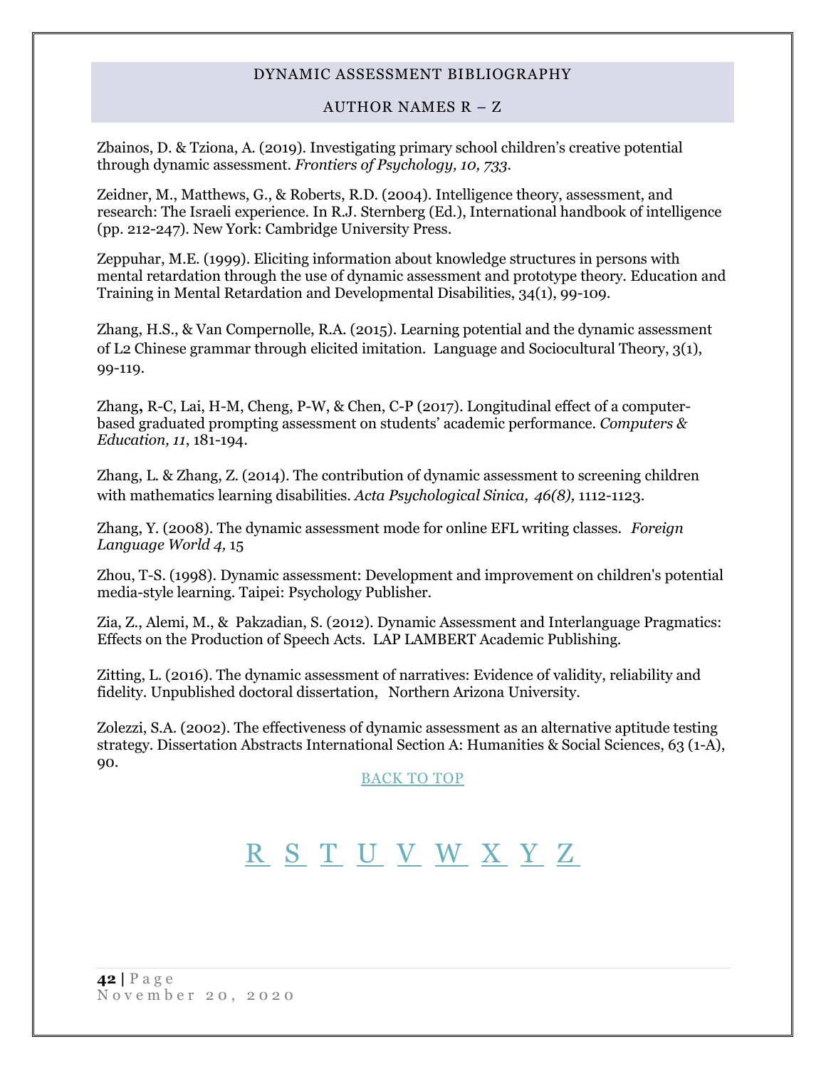Zbainos, D. & Tziona, A. (2019). Investigating primary school children's creative potential through dynamic assessment. *Frontiers of Psychology, 10, 733*.

Zeidner, M., Matthews, G., & Roberts, R.D. (2004). Intelligence theory, assessment, and research: The Israeli experience. In R.J. Sternberg (Ed.), International handbook of intelligence (pp. 212-247). New York: Cambridge University Press.

Zeppuhar, M.E. (1999). Eliciting information about knowledge structures in persons with mental retardation through the use of dynamic assessment and prototype theory. Education and Training in Mental Retardation and Developmental Disabilities, 34(1), 99-109.

Zhang, H.S., & Van Compernolle, R.A. (2015). Learning potential and the dynamic assessment of L2 Chinese grammar through elicited imitation. Language and Sociocultural Theory, 3(1), 99-119.

Zhang, R-C, Lai, H-M, Cheng, P-W, & Chen, C-P (2017). Longitudinal effect of a computer-based graduated prompting assessment on students' academic performance. *Computers & Education, 11*, 181-194.

Zhang, L. & Zhang, Z. (2014). The contribution of dynamic assessment to screening children with mathematics learning disabilities. *Acta Psychological Sinica, 46(8),* 1112-1123.

Zhang, Y. (2008). The dynamic assessment mode for online EFL writing classes. *Foreign Language World 4,* 15

Zhou, T-S. (1998). Dynamic assessment: Development and improvement on children's potential media-style learning. Taipei: Psychology Publisher.

Zia, Z., Alemi, M., & Pakzadian, S. (2012). Dynamic Assessment and Interlanguage Pragmatics: Effects on the Production of Speech Acts. LAP LAMBERT Academic Publishing.

Zitting, L. (2016). The dynamic assessment of narratives: Evidence of validity, reliability and fidelity. Unpublished doctoral dissertation, Northern Arizona University.

Zolezzi, S.A. (2002). The effectiveness of dynamic assessment as an alternative aptitude testing strategy. Dissertation Abstracts International Section A: Humanities & Social Sciences, 63 (1-A), 90.

BACK TO TOP

R S T U V W X Y Z